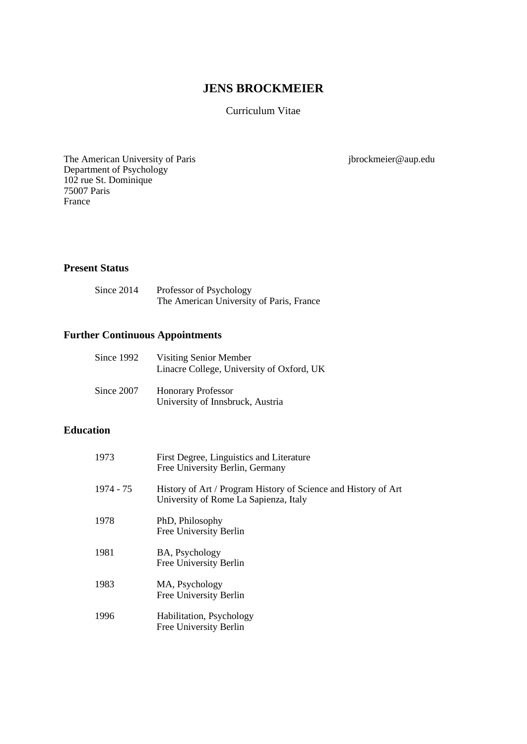# JENS BROCKMEIER

Curriculum Vitae

The American University of Paris
Department of Psychology
102 rue St. Dominique
75007 Paris
France

jbrockmeier@aup.edu

## Present Status

Since 2014 Professor of Psychology
The American University of Paris, France

## Further Continuous Appointments

Since 1992 Visiting Senior Member
Linacre College, University of Oxford, UK

Since 2007 Honorary Professor
University of Innsbruck, Austria

## Education

1973 First Degree, Linguistics and Literature
Free University Berlin, Germany

1974 - 75 History of Art / Program History of Science and History of Art
University of Rome La Sapienza, Italy

1978 PhD, Philosophy
Free University Berlin

1981 BA, Psychology
Free University Berlin

1983 MA, Psychology
Free University Berlin

1996 Habilitation, Psychology
Free University Berlin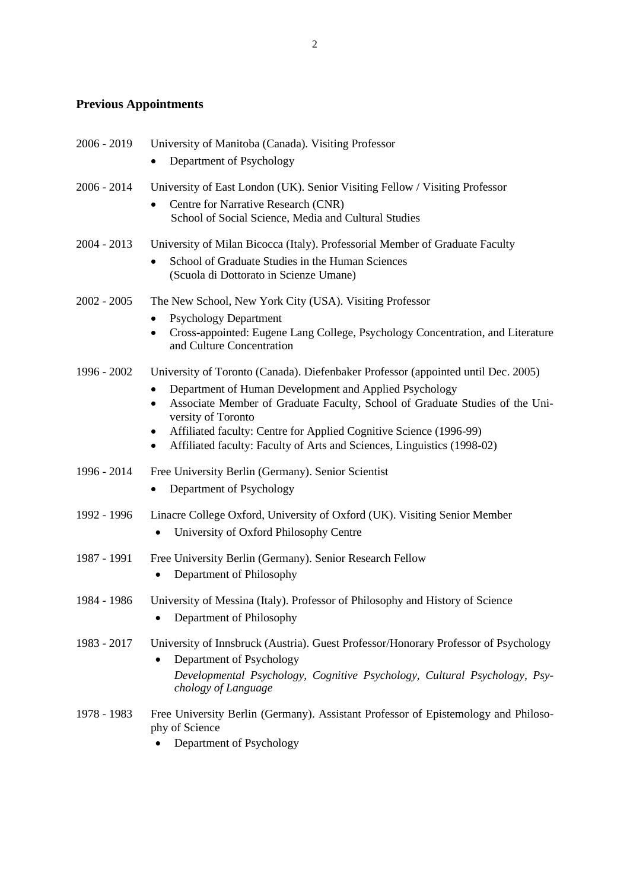## Previous Appointments

2006 - 2019 University of Manitoba (Canada). Visiting Professor

- Department of Psychology

2006 - 2014 University of East London (UK). Senior Visiting Fellow / Visiting Professor

- Centre for Narrative Research (CNR)
  School of Social Science, Media and Cultural Studies

2004 - 2013 University of Milan Bicocca (Italy). Professorial Member of Graduate Faculty

- School of Graduate Studies in the Human Sciences
  (Scuola di Dottorato in Scienze Umane)

2002 - 2005 The New School, New York City (USA). Visiting Professor

- Psychology Department
- Cross-appointed: Eugene Lang College, Psychology Concentration, and Literature and Culture Concentration

1996 - 2002 University of Toronto (Canada). Diefenbaker Professor (appointed until Dec. 2005)

- Department of Human Development and Applied Psychology
- Associate Member of Graduate Faculty, School of Graduate Studies of the University of Toronto
- Affiliated faculty: Centre for Applied Cognitive Science (1996-99)
- Affiliated faculty: Faculty of Arts and Sciences, Linguistics (1998-02)

1996 - 2014 Free University Berlin (Germany). Senior Scientist

- Department of Psychology

1992 - 1996 Linacre College Oxford, University of Oxford (UK). Visiting Senior Member

- University of Oxford Philosophy Centre

1987 - 1991 Free University Berlin (Germany). Senior Research Fellow

- Department of Philosophy

1984 - 1986 University of Messina (Italy). Professor of Philosophy and History of Science

- Department of Philosophy

1983 - 2017 University of Innsbruck (Austria). Guest Professor/Honorary Professor of Psychology

- Department of Psychology
  *Developmental Psychology, Cognitive Psychology, Cultural Psychology, Psychology of Language*

1978 - 1983 Free University Berlin (Germany). Assistant Professor of Epistemology and Philosophy of Science

- Department of Psychology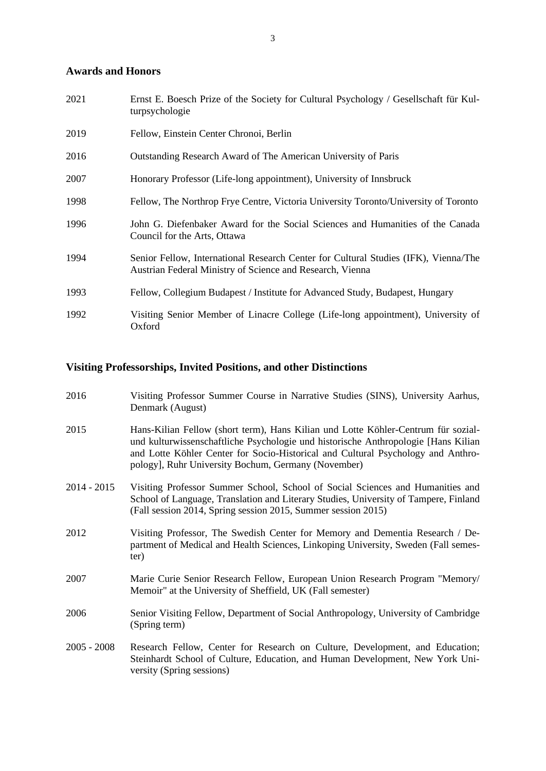## Awards and Honors

| | |
|---|---|
| 2021 | Ernst E. Boesch Prize of the Society for Cultural Psychology / Gesellschaft für Kulturpsychologie |
| 2019 | Fellow, Einstein Center Chronoi, Berlin |
| 2016 | Outstanding Research Award of The American University of Paris |
| 2007 | Honorary Professor (Life-long appointment), University of Innsbruck |
| 1998 | Fellow, The Northrop Frye Centre, Victoria University Toronto/University of Toronto |
| 1996 | John G. Diefenbaker Award for the Social Sciences and Humanities of the Canada Council for the Arts, Ottawa |
| 1994 | Senior Fellow, International Research Center for Cultural Studies (IFK), Vienna/The Austrian Federal Ministry of Science and Research, Vienna |
| 1993 | Fellow, Collegium Budapest / Institute for Advanced Study, Budapest, Hungary |
| 1992 | Visiting Senior Member of Linacre College (Life-long appointment), University of Oxford |

## Visiting Professorships, Invited Positions, and other Distinctions

| | |
|---|---|
| 2016 | Visiting Professor Summer Course in Narrative Studies (SINS), University Aarhus, Denmark (August) |
| 2015 | Hans-Kilian Fellow (short term), Hans Kilian und Lotte Köhler-Centrum für sozial- und kulturwissenschaftliche Psychologie und historische Anthropologie [Hans Kilian and Lotte Köhler Center for Socio-Historical and Cultural Psychology and Anthropology], Ruhr University Bochum, Germany (November) |
| 2014 - 2015 | Visiting Professor Summer School, School of Social Sciences and Humanities and School of Language, Translation and Literary Studies, University of Tampere, Finland (Fall session 2014, Spring session 2015, Summer session 2015) |
| 2012 | Visiting Professor, The Swedish Center for Memory and Dementia Research / Department of Medical and Health Sciences, Linkoping University, Sweden (Fall semester) |
| 2007 | Marie Curie Senior Research Fellow, European Union Research Program "Memory/ Memoir" at the University of Sheffield, UK (Fall semester) |
| 2006 | Senior Visiting Fellow, Department of Social Anthropology, University of Cambridge (Spring term) |
| 2005 - 2008 | Research Fellow, Center for Research on Culture, Development, and Education; Steinhardt School of Culture, Education, and Human Development, New York University (Spring sessions) |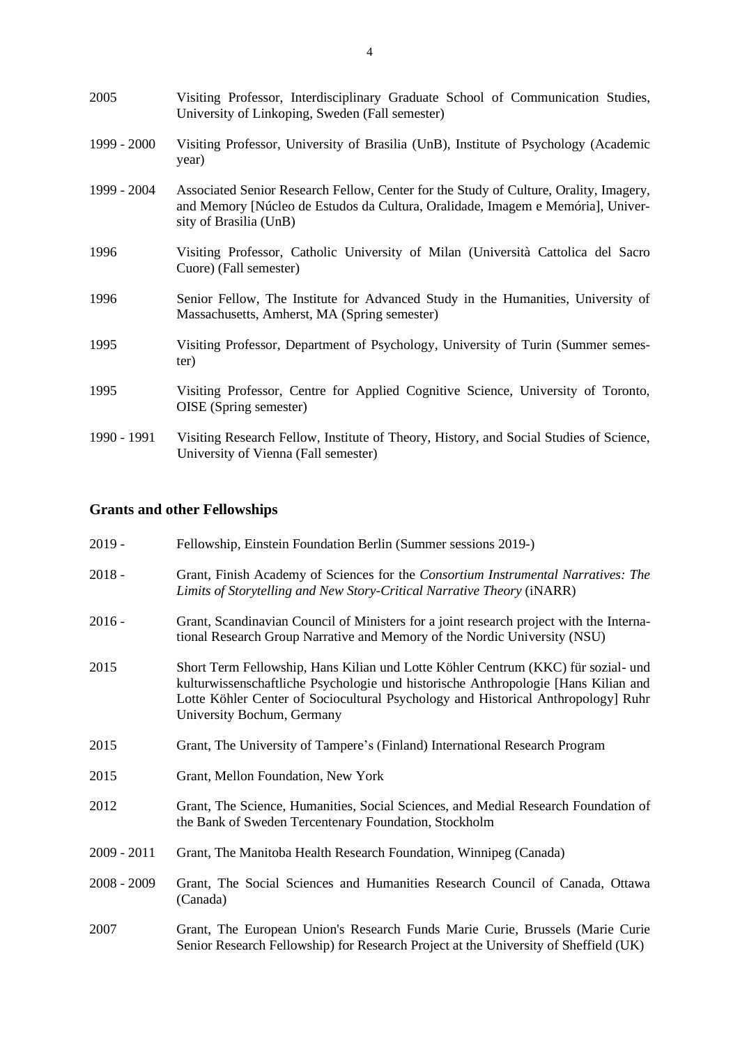2005 Visiting Professor, Interdisciplinary Graduate School of Communication Studies, University of Linkoping, Sweden (Fall semester)

1999 - 2000 Visiting Professor, University of Brasilia (UnB), Institute of Psychology (Academic year)

1999 - 2004 Associated Senior Research Fellow, Center for the Study of Culture, Orality, Imagery, and Memory [Núcleo de Estudos da Cultura, Oralidade, Imagem e Memória], University of Brasilia (UnB)

1996 Visiting Professor, Catholic University of Milan (Università Cattolica del Sacro Cuore) (Fall semester)

1996 Senior Fellow, The Institute for Advanced Study in the Humanities, University of Massachusetts, Amherst, MA (Spring semester)

1995 Visiting Professor, Department of Psychology, University of Turin (Summer semester)

1995 Visiting Professor, Centre for Applied Cognitive Science, University of Toronto, OISE (Spring semester)

1990 - 1991 Visiting Research Fellow, Institute of Theory, History, and Social Studies of Science, University of Vienna (Fall semester)

## Grants and other Fellowships

2019 - Fellowship, Einstein Foundation Berlin (Summer sessions 2019-)

2018 - Grant, Finish Academy of Sciences for the *Consortium Instrumental Narratives: The Limits of Storytelling and New Story-Critical Narrative Theory* (iNARR)

2016 - Grant, Scandinavian Council of Ministers for a joint research project with the International Research Group Narrative and Memory of the Nordic University (NSU)

2015 Short Term Fellowship, Hans Kilian und Lotte Köhler Centrum (KKC) für sozial- und kulturwissenschaftliche Psychologie und historische Anthropologie [Hans Kilian and Lotte Köhler Center of Sociocultural Psychology and Historical Anthropology] Ruhr University Bochum, Germany

2015 Grant, The University of Tampere's (Finland) International Research Program

2015 Grant, Mellon Foundation, New York

2012 Grant, The Science, Humanities, Social Sciences, and Medial Research Foundation of the Bank of Sweden Tercentenary Foundation, Stockholm

2009 - 2011 Grant, The Manitoba Health Research Foundation, Winnipeg (Canada)

2008 - 2009 Grant, The Social Sciences and Humanities Research Council of Canada, Ottawa (Canada)

2007 Grant, The European Union's Research Funds Marie Curie, Brussels (Marie Curie Senior Research Fellowship) for Research Project at the University of Sheffield (UK)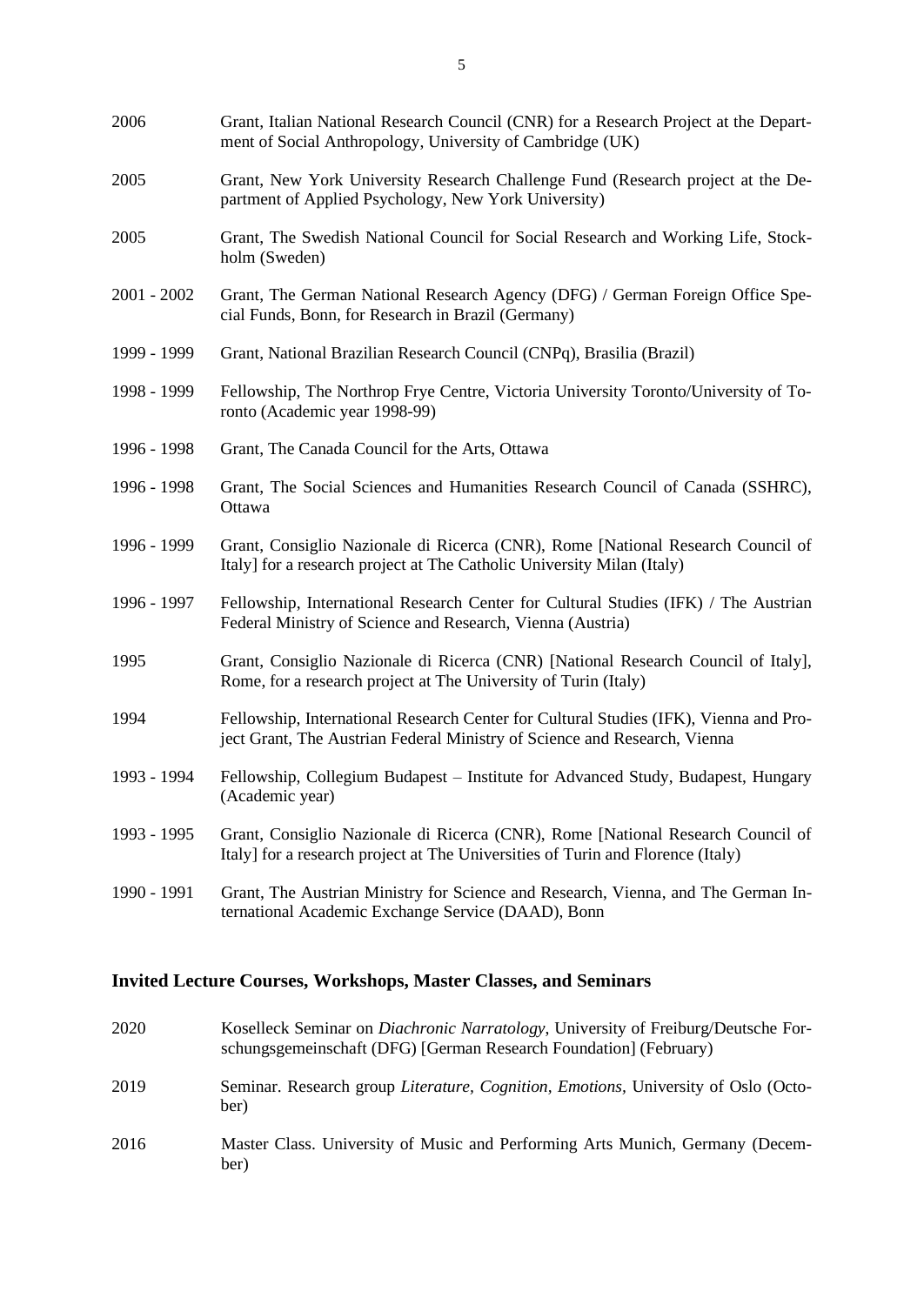2006 Grant, Italian National Research Council (CNR) for a Research Project at the Department of Social Anthropology, University of Cambridge (UK)

2005 Grant, New York University Research Challenge Fund (Research project at the Department of Applied Psychology, New York University)

2005 Grant, The Swedish National Council for Social Research and Working Life, Stockholm (Sweden)

2001 - 2002 Grant, The German National Research Agency (DFG) / German Foreign Office Special Funds, Bonn, for Research in Brazil (Germany)

1999 - 1999 Grant, National Brazilian Research Council (CNPq), Brasilia (Brazil)

1998 - 1999 Fellowship, The Northrop Frye Centre, Victoria University Toronto/University of Toronto (Academic year 1998-99)

1996 - 1998 Grant, The Canada Council for the Arts, Ottawa

1996 - 1998 Grant, The Social Sciences and Humanities Research Council of Canada (SSHRC), Ottawa

1996 - 1999 Grant, Consiglio Nazionale di Ricerca (CNR), Rome [National Research Council of Italy] for a research project at The Catholic University Milan (Italy)

1996 - 1997 Fellowship, International Research Center for Cultural Studies (IFK) / The Austrian Federal Ministry of Science and Research, Vienna (Austria)

1995 Grant, Consiglio Nazionale di Ricerca (CNR) [National Research Council of Italy], Rome, for a research project at The University of Turin (Italy)

1994 Fellowship, International Research Center for Cultural Studies (IFK), Vienna and Project Grant, The Austrian Federal Ministry of Science and Research, Vienna

1993 - 1994 Fellowship, Collegium Budapest – Institute for Advanced Study, Budapest, Hungary (Academic year)

1993 - 1995 Grant, Consiglio Nazionale di Ricerca (CNR), Rome [National Research Council of Italy] for a research project at The Universities of Turin and Florence (Italy)

1990 - 1991 Grant, The Austrian Ministry for Science and Research, Vienna, and The German International Academic Exchange Service (DAAD), Bonn

## Invited Lecture Courses, Workshops, Master Classes, and Seminars

2020 Koselleck Seminar on *Diachronic Narratology*, University of Freiburg/Deutsche Forschungsgemeinschaft (DFG) [German Research Foundation] (February)

2019 Seminar. Research group *Literature, Cognition, Emotions*, University of Oslo (October)

2016 Master Class. University of Music and Performing Arts Munich, Germany (December)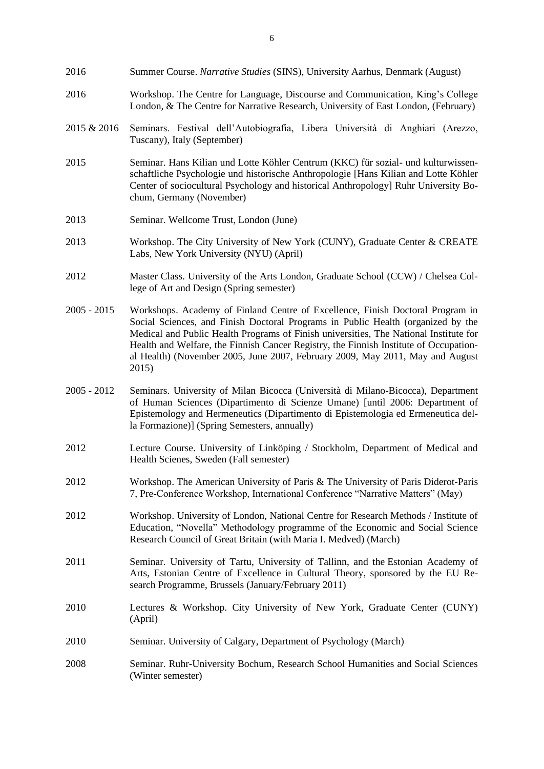2016 Summer Course. *Narrative Studies* (SINS), University Aarhus, Denmark (August)

2016 Workshop. The Centre for Language, Discourse and Communication, King's College London, & The Centre for Narrative Research, University of East London, (February)

2015 & 2016 Seminars. Festival dell'Autobiografia, Libera Università di Anghiari (Arezzo, Tuscany), Italy (September)

2015 Seminar. Hans Kilian und Lotte Köhler Centrum (KKC) für sozial- und kulturwissenschaftliche Psychologie und historische Anthropologie [Hans Kilian and Lotte Köhler Center of sociocultural Psychology and historical Anthropology] Ruhr University Bochum, Germany (November)

2013 Seminar. Wellcome Trust, London (June)

2013 Workshop. The City University of New York (CUNY), Graduate Center & CREATE Labs, New York University (NYU) (April)

2012 Master Class. University of the Arts London, Graduate School (CCW) / Chelsea College of Art and Design (Spring semester)

2005 - 2015 Workshops. Academy of Finland Centre of Excellence, Finish Doctoral Program in Social Sciences, and Finish Doctoral Programs in Public Health (organized by the Medical and Public Health Programs of Finish universities, The National Institute for Health and Welfare, the Finnish Cancer Registry, the Finnish Institute of Occupational Health) (November 2005, June 2007, February 2009, May 2011, May and August 2015)

2005 - 2012 Seminars. University of Milan Bicocca (Università di Milano-Bicocca), Department of Human Sciences (Dipartimento di Scienze Umane) [until 2006: Department of Epistemology and Hermeneutics (Dipartimento di Epistemologia ed Ermeneutica della Formazione)] (Spring Semesters, annually)

2012 Lecture Course. University of Linköping / Stockholm, Department of Medical and Health Scienes, Sweden (Fall semester)

2012 Workshop. The American University of Paris & The University of Paris Diderot-Paris 7, Pre-Conference Workshop, International Conference "Narrative Matters" (May)

2012 Workshop. University of London, National Centre for Research Methods / Institute of Education, "Novella" Methodology programme of the Economic and Social Science Research Council of Great Britain (with Maria I. Medved) (March)

2011 Seminar. University of Tartu, University of Tallinn, and the Estonian Academy of Arts, Estonian Centre of Excellence in Cultural Theory, sponsored by the EU Research Programme, Brussels (January/February 2011)

2010 Lectures & Workshop. City University of New York, Graduate Center (CUNY) (April)

2010 Seminar. University of Calgary, Department of Psychology (March)

2008 Seminar. Ruhr-University Bochum, Research School Humanities and Social Sciences (Winter semester)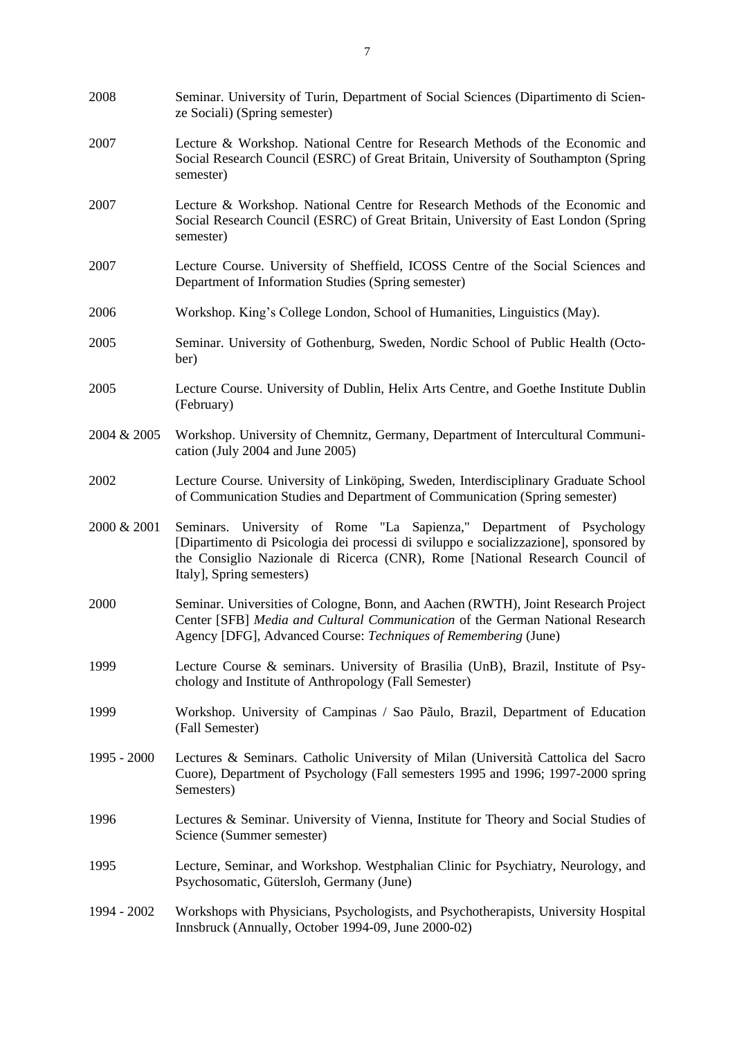| | |
|---|---|
| 2008 | Seminar. University of Turin, Department of Social Sciences (Dipartimento di Scienze Sociali) (Spring semester) |
| 2007 | Lecture & Workshop. National Centre for Research Methods of the Economic and Social Research Council (ESRC) of Great Britain, University of Southampton (Spring semester) |
| 2007 | Lecture & Workshop. National Centre for Research Methods of the Economic and Social Research Council (ESRC) of Great Britain, University of East London (Spring semester) |
| 2007 | Lecture Course. University of Sheffield, ICOSS Centre of the Social Sciences and Department of Information Studies (Spring semester) |
| 2006 | Workshop. King's College London, School of Humanities, Linguistics (May). |
| 2005 | Seminar. University of Gothenburg, Sweden, Nordic School of Public Health (October) |
| 2005 | Lecture Course. University of Dublin, Helix Arts Centre, and Goethe Institute Dublin (February) |
| 2004 & 2005 | Workshop. University of Chemnitz, Germany, Department of Intercultural Communication (July 2004 and June 2005) |
| 2002 | Lecture Course. University of Linköping, Sweden, Interdisciplinary Graduate School of Communication Studies and Department of Communication (Spring semester) |
| 2000 & 2001 | Seminars. University of Rome "La Sapienza," Department of Psychology [Dipartimento di Psicologia dei processi di sviluppo e socializzazione], sponsored by the Consiglio Nazionale di Ricerca (CNR), Rome [National Research Council of Italy], Spring semesters) |
| 2000 | Seminar. Universities of Cologne, Bonn, and Aachen (RWTH), Joint Research Project Center [SFB] *Media and Cultural Communication* of the German National Research Agency [DFG], Advanced Course: *Techniques of Remembering* (June) |
| 1999 | Lecture Course & seminars. University of Brasilia (UnB), Brazil, Institute of Psychology and Institute of Anthropology (Fall Semester) |
| 1999 | Workshop. University of Campinas / Sao Pãulo, Brazil, Department of Education (Fall Semester) |
| 1995 - 2000 | Lectures & Seminars. Catholic University of Milan (Università Cattolica del Sacro Cuore), Department of Psychology (Fall semesters 1995 and 1996; 1997-2000 spring Semesters) |
| 1996 | Lectures & Seminar. University of Vienna, Institute for Theory and Social Studies of Science (Summer semester) |
| 1995 | Lecture, Seminar, and Workshop. Westphalian Clinic for Psychiatry, Neurology, and Psychosomatic, Gütersloh, Germany (June) |
| 1994 - 2002 | Workshops with Physicians, Psychologists, and Psychotherapists, University Hospital Innsbruck (Annually, October 1994-09, June 2000-02) |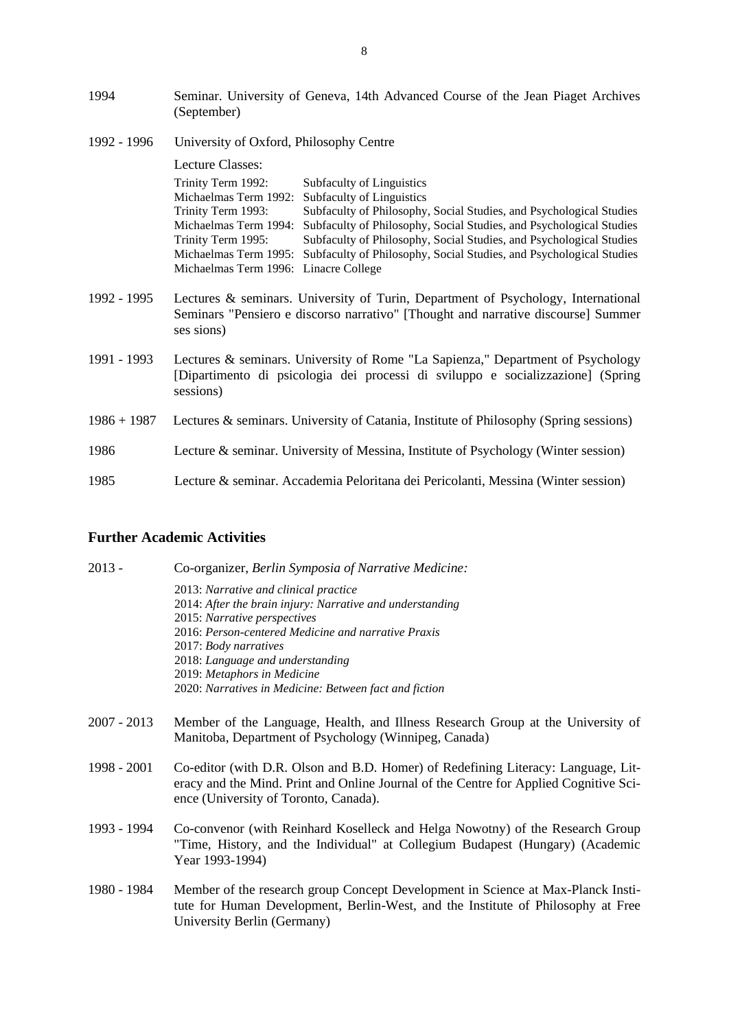1994 Seminar. University of Geneva, 14th Advanced Course of the Jean Piaget Archives (September)

1992 - 1996 University of Oxford, Philosophy Centre

Lecture Classes:

| | |
|---|---|
| Trinity Term 1992: | Subfaculty of Linguistics |
| Michaelmas Term 1992: | Subfaculty of Linguistics |
| Trinity Term 1993: | Subfaculty of Philosophy, Social Studies, and Psychological Studies |
| Michaelmas Term 1994: | Subfaculty of Philosophy, Social Studies, and Psychological Studies |
| Trinity Term 1995: | Subfaculty of Philosophy, Social Studies, and Psychological Studies |
| Michaelmas Term 1995: | Subfaculty of Philosophy, Social Studies, and Psychological Studies |
| Michaelmas Term 1996: | Linacre College |

1992 - 1995 Lectures & seminars. University of Turin, Department of Psychology, International Seminars "Pensiero e discorso narrativo" [Thought and narrative discourse] Summer ses sions)

1991 - 1993 Lectures & seminars. University of Rome "La Sapienza," Department of Psychology [Dipartimento di psicologia dei processi di sviluppo e socializzazione] (Spring sessions)

1986 + 1987 Lectures & seminars. University of Catania, Institute of Philosophy (Spring sessions)

1986 Lecture & seminar. University of Messina, Institute of Psychology (Winter session)

1985 Lecture & seminar. Accademia Peloritana dei Pericolanti, Messina (Winter session)

## Further Academic Activities

2013 - Co-organizer, *Berlin Symposia of Narrative Medicine:*

- 2013: *Narrative and clinical practice*
- 2014: *After the brain injury: Narrative and understanding*
- 2015: *Narrative perspectives*
- 2016: *Person-centered Medicine and narrative Praxis*
- 2017: *Body narratives*
- 2018: *Language and understanding*
- 2019: *Metaphors in Medicine*
- 2020: *Narratives in Medicine: Between fact and fiction*

2007 - 2013 Member of the Language, Health, and Illness Research Group at the University of Manitoba, Department of Psychology (Winnipeg, Canada)

1998 - 2001 Co-editor (with D.R. Olson and B.D. Homer) of Redefining Literacy: Language, Literacy and the Mind. Print and Online Journal of the Centre for Applied Cognitive Science (University of Toronto, Canada).

1993 - 1994 Co-convenor (with Reinhard Koselleck and Helga Nowotny) of the Research Group "Time, History, and the Individual" at Collegium Budapest (Hungary) (Academic Year 1993-1994)

1980 - 1984 Member of the research group Concept Development in Science at Max-Planck Institute for Human Development, Berlin-West, and the Institute of Philosophy at Free University Berlin (Germany)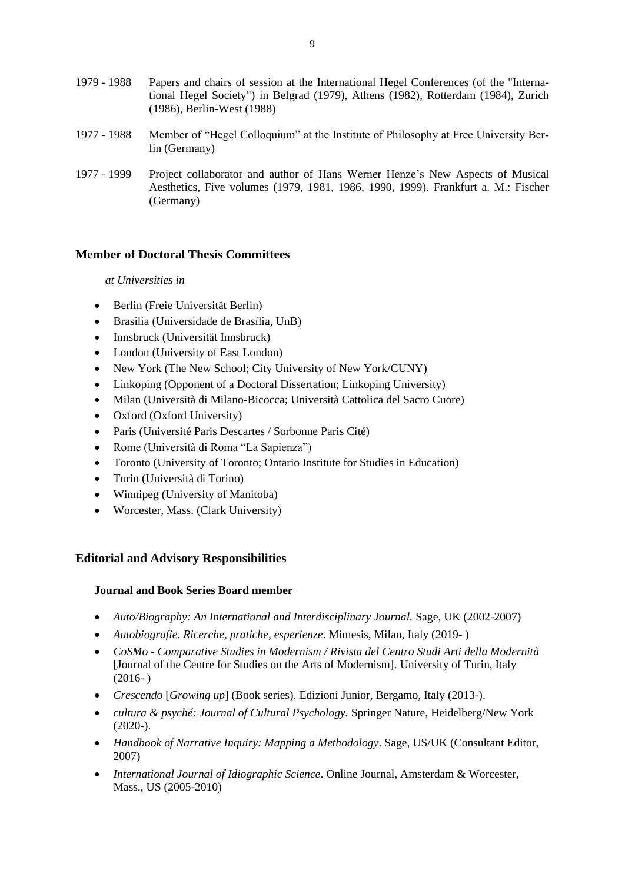1979 - 1988 Papers and chairs of session at the International Hegel Conferences (of the "International Hegel Society") in Belgrad (1979), Athens (1982), Rotterdam (1984), Zurich (1986), Berlin-West (1988)

1977 - 1988 Member of "Hegel Colloquium" at the Institute of Philosophy at Free University Berlin (Germany)

1977 - 1999 Project collaborator and author of Hans Werner Henze's New Aspects of Musical Aesthetics, Five volumes (1979, 1981, 1986, 1990, 1999). Frankfurt a. M.: Fischer (Germany)

## Member of Doctoral Thesis Committees

*at Universities in*

- Berlin (Freie Universität Berlin)
- Brasilia (Universidade de Brasília, UnB)
- Innsbruck (Universität Innsbruck)
- London (University of East London)
- New York (The New School; City University of New York/CUNY)
- Linkoping (Opponent of a Doctoral Dissertation; Linkoping University)
- Milan (Università di Milano-Bicocca; Università Cattolica del Sacro Cuore)
- Oxford (Oxford University)
- Paris (Université Paris Descartes / Sorbonne Paris Cité)
- Rome (Università di Roma "La Sapienza")
- Toronto (University of Toronto; Ontario Institute for Studies in Education)
- Turin (Università di Torino)
- Winnipeg (University of Manitoba)
- Worcester, Mass. (Clark University)

## Editorial and Advisory Responsibilities

### Journal and Book Series Board member

- *Auto/Biography: An International and Interdisciplinary Journal.* Sage, UK (2002-2007)
- *Autobiografie. Ricerche, pratiche, esperienze*. Mimesis, Milan, Italy (2019- )
- *CoSMo - Comparative Studies in Modernism / Rivista del Centro Studi Arti della Modernità* [Journal of the Centre for Studies on the Arts of Modernism]. University of Turin, Italy (2016- )
- *Crescendo* [*Growing up*] (Book series). Edizioni Junior, Bergamo, Italy (2013-).
- *cultura & psyché: Journal of Cultural Psychology.* Springer Nature, Heidelberg/New York (2020-).
- *Handbook of Narrative Inquiry: Mapping a Methodology*. Sage, US/UK (Consultant Editor, 2007)
- *International Journal of Idiographic Science*. Online Journal, Amsterdam & Worcester, Mass., US (2005-2010)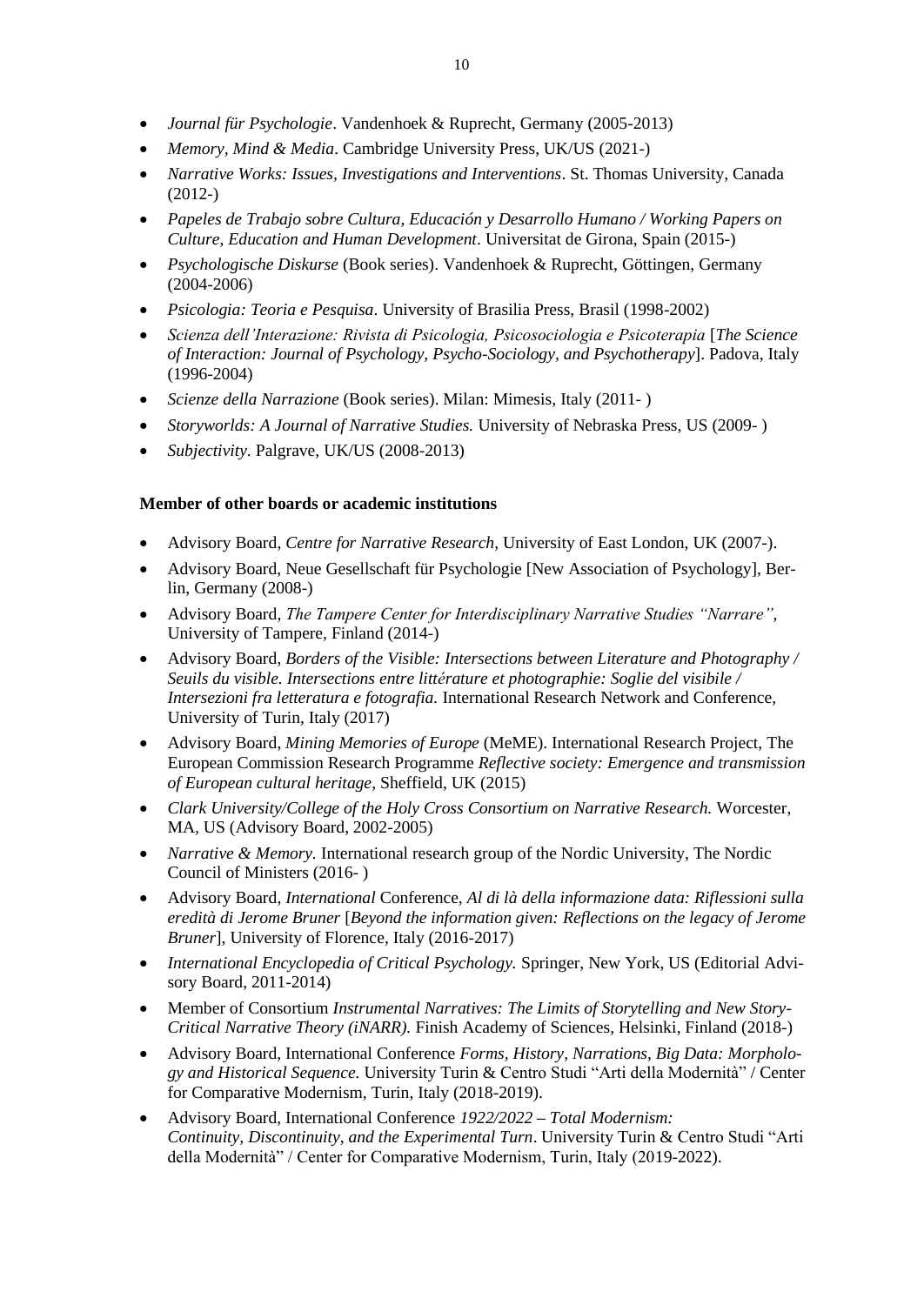- *Journal für Psychologie*. Vandenhoek & Ruprecht, Germany (2005-2013)
- *Memory, Mind & Media*. Cambridge University Press, UK/US (2021-)
- *Narrative Works: Issues, Investigations and Interventions*. St. Thomas University, Canada (2012-)
- *Papeles de Trabajo sobre Cultura, Educación y Desarrollo Humano / Working Papers on Culture, Education and Human Development*. Universitat de Girona, Spain (2015-)
- *Psychologische Diskurse* (Book series). Vandenhoek & Ruprecht, Göttingen, Germany (2004-2006)
- *Psicologia: Teoria e Pesquisa*. University of Brasilia Press, Brasil (1998-2002)
- *Scienza dell'Interazione: Rivista di Psicologia, Psicosociologia e Psicoterapia* [*The Science of Interaction: Journal of Psychology, Psycho-Sociology, and Psychotherapy*]. Padova, Italy (1996-2004)
- *Scienze della Narrazione* (Book series). Milan: Mimesis, Italy (2011- )
- *Storyworlds: A Journal of Narrative Studies.* University of Nebraska Press, US (2009- )
- *Subjectivity.* Palgrave, UK/US (2008-2013)

**Member of other boards or academic institutions**

- Advisory Board, *Centre for Narrative Research*, University of East London, UK (2007-).
- Advisory Board, Neue Gesellschaft für Psychologie [New Association of Psychology], Berlin, Germany (2008-)
- Advisory Board, *The Tampere Center for Interdisciplinary Narrative Studies "Narrare",* University of Tampere, Finland (2014-)
- Advisory Board, *Borders of the Visible: Intersections between Literature and Photography / Seuils du visible. Intersections entre littérature et photographie: Soglie del visibile / Intersezioni fra letteratura e fotografia.* International Research Network and Conference, University of Turin, Italy (2017)
- Advisory Board, *Mining Memories of Europe* (MeME). International Research Project, The European Commission Research Programme *Reflective society: Emergence and transmission of European cultural heritage,* Sheffield, UK (2015)
- *Clark University/College of the Holy Cross Consortium on Narrative Research.* Worcester, MA, US (Advisory Board, 2002-2005)
- *Narrative & Memory.* International research group of the Nordic University, The Nordic Council of Ministers (2016- )
- Advisory Board, *International* Conference, *Al di là della informazione data: Riflessioni sulla eredità di Jerome Bruner* [*Beyond the information given: Reflections on the legacy of Jerome Bruner*], University of Florence, Italy (2016-2017)
- *International Encyclopedia of Critical Psychology.* Springer, New York, US (Editorial Advisory Board, 2011-2014)
- Member of Consortium *Instrumental Narratives: The Limits of Storytelling and New Story-Critical Narrative Theory (iNARR).* Finish Academy of Sciences, Helsinki, Finland (2018-)
- Advisory Board, International Conference *Forms, History, Narrations, Big Data: Morphology and Historical Sequence.* University Turin & Centro Studi "Arti della Modernità" / Center for Comparative Modernism, Turin, Italy (2018-2019).
- Advisory Board, International Conference *1922/2022 – Total Modernism: Continuity, Discontinuity, and the Experimental Turn*. University Turin & Centro Studi "Arti della Modernità" / Center for Comparative Modernism, Turin, Italy (2019-2022).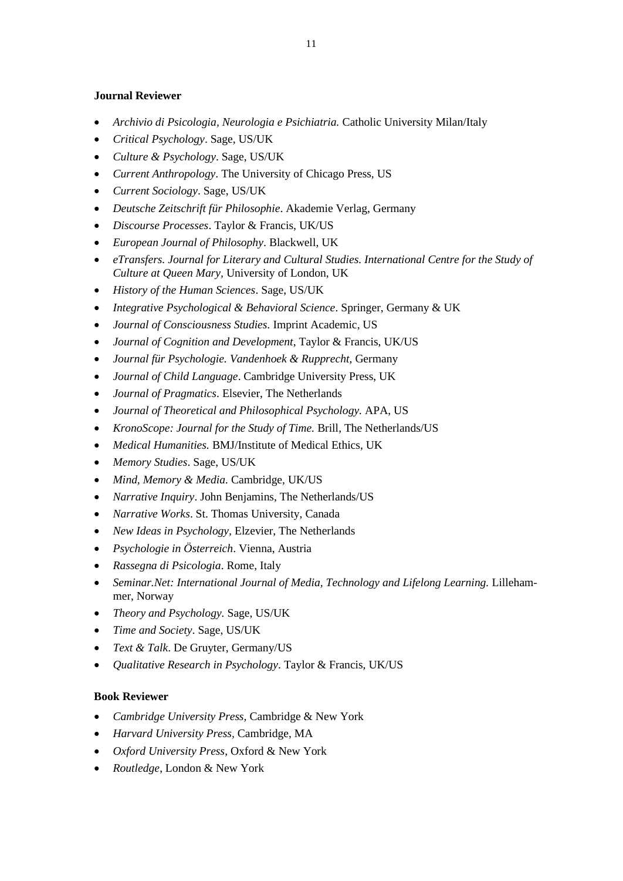**Journal Reviewer**

- *Archivio di Psicologia, Neurologia e Psichiatria.* Catholic University Milan/Italy
- *Critical Psychology*. Sage, US/UK
- *Culture & Psychology*. Sage, US/UK
- *Current Anthropology*. The University of Chicago Press, US
- *Current Sociology*. Sage, US/UK
- *Deutsche Zeitschrift für Philosophie*. Akademie Verlag, Germany
- *Discourse Processes*. Taylor & Francis, UK/US
- *European Journal of Philosophy*. Blackwell, UK
- *eTransfers. Journal for Literary and Cultural Studies. International Centre for the Study of Culture at Queen Mary,* University of London, UK
- *History of the Human Sciences*. Sage, US/UK
- *Integrative Psychological & Behavioral Science*. Springer, Germany & UK
- *Journal of Consciousness Studies*. Imprint Academic, US
- *Journal of Cognition and Development*, Taylor & Francis, UK/US
- *Journal für Psychologie. Vandenhoek & Rupprecht,* Germany
- *Journal of Child Language*. Cambridge University Press, UK
- *Journal of Pragmatics*. Elsevier, The Netherlands
- *Journal of Theoretical and Philosophical Psychology.* APA, US
- *KronoScope: Journal for the Study of Time.* Brill, The Netherlands/US
- *Medical Humanities.* BMJ/Institute of Medical Ethics, UK
- *Memory Studies*. Sage, US/UK
- *Mind, Memory & Media.* Cambridge, UK/US
- *Narrative Inquiry*. John Benjamins, The Netherlands/US
- *Narrative Works*. St. Thomas University, Canada
- *New Ideas in Psychology*, Elzevier, The Netherlands
- *Psychologie in Österreich*. Vienna, Austria
- *Rassegna di Psicologia*. Rome, Italy
- *Seminar.Net: International Journal of Media, Technology and Lifelong Learning.* Lillehammer, Norway
- *Theory and Psychology.* Sage, US/UK
- *Time and Society*. Sage, US/UK
- *Text & Talk*. De Gruyter, Germany/US
- *Qualitative Research in Psychology*. Taylor & Francis, UK/US

**Book Reviewer**

- *Cambridge University Press*, Cambridge & New York
- *Harvard University Press*, Cambridge, MA
- *Oxford University Press*, Oxford & New York
- *Routledge*, London & New York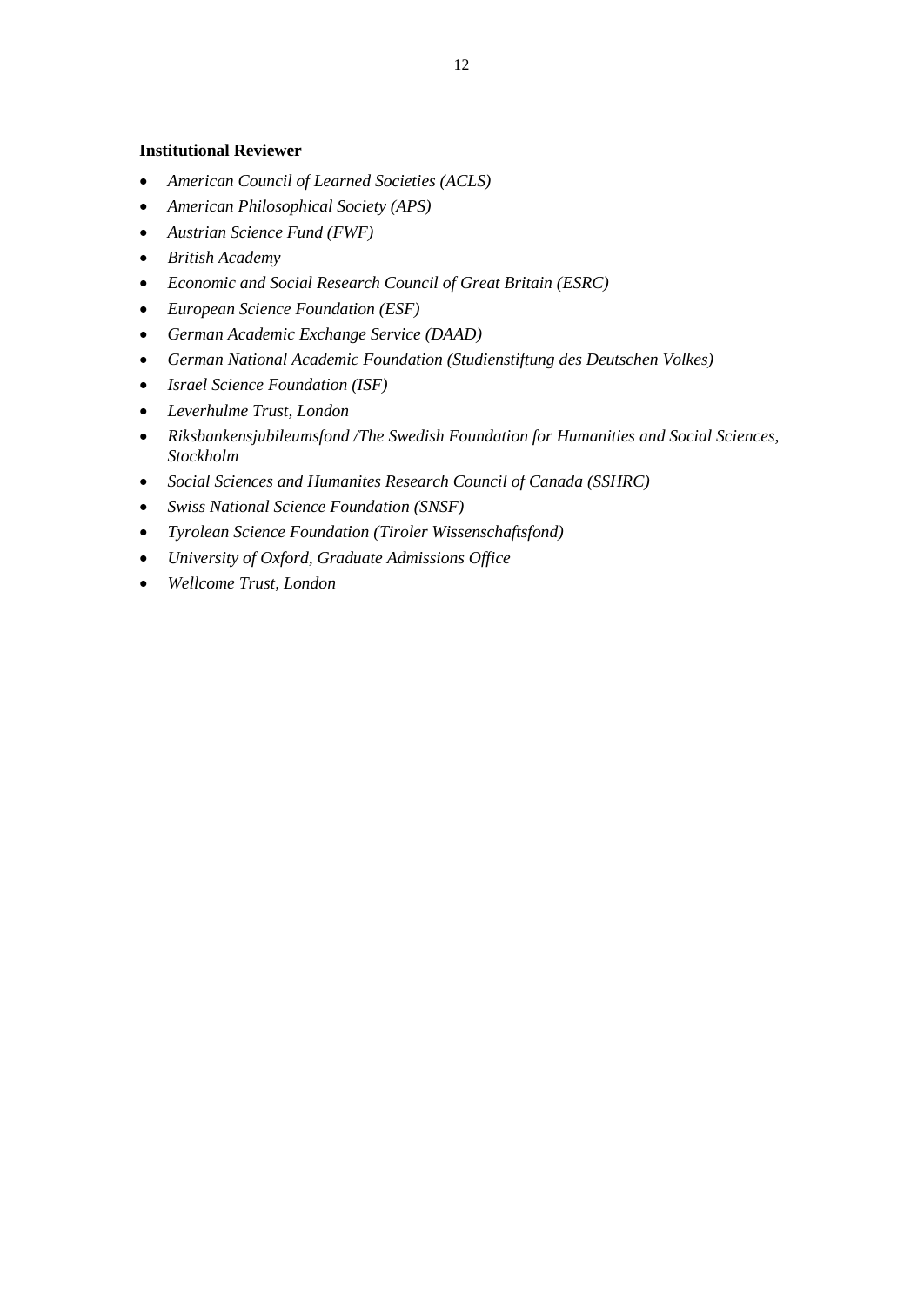**Institutional Reviewer**

- *American Council of Learned Societies (ACLS)*
- *American Philosophical Society (APS)*
- *Austrian Science Fund (FWF)*
- *British Academy*
- *Economic and Social Research Council of Great Britain (ESRC)*
- *European Science Foundation (ESF)*
- *German Academic Exchange Service (DAAD)*
- *German National Academic Foundation (Studienstiftung des Deutschen Volkes)*
- *Israel Science Foundation (ISF)*
- *Leverhulme Trust, London*
- *Riksbankensjubileumsfond /The Swedish Foundation for Humanities and Social Sciences, Stockholm*
- *Social Sciences and Humanites Research Council of Canada (SSHRC)*
- *Swiss National Science Foundation (SNSF)*
- *Tyrolean Science Foundation (Tiroler Wissenschaftsfond)*
- *University of Oxford, Graduate Admissions Office*
- *Wellcome Trust, London*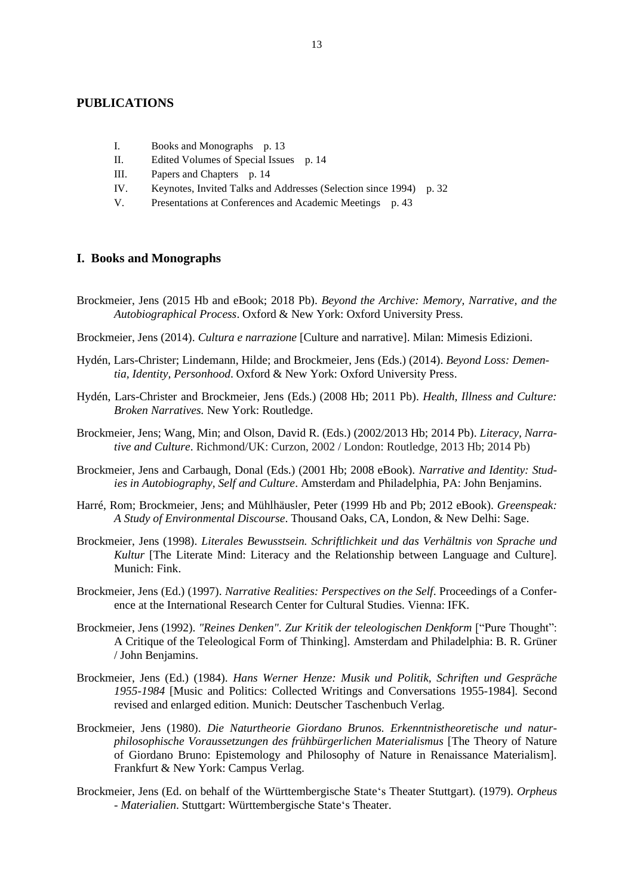## PUBLICATIONS

I. Books and Monographs p. 13
II. Edited Volumes of Special Issues p. 14
III. Papers and Chapters p. 14
IV. Keynotes, Invited Talks and Addresses (Selection since 1994) p. 32
V. Presentations at Conferences and Academic Meetings p. 43

### I. Books and Monographs

Brockmeier, Jens (2015 Hb and eBook; 2018 Pb). *Beyond the Archive: Memory, Narrative, and the Autobiographical Process*. Oxford & New York: Oxford University Press.

Brockmeier, Jens (2014). *Cultura e narrazione* [Culture and narrative]. Milan: Mimesis Edizioni.

Hydén, Lars-Christer; Lindemann, Hilde; and Brockmeier, Jens (Eds.) (2014). *Beyond Loss: Dementia, Identity, Personhood*. Oxford & New York: Oxford University Press.

Hydén, Lars-Christer and Brockmeier, Jens (Eds.) (2008 Hb; 2011 Pb). *Health, Illness and Culture: Broken Narratives*. New York: Routledge.

Brockmeier, Jens; Wang, Min; and Olson, David R. (Eds.) (2002/2013 Hb; 2014 Pb). *Literacy, Narrative and Culture*. Richmond/UK: Curzon, 2002 / London: Routledge, 2013 Hb; 2014 Pb)

Brockmeier, Jens and Carbaugh, Donal (Eds.) (2001 Hb; 2008 eBook). *Narrative and Identity: Studies in Autobiography, Self and Culture*. Amsterdam and Philadelphia, PA: John Benjamins.

Harré, Rom; Brockmeier, Jens; and Mühlhäusler, Peter (1999 Hb and Pb; 2012 eBook). *Greenspeak: A Study of Environmental Discourse*. Thousand Oaks, CA, London, & New Delhi: Sage.

Brockmeier, Jens (1998). *Literales Bewusstsein. Schriftlichkeit und das Verhältnis von Sprache und Kultur* [The Literate Mind: Literacy and the Relationship between Language and Culture]. Munich: Fink.

Brockmeier, Jens (Ed.) (1997). *Narrative Realities: Perspectives on the Self*. Proceedings of a Conference at the International Research Center for Cultural Studies. Vienna: IFK.

Brockmeier, Jens (1992). *"Reines Denken". Zur Kritik der teleologischen Denkform* ["Pure Thought": A Critique of the Teleological Form of Thinking]. Amsterdam and Philadelphia: B. R. Grüner / John Benjamins.

Brockmeier, Jens (Ed.) (1984). *Hans Werner Henze: Musik und Politik, Schriften und Gespräche 1955-1984* [Music and Politics: Collected Writings and Conversations 1955-1984]. Second revised and enlarged edition. Munich: Deutscher Taschenbuch Verlag.

Brockmeier, Jens (1980). *Die Naturtheorie Giordano Brunos. Erkenntnistheoretische und naturphilosophische Voraussetzungen des frühbürgerlichen Materialismus* [The Theory of Nature of Giordano Bruno: Epistemology and Philosophy of Nature in Renaissance Materialism]. Frankfurt & New York: Campus Verlag.

Brockmeier, Jens (Ed. on behalf of the Württembergische State's Theater Stuttgart). (1979). *Orpheus - Materialien*. Stuttgart: Württembergische State's Theater.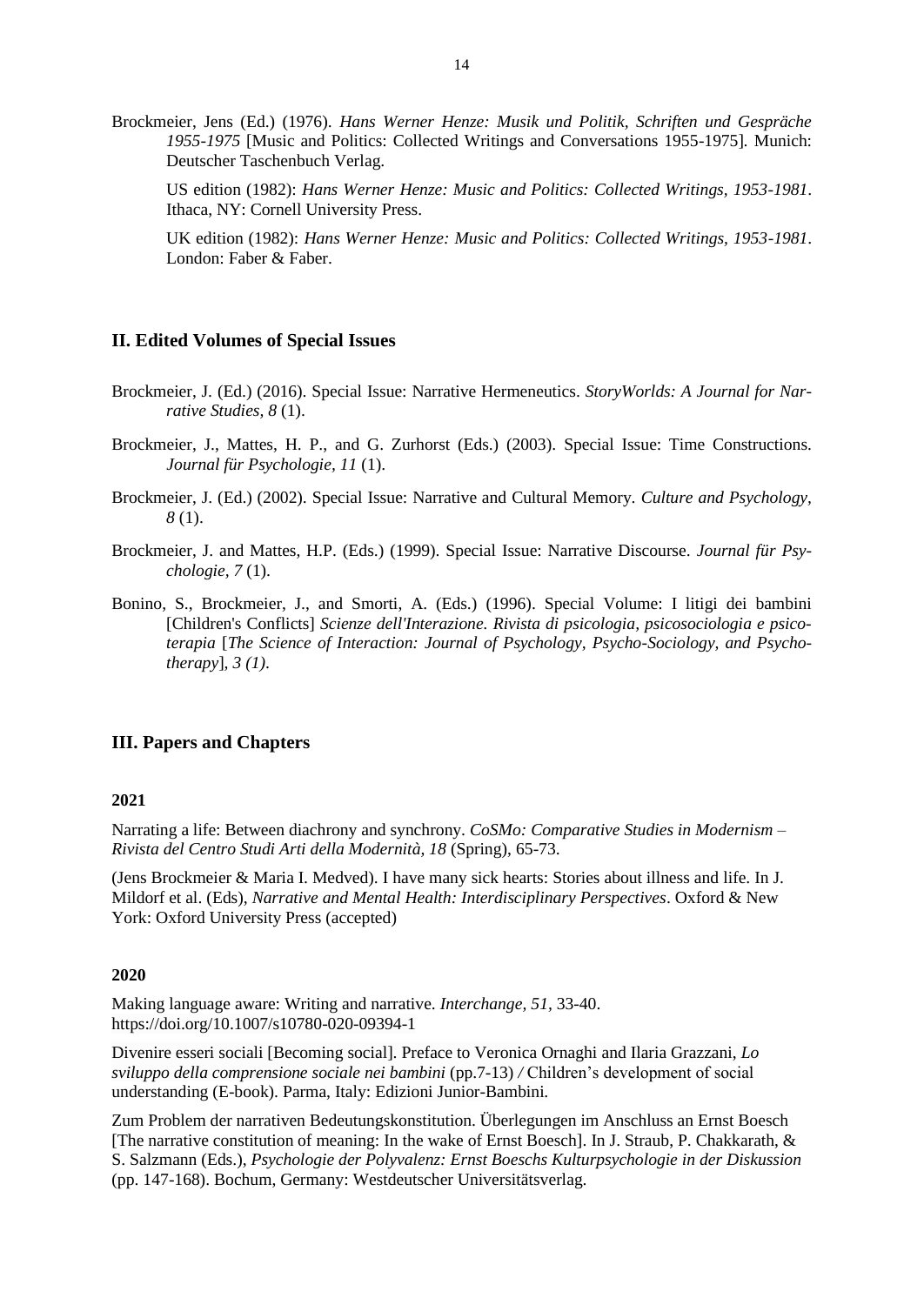Brockmeier, Jens (Ed.) (1976). *Hans Werner Henze: Musik und Politik, Schriften und Gespräche 1955-1975* [Music and Politics: Collected Writings and Conversations 1955-1975]. Munich: Deutscher Taschenbuch Verlag.

US edition (1982): *Hans Werner Henze: Music and Politics: Collected Writings, 1953-1981*. Ithaca, NY: Cornell University Press.

UK edition (1982): *Hans Werner Henze: Music and Politics: Collected Writings, 1953-1981*. London: Faber & Faber.

## II. Edited Volumes of Special Issues

Brockmeier, J. (Ed.) (2016). Special Issue: Narrative Hermeneutics. *StoryWorlds: A Journal for Narrative Studies, 8* (1).

Brockmeier, J., Mattes, H. P., and G. Zurhorst (Eds.) (2003). Special Issue: Time Constructions. *Journal für Psychologie*, *11* (1).

Brockmeier, J. (Ed.) (2002). Special Issue: Narrative and Cultural Memory. *Culture and Psychology*, *8* (1).

Brockmeier, J. and Mattes, H.P. (Eds.) (1999). Special Issue: Narrative Discourse. *Journal für Psychologie, 7* (1).

Bonino, S., Brockmeier, J., and Smorti, A. (Eds.) (1996). Special Volume: I litigi dei bambini [Children's Conflicts] *Scienze dell'Interazione. Rivista di psicologia, psicosociologia e psicoterapia* [*The Science of Interaction: Journal of Psychology, Psycho-Sociology, and Psychotherapy*], *3 (1)*.

## III. Papers and Chapters

### 2021

Narrating a life: Between diachrony and synchrony. *CoSMo: Comparative Studies in Modernism – Rivista del Centro Studi Arti della Modernità, 18* (Spring), 65-73.

(Jens Brockmeier & Maria I. Medved). I have many sick hearts: Stories about illness and life. In J. Mildorf et al. (Eds), *Narrative and Mental Health: Interdisciplinary Perspectives*. Oxford & New York: Oxford University Press (accepted)

### 2020

Making language aware: Writing and narrative. *Interchange, 51,* 33-40. https://doi.org/10.1007/s10780-020-09394-1

Divenire esseri sociali [Becoming social]. Preface to Veronica Ornaghi and Ilaria Grazzani, *Lo sviluppo della comprensione sociale nei bambini* (pp.7-13) */* Children's development of social understanding (E-book). Parma, Italy: Edizioni Junior-Bambini.

Zum Problem der narrativen Bedeutungskonstitution. Überlegungen im Anschluss an Ernst Boesch [The narrative constitution of meaning: In the wake of Ernst Boesch]. In J. Straub, P. Chakkarath, & S. Salzmann (Eds.), *Psychologie der Polyvalenz: Ernst Boeschs Kulturpsychologie in der Diskussion* (pp. 147-168). Bochum, Germany: Westdeutscher Universitätsverlag.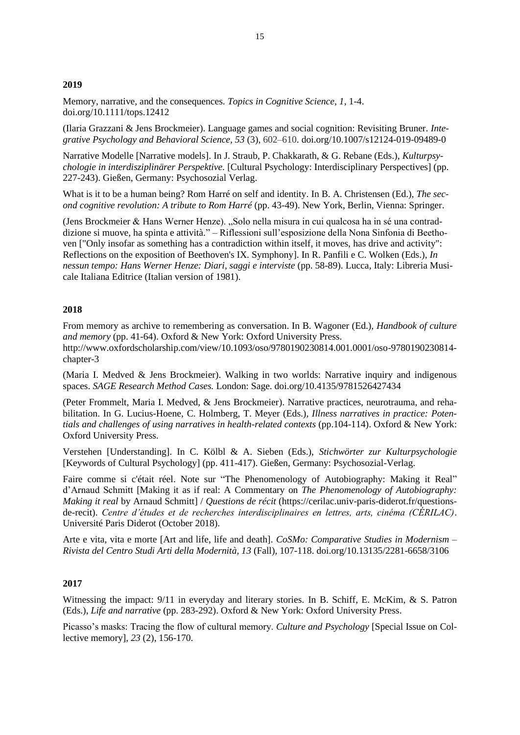## 2019

Memory, narrative, and the consequences. *Topics in Cognitive Science, 1*, 1-4. doi.org/10.1111/tops.12412

(Ilaria Grazzani & Jens Brockmeier). Language games and social cognition: Revisiting Bruner. *Integrative Psychology and Behavioral Science, 53* (3), 602–610. doi.org/10.1007/s12124-019-09489-0

Narrative Modelle [Narrative models]. In J. Straub, P. Chakkarath, & G. Rebane (Eds.), *Kulturpsychologie in interdisziplinärer Perspektive*. [Cultural Psychology: Interdisciplinary Perspectives] (pp. 227-243). Gießen, Germany: Psychosozial Verlag.

What is it to be a human being? Rom Harré on self and identity. In B. A. Christensen (Ed.), *The second cognitive revolution: A tribute to Rom Harré* (pp. 43-49). New York, Berlin, Vienna: Springer.

(Jens Brockmeier & Hans Werner Henze). „Solo nella misura in cui qualcosa ha in sé una contraddizione si muove, ha spinta e attività." – Riflessioni sull'esposizione della Nona Sinfonia di Beethoven ["Only insofar as something has a contradiction within itself, it moves, has drive and activity": Reflections on the exposition of Beethoven's IX. Symphony]. In R. Panfili e C. Wolken (Eds.), *In nessun tempo: Hans Werner Henze: Diari, saggi e interviste* (pp. 58-89). Lucca, Italy: Libreria Musicale Italiana Editrice (Italian version of 1981).

## 2018

From memory as archive to remembering as conversation. In B. Wagoner (Ed.), *Handbook of culture and memory* (pp. 41-64). Oxford & New York: Oxford University Press. http://www.oxfordscholarship.com/view/10.1093/oso/9780190230814.001.0001/oso-9780190230814-chapter-3

(Maria I. Medved & Jens Brockmeier). Walking in two worlds: Narrative inquiry and indigenous spaces. *SAGE Research Method Cases.* London: Sage. doi.org/10.4135/9781526427434

(Peter Frommelt, Maria I. Medved, & Jens Brockmeier). Narrative practices, neurotrauma, and rehabilitation. In G. Lucius-Hoene, C. Holmberg, T. Meyer (Eds.), *Illness narratives in practice: Potentials and challenges of using narratives in health-related contexts* (pp.104-114). Oxford & New York: Oxford University Press.

Verstehen [Understanding]. In C. Kölbl & A. Sieben (Eds.), *Stichwörter zur Kulturpsychologie* [Keywords of Cultural Psychology] (pp. 411-417). Gießen, Germany: Psychosozial-Verlag.

Faire comme si c'était réel. Note sur "The Phenomenology of Autobiography: Making it Real" d'Arnaud Schmitt [Making it as if real: A Commentary on *The Phenomenology of Autobiography: Making it real* by Arnaud Schmitt] / *Questions de récit* (https://cerilac.univ-paris-diderot.fr/questions-de-recit). *Centre d'études et de recherches interdisciplinaires en lettres, arts, cinéma (CÉRILAC)*. Université Paris Diderot (October 2018).

Arte e vita, vita e morte [Art and life, life and death]. *CoSMo: Comparative Studies in Modernism – Rivista del Centro Studi Arti della Modernità, 13* (Fall), 107-118. doi.org/10.13135/2281-6658/3106

## 2017

Witnessing the impact: 9/11 in everyday and literary stories. In B. Schiff, E. McKim, & S. Patron (Eds.), *Life and narrative* (pp. 283-292). Oxford & New York: Oxford University Press.

Picasso's masks: Tracing the flow of cultural memory. *Culture and Psychology* [Special Issue on Collective memory], *23* (2), 156-170.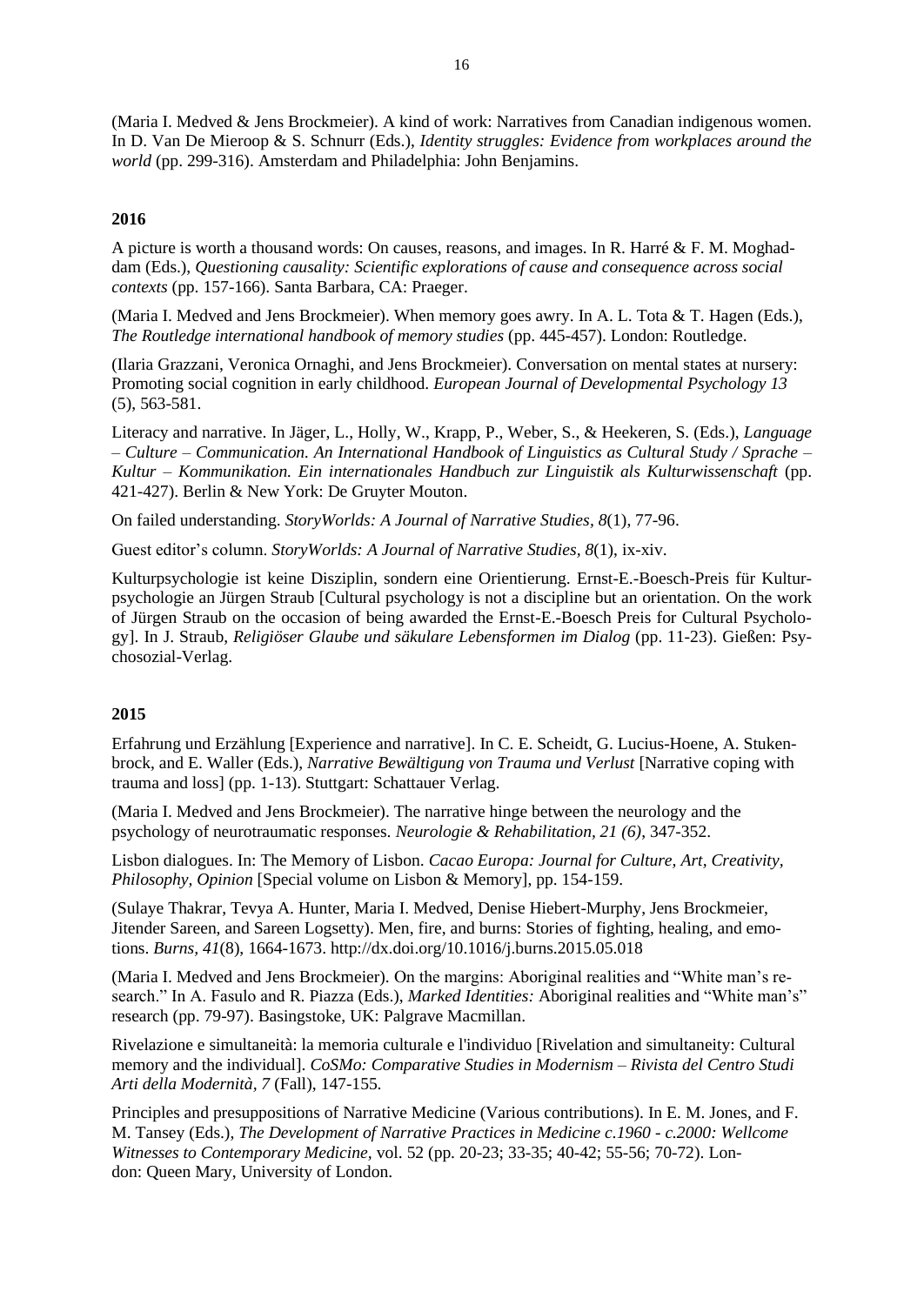(Maria I. Medved & Jens Brockmeier). A kind of work: Narratives from Canadian indigenous women. In D. Van De Mieroop & S. Schnurr (Eds.), *Identity struggles: Evidence from workplaces around the world* (pp. 299-316). Amsterdam and Philadelphia: John Benjamins.

**2016**

A picture is worth a thousand words: On causes, reasons, and images. In R. Harré & F. M. Moghaddam (Eds.), *Questioning causality: Scientific explorations of cause and consequence across social contexts* (pp. 157-166). Santa Barbara, CA: Praeger.

(Maria I. Medved and Jens Brockmeier). When memory goes awry. In A. L. Tota & T. Hagen (Eds.), *The Routledge international handbook of memory studies* (pp. 445-457). London: Routledge.

(Ilaria Grazzani, Veronica Ornaghi, and Jens Brockmeier). Conversation on mental states at nursery: Promoting social cognition in early childhood. *European Journal of Developmental Psychology 13* (5), 563-581.

Literacy and narrative. In Jäger, L., Holly, W., Krapp, P., Weber, S., & Heekeren, S. (Eds.), *Language – Culture – Communication. An International Handbook of Linguistics as Cultural Study / Sprache – Kultur – Kommunikation. Ein internationales Handbuch zur Linguistik als Kulturwissenschaft* (pp. 421-427). Berlin & New York: De Gruyter Mouton.

On failed understanding. *StoryWorlds: A Journal of Narrative Studies*, *8*(1), 77-96.

Guest editor's column. *StoryWorlds: A Journal of Narrative Studies, 8*(1), ix-xiv.

Kulturpsychologie ist keine Disziplin, sondern eine Orientierung. Ernst-E.-Boesch-Preis für Kulturpsychologie an Jürgen Straub [Cultural psychology is not a discipline but an orientation. On the work of Jürgen Straub on the occasion of being awarded the Ernst-E.-Boesch Preis for Cultural Psychology]. In J. Straub, *Religiöser Glaube und säkulare Lebensformen im Dialog* (pp. 11-23). Gießen: Psychosozial-Verlag.

**2015**

Erfahrung und Erzählung [Experience and narrative]. In C. E. Scheidt, G. Lucius-Hoene, A. Stukenbrock, and E. Waller (Eds.), *Narrative Bewältigung von Trauma und Verlust* [Narrative coping with trauma and loss] (pp. 1-13). Stuttgart: Schattauer Verlag.

(Maria I. Medved and Jens Brockmeier). The narrative hinge between the neurology and the psychology of neurotraumatic responses. *Neurologie & Rehabilitation, 21 (6)*, 347-352.

Lisbon dialogues. In: The Memory of Lisbon. *Cacao Europa: Journal for Culture, Art, Creativity, Philosophy, Opinion* [Special volume on Lisbon & Memory], pp. 154-159.

(Sulaye Thakrar, Tevya A. Hunter, Maria I. Medved, Denise Hiebert-Murphy, Jens Brockmeier, Jitender Sareen, and Sareen Logsetty). Men, fire, and burns: Stories of fighting, healing, and emotions. *Burns, 41*(8), 1664-1673. http://dx.doi.org/10.1016/j.burns.2015.05.018

(Maria I. Medved and Jens Brockmeier). On the margins: Aboriginal realities and "White man's research." In A. Fasulo and R. Piazza (Eds.), *Marked Identities:* Aboriginal realities and "White man's" research (pp. 79-97). Basingstoke, UK: Palgrave Macmillan.

Rivelazione e simultaneità: la memoria culturale e l'individuo [Rivelation and simultaneity: Cultural memory and the individual]. *CoSMo: Comparative Studies in Modernism – Rivista del Centro Studi Arti della Modernità, 7* (Fall), 147-155.

Principles and presuppositions of Narrative Medicine (Various contributions). In E. M. Jones, and F. M. Tansey (Eds.), *The Development of Narrative Practices in Medicine c.1960 - c.2000: Wellcome Witnesses to Contemporary Medicine*, vol. 52 (pp. 20-23; 33-35; 40-42; 55-56; 70-72). London: Queen Mary, University of London.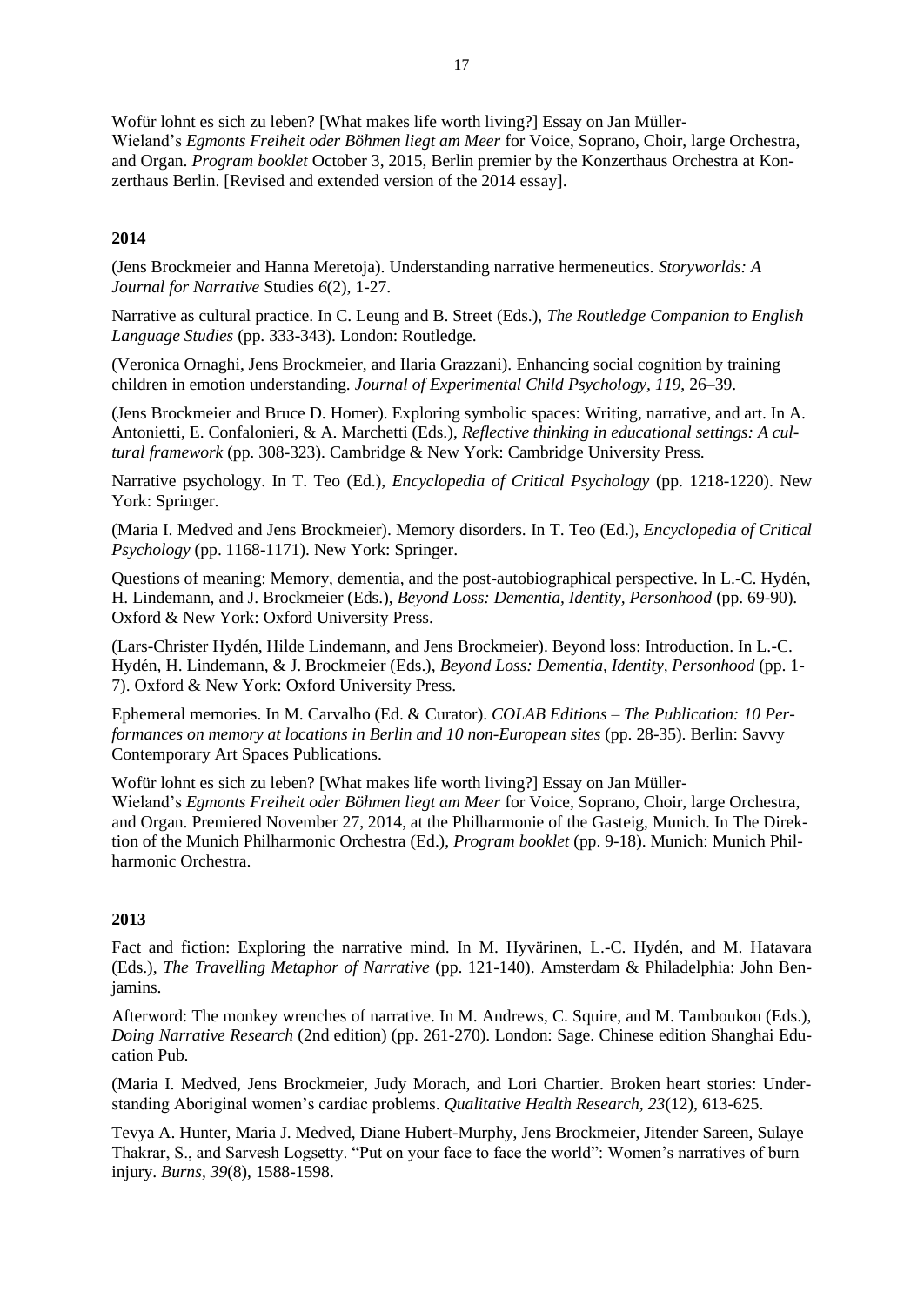Wofür lohnt es sich zu leben? [What makes life worth living?] Essay on Jan Müller-Wieland's *Egmonts Freiheit oder Böhmen liegt am Meer* for Voice, Soprano, Choir, large Orchestra, and Organ. *Program booklet* October 3, 2015, Berlin premier by the Konzerthaus Orchestra at Konzerthaus Berlin. [Revised and extended version of the 2014 essay].

**2014**

(Jens Brockmeier and Hanna Meretoja). Understanding narrative hermeneutics. *Storyworlds: A Journal for Narrative* Studies *6*(2), 1-27.

Narrative as cultural practice. In C. Leung and B. Street (Eds.), *The Routledge Companion to English Language Studies* (pp. 333-343). London: Routledge.

(Veronica Ornaghi, Jens Brockmeier, and Ilaria Grazzani). Enhancing social cognition by training children in emotion understanding. *Journal of Experimental Child Psychology, 119,* 26–39.

(Jens Brockmeier and Bruce D. Homer). Exploring symbolic spaces: Writing, narrative, and art. In A. Antonietti, E. Confalonieri, & A. Marchetti (Eds.), *Reflective thinking in educational settings: A cultural framework* (pp. 308-323). Cambridge & New York: Cambridge University Press.

Narrative psychology. In T. Teo (Ed.), *Encyclopedia of Critical Psychology* (pp. 1218-1220). New York: Springer.

(Maria I. Medved and Jens Brockmeier). Memory disorders. In T. Teo (Ed.), *Encyclopedia of Critical Psychology* (pp. 1168-1171). New York: Springer.

Questions of meaning: Memory, dementia, and the post-autobiographical perspective. In L.-C. Hydén, H. Lindemann, and J. Brockmeier (Eds.), *Beyond Loss: Dementia, Identity, Personhood* (pp. 69-90). Oxford & New York: Oxford University Press.

(Lars-Christer Hydén, Hilde Lindemann, and Jens Brockmeier). Beyond loss: Introduction. In L.-C. Hydén, H. Lindemann, & J. Brockmeier (Eds.), *Beyond Loss: Dementia, Identity, Personhood* (pp. 1-7). Oxford & New York: Oxford University Press.

Ephemeral memories. In M. Carvalho (Ed. & Curator). *COLAB Editions – The Publication: 10 Performances on memory at locations in Berlin and 10 non-European sites* (pp. 28-35). Berlin: Savvy Contemporary Art Spaces Publications.

Wofür lohnt es sich zu leben? [What makes life worth living?] Essay on Jan Müller-Wieland's *Egmonts Freiheit oder Böhmen liegt am Meer* for Voice, Soprano, Choir, large Orchestra, and Organ. Premiered November 27, 2014, at the Philharmonie of the Gasteig, Munich. In The Direktion of the Munich Philharmonic Orchestra (Ed.), *Program booklet* (pp. 9-18). Munich: Munich Philharmonic Orchestra.

**2013**

Fact and fiction: Exploring the narrative mind. In M. Hyvärinen, L.-C. Hydén, and M. Hatavara (Eds.), *The Travelling Metaphor of Narrative* (pp. 121-140). Amsterdam & Philadelphia: John Benjamins.

Afterword: The monkey wrenches of narrative. In M. Andrews, C. Squire, and M. Tamboukou (Eds.), *Doing Narrative Research* (2nd edition) (pp. 261-270). London: Sage. Chinese edition Shanghai Education Pub.

(Maria I. Medved, Jens Brockmeier, Judy Morach, and Lori Chartier. Broken heart stories: Understanding Aboriginal women's cardiac problems. *Qualitative Health Research, 23*(12), 613-625.

Tevya A. Hunter, Maria J. Medved, Diane Hubert-Murphy, Jens Brockmeier, Jitender Sareen, Sulaye Thakrar, S., and Sarvesh Logsetty. "Put on your face to face the world": Women's narratives of burn injury. *Burns, 39*(8), 1588-1598.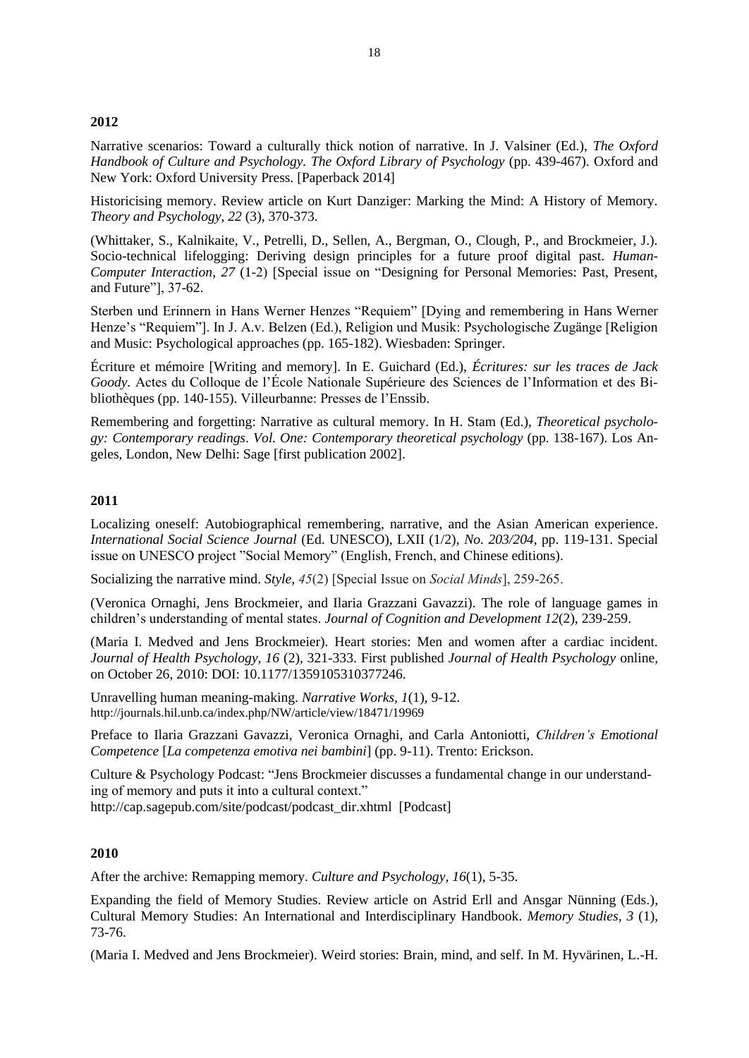**2012**

Narrative scenarios: Toward a culturally thick notion of narrative. In J. Valsiner (Ed.), *The Oxford Handbook of Culture and Psychology. The Oxford Library of Psychology* (pp. 439-467). Oxford and New York: Oxford University Press. [Paperback 2014]

Historicising memory. Review article on Kurt Danziger: Marking the Mind: A History of Memory. *Theory and Psychology, 22* (3), 370-373.

(Whittaker, S., Kalnikaite, V., Petrelli, D., Sellen, A., Bergman, O., Clough, P., and Brockmeier, J.). Socio-technical lifelogging: Deriving design principles for a future proof digital past. *Human-Computer Interaction, 27* (1-2) [Special issue on "Designing for Personal Memories: Past, Present, and Future"], 37-62.

Sterben und Erinnern in Hans Werner Henzes "Requiem" [Dying and remembering in Hans Werner Henze's "Requiem"]. In J. A.v. Belzen (Ed.), Religion und Musik: Psychologische Zugänge [Religion and Music: Psychological approaches (pp. 165-182). Wiesbaden: Springer.

Écriture et mémoire [Writing and memory]. In E. Guichard (Ed.), *Écritures: sur les traces de Jack Goody*. Actes du Colloque de l'École Nationale Supérieure des Sciences de l'Information et des Bibliothèques (pp. 140-155). Villeurbanne: Presses de l'Enssib.

Remembering and forgetting: Narrative as cultural memory. In H. Stam (Ed.), *Theoretical psychology: Contemporary readings*. *Vol. One: Contemporary theoretical psychology* (pp. 138-167). Los Angeles, London, New Delhi: Sage [first publication 2002].

**2011**

Localizing oneself: Autobiographical remembering, narrative, and the Asian American experience. *International Social Science Journal* (Ed. UNESCO), LXII (1/2), *No. 203/204*, pp. 119-131. Special issue on UNESCO project "Social Memory" (English, French, and Chinese editions).

Socializing the narrative mind. *Style, 45*(2) [Special Issue on *Social Minds*], 259-265.

(Veronica Ornaghi, Jens Brockmeier, and Ilaria Grazzani Gavazzi). The role of language games in children's understanding of mental states. *Journal of Cognition and Development 12*(2), 239-259.

(Maria I. Medved and Jens Brockmeier). Heart stories: Men and women after a cardiac incident. *Journal of Health Psychology, 16* (2), 321-333. First published *Journal of Health Psychology* online, on October 26, 2010: DOI: 10.1177/1359105310377246.

Unravelling human meaning-making. *Narrative Works, 1*(1), 9-12. http://journals.hil.unb.ca/index.php/NW/article/view/18471/19969

Preface to Ilaria Grazzani Gavazzi, Veronica Ornaghi, and Carla Antoniotti, *Children's Emotional Competence* [*La competenza emotiva nei bambini*] (pp. 9-11). Trento: Erickson.

Culture & Psychology Podcast: "Jens Brockmeier discusses a fundamental change in our understanding of memory and puts it into a cultural context." http://cap.sagepub.com/site/podcast/podcast_dir.xhtml [Podcast]

**2010**

After the archive: Remapping memory. *Culture and Psychology, 16*(1), 5-35.

Expanding the field of Memory Studies. Review article on Astrid Erll and Ansgar Nünning (Eds.), Cultural Memory Studies: An International and Interdisciplinary Handbook. *Memory Studies, 3* (1), 73-76.

(Maria I. Medved and Jens Brockmeier). Weird stories: Brain, mind, and self. In M. Hyvärinen, L.-H.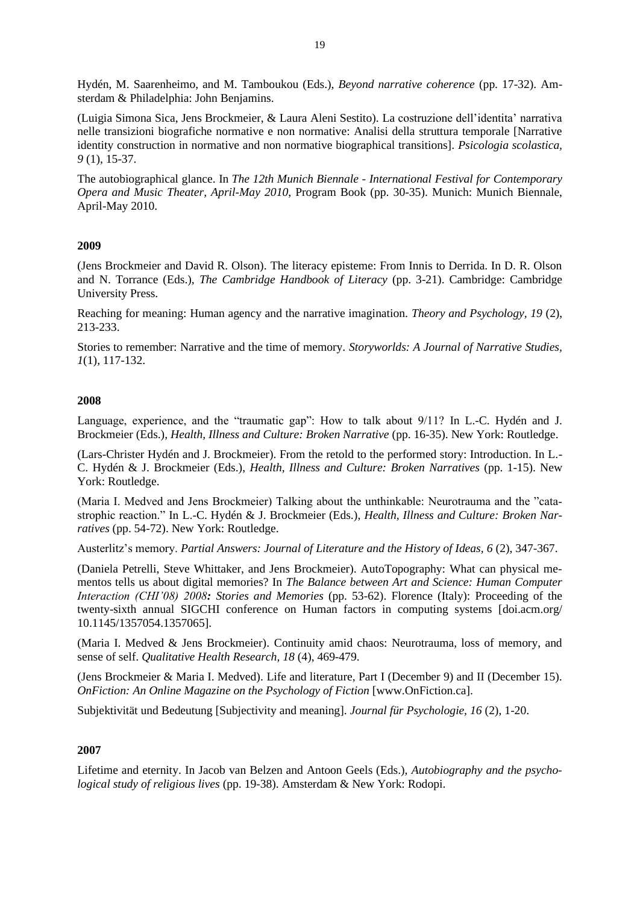Hydén, M. Saarenheimo, and M. Tamboukou (Eds.), *Beyond narrative coherence* (pp. 17-32). Amsterdam & Philadelphia: John Benjamins.

(Luigia Simona Sica, Jens Brockmeier, & Laura Aleni Sestito). La costruzione dell'identita' narrativa nelle transizioni biografiche normative e non normative: Analisi della struttura temporale [Narrative identity construction in normative and non normative biographical transitions]. *Psicologia scolastica, 9* (1), 15-37.

The autobiographical glance. In *The 12th Munich Biennale - International Festival for Contemporary Opera and Music Theater, April-May 2010*, Program Book (pp. 30-35). Munich: Munich Biennale, April-May 2010.

**2009**

(Jens Brockmeier and David R. Olson). The literacy episteme: From Innis to Derrida. In D. R. Olson and N. Torrance (Eds.), *The Cambridge Handbook of Literacy* (pp. 3-21). Cambridge: Cambridge University Press.

Reaching for meaning: Human agency and the narrative imagination. *Theory and Psychology, 19* (2), 213-233.

Stories to remember: Narrative and the time of memory. *Storyworlds: A Journal of Narrative Studies, 1*(1), 117-132.

**2008**

Language, experience, and the "traumatic gap": How to talk about 9/11? In L.-C. Hydén and J. Brockmeier (Eds.), *Health, Illness and Culture: Broken Narrative* (pp. 16-35). New York: Routledge.

(Lars-Christer Hydén and J. Brockmeier). From the retold to the performed story: Introduction. In L.-C. Hydén & J. Brockmeier (Eds.), *Health, Illness and Culture: Broken Narratives* (pp. 1-15). New York: Routledge.

(Maria I. Medved and Jens Brockmeier) Talking about the unthinkable: Neurotrauma and the "catastrophic reaction." In L.-C. Hydén & J. Brockmeier (Eds.), *Health, Illness and Culture: Broken Narratives* (pp. 54-72). New York: Routledge.

Austerlitz's memory. *Partial Answers: Journal of Literature and the History of Ideas, 6* (2), 347-367.

(Daniela Petrelli, Steve Whittaker, and Jens Brockmeier). AutoTopography: What can physical mementos tells us about digital memories? In *The Balance between Art and Science: Human Computer Interaction (CHI'08) 2008: Stories and Memories* (pp. 53-62). Florence (Italy): Proceeding of the twenty-sixth annual SIGCHI conference on Human factors in computing systems [doi.acm.org/ 10.1145/1357054.1357065].

(Maria I. Medved & Jens Brockmeier). Continuity amid chaos: Neurotrauma, loss of memory, and sense of self. *Qualitative Health Research, 18* (4), 469-479.

(Jens Brockmeier & Maria I. Medved). Life and literature, Part I (December 9) and II (December 15). *OnFiction: An Online Magazine on the Psychology of Fiction* [www.OnFiction.ca].

Subjektivität und Bedeutung [Subjectivity and meaning]. *Journal für Psychologie, 16* (2), 1-20.

**2007**

Lifetime and eternity. In Jacob van Belzen and Antoon Geels (Eds.), *Autobiography and the psychological study of religious lives* (pp. 19-38). Amsterdam & New York: Rodopi.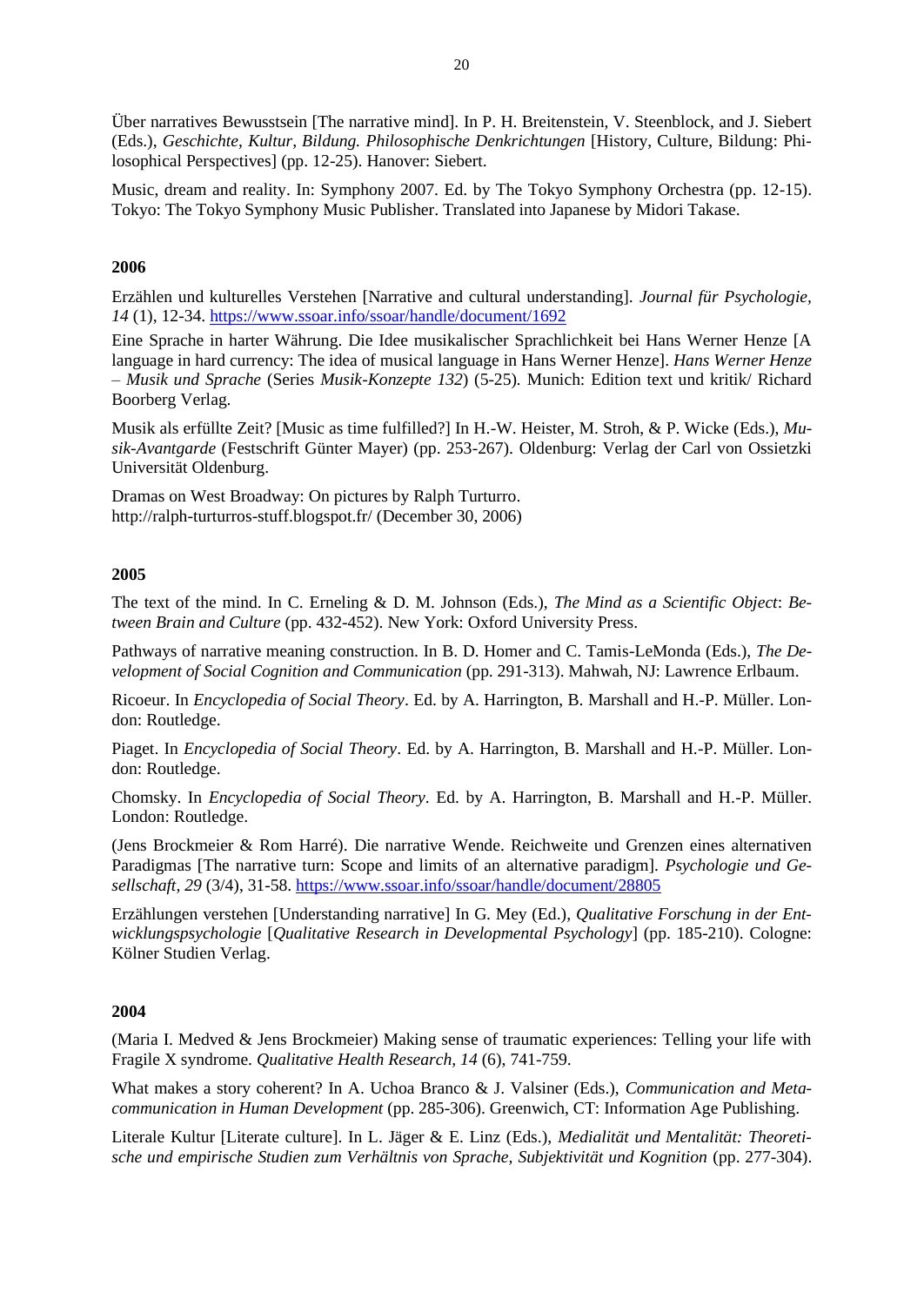Über narratives Bewusstsein [The narrative mind]. In P. H. Breitenstein, V. Steenblock, and J. Siebert (Eds.), *Geschichte, Kultur, Bildung. Philosophische Denkrichtungen* [History, Culture, Bildung: Philosophical Perspectives] (pp. 12-25). Hanover: Siebert.

Music, dream and reality. In: Symphony 2007. Ed. by The Tokyo Symphony Orchestra (pp. 12-15). Tokyo: The Tokyo Symphony Music Publisher. Translated into Japanese by Midori Takase.

**2006**

Erzählen und kulturelles Verstehen [Narrative and cultural understanding]. *Journal für Psychologie, 14* (1), 12-34. https://www.ssoar.info/ssoar/handle/document/1692

Eine Sprache in harter Währung. Die Idee musikalischer Sprachlichkeit bei Hans Werner Henze [A language in hard currency: The idea of musical language in Hans Werner Henze]. *Hans Werner Henze – Musik und Sprache* (Series *Musik-Konzepte 132*) (5-25). Munich: Edition text und kritik/ Richard Boorberg Verlag.

Musik als erfüllte Zeit? [Music as time fulfilled?] In H.-W. Heister, M. Stroh, & P. Wicke (Eds.), *Musik-Avantgarde* (Festschrift Günter Mayer) (pp. 253-267). Oldenburg: Verlag der Carl von Ossietzki Universität Oldenburg.

Dramas on West Broadway: On pictures by Ralph Turturro.
http://ralph-turturros-stuff.blogspot.fr/ (December 30, 2006)

**2005**

The text of the mind. In C. Erneling & D. M. Johnson (Eds.), *The Mind as a Scientific Object*: *Between Brain and Culture* (pp. 432-452). New York: Oxford University Press.

Pathways of narrative meaning construction. In B. D. Homer and C. Tamis-LeMonda (Eds.), *The Development of Social Cognition and Communication* (pp. 291-313). Mahwah, NJ: Lawrence Erlbaum.

Ricoeur. In *Encyclopedia of Social Theory*. Ed. by A. Harrington, B. Marshall and H.-P. Müller. London: Routledge.

Piaget. In *Encyclopedia of Social Theory*. Ed. by A. Harrington, B. Marshall and H.-P. Müller. London: Routledge.

Chomsky. In *Encyclopedia of Social Theory*. Ed. by A. Harrington, B. Marshall and H.-P. Müller. London: Routledge.

(Jens Brockmeier & Rom Harré). Die narrative Wende. Reichweite und Grenzen eines alternativen Paradigmas [The narrative turn: Scope and limits of an alternative paradigm]. *Psychologie und Gesellschaft, 29* (3/4), 31-58. https://www.ssoar.info/ssoar/handle/document/28805

Erzählungen verstehen [Understanding narrative] In G. Mey (Ed.), *Qualitative Forschung in der Entwicklungspsychologie* [*Qualitative Research in Developmental Psychology*] (pp. 185-210). Cologne: Kölner Studien Verlag.

**2004**

(Maria I. Medved & Jens Brockmeier) Making sense of traumatic experiences: Telling your life with Fragile X syndrome. *Qualitative Health Research, 14* (6), 741-759.

What makes a story coherent? In A. Uchoa Branco & J. Valsiner (Eds.), *Communication and Metacommunication in Human Development* (pp. 285-306). Greenwich, CT: Information Age Publishing.

Literale Kultur [Literate culture]. In L. Jäger & E. Linz (Eds.), *Medialität und Mentalität: Theoretische und empirische Studien zum Verhältnis von Sprache, Subjektivität und Kognition* (pp. 277-304).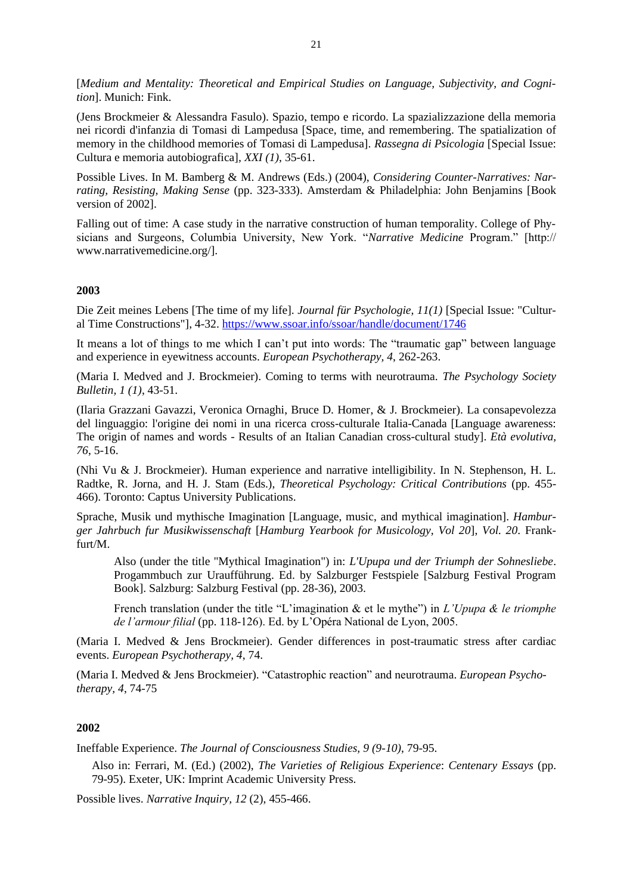[*Medium and Mentality: Theoretical and Empirical Studies on Language, Subjectivity, and Cognition*]. Munich: Fink.

(Jens Brockmeier & Alessandra Fasulo). Spazio, tempo e ricordo. La spazializzazione della memoria nei ricordi d'infanzia di Tomasi di Lampedusa [Space, time, and remembering. The spatialization of memory in the childhood memories of Tomasi di Lampedusa]. *Rassegna di Psicologia* [Special Issue: Cultura e memoria autobiografica], *XXI (1)*, 35-61.

Possible Lives. In M. Bamberg & M. Andrews (Eds.) (2004), *Considering Counter-Narratives: Narrating, Resisting, Making Sense* (pp. 323-333). Amsterdam & Philadelphia: John Benjamins [Book version of 2002].

Falling out of time: A case study in the narrative construction of human temporality. College of Physicians and Surgeons, Columbia University, New York. "*Narrative Medicine* Program." [http://www.narrativemedicine.org/].

**2003**

Die Zeit meines Lebens [The time of my life]. *Journal für Psychologie, 11(1)* [Special Issue: "Cultural Time Constructions"], 4-32. https://www.ssoar.info/ssoar/handle/document/1746

It means a lot of things to me which I can't put into words: The "traumatic gap" between language and experience in eyewitness accounts. *European Psychotherapy, 4*, 262-263.

(Maria I. Medved and J. Brockmeier). Coming to terms with neurotrauma. *The Psychology Society Bulletin, 1 (1)*, 43-51.

(Ilaria Grazzani Gavazzi, Veronica Ornaghi, Bruce D. Homer, & J. Brockmeier). La consapevolezza del linguaggio: l'origine dei nomi in una ricerca cross-culturale Italia-Canada [Language awareness: The origin of names and words - Results of an Italian Canadian cross-cultural study]. *Età evolutiva, 76*, 5-16.

(Nhi Vu & J. Brockmeier). Human experience and narrative intelligibility. In N. Stephenson, H. L. Radtke, R. Jorna, and H. J. Stam (Eds.), *Theoretical Psychology: Critical Contributions* (pp. 455-466). Toronto: Captus University Publications.

Sprache, Musik und mythische Imagination [Language, music, and mythical imagination]. *Hamburger Jahrbuch fur Musikwissenschaft* [*Hamburg Yearbook for Musicology, Vol 20*], *Vol. 20*. Frankfurt/M.

> Also (under the title "Mythical Imagination") in: *L'Upupa und der Triumph der Sohnesliebe*. Progammbuch zur Uraufführung. Ed. by Salzburger Festspiele [Salzburg Festival Program Book]. Salzburg: Salzburg Festival (pp. 28-36), 2003.
>
> French translation (under the title "L'imagination & et le mythe") in *L'Upupa & le triomphe de l'armour filial* (pp. 118-126). Ed. by L'Opéra National de Lyon, 2005.

(Maria I. Medved & Jens Brockmeier). Gender differences in post-traumatic stress after cardiac events. *European Psychotherapy, 4*, 74.

(Maria I. Medved & Jens Brockmeier). "Catastrophic reaction" and neurotrauma. *European Psychotherapy, 4*, 74-75

**2002**

Ineffable Experience. *The Journal of Consciousness Studies, 9 (9-10)*, 79-95.

> Also in: Ferrari, M. (Ed.) (2002), *The Varieties of Religious Experience*: *Centenary Essays* (pp. 79-95). Exeter, UK: Imprint Academic University Press.

Possible lives. *Narrative Inquiry, 12* (2), 455-466.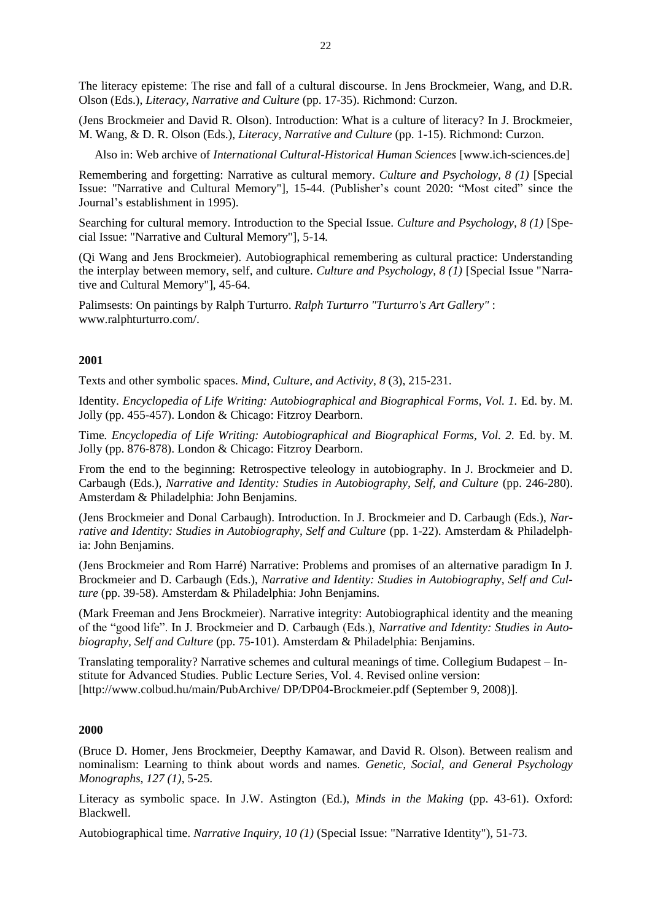The literacy episteme: The rise and fall of a cultural discourse. In Jens Brockmeier, Wang, and D.R. Olson (Eds.), *Literacy, Narrative and Culture* (pp. 17-35). Richmond: Curzon.

(Jens Brockmeier and David R. Olson). Introduction: What is a culture of literacy? In J. Brockmeier, M. Wang, & D. R. Olson (Eds.), *Literacy, Narrative and Culture* (pp. 1-15). Richmond: Curzon.

Also in: Web archive of *International Cultural-Historical Human Sciences* [www.ich-sciences.de]

Remembering and forgetting: Narrative as cultural memory. *Culture and Psychology, 8 (1)* [Special Issue: "Narrative and Cultural Memory"], 15-44. (Publisher's count 2020: "Most cited" since the Journal's establishment in 1995).

Searching for cultural memory. Introduction to the Special Issue. *Culture and Psychology, 8 (1)* [Special Issue: "Narrative and Cultural Memory"], 5-14.

(Qi Wang and Jens Brockmeier). Autobiographical remembering as cultural practice: Understanding the interplay between memory, self, and culture. *Culture and Psychology, 8 (1)* [Special Issue "Narrative and Cultural Memory"], 45-64.

Palimsests: On paintings by Ralph Turturro. *Ralph Turturro "Turturro's Art Gallery"* : www.ralphturturro.com/.

**2001**

Texts and other symbolic spaces. *Mind, Culture, and Activity, 8* (3), 215-231.

Identity. *Encyclopedia of Life Writing: Autobiographical and Biographical Forms, Vol. 1.* Ed. by. M. Jolly (pp. 455-457). London & Chicago: Fitzroy Dearborn.

Time. *Encyclopedia of Life Writing: Autobiographical and Biographical Forms, Vol. 2.* Ed. by. M. Jolly (pp. 876-878). London & Chicago: Fitzroy Dearborn.

From the end to the beginning: Retrospective teleology in autobiography. In J. Brockmeier and D. Carbaugh (Eds.), *Narrative and Identity: Studies in Autobiography, Self, and Culture* (pp. 246-280). Amsterdam & Philadelphia: John Benjamins.

(Jens Brockmeier and Donal Carbaugh). Introduction. In J. Brockmeier and D. Carbaugh (Eds.), *Narrative and Identity: Studies in Autobiography, Self and Culture* (pp. 1-22). Amsterdam & Philadelphia: John Benjamins.

(Jens Brockmeier and Rom Harré) Narrative: Problems and promises of an alternative paradigm In J. Brockmeier and D. Carbaugh (Eds.), *Narrative and Identity: Studies in Autobiography, Self and Culture* (pp. 39-58). Amsterdam & Philadelphia: John Benjamins.

(Mark Freeman and Jens Brockmeier). Narrative integrity: Autobiographical identity and the meaning of the "good life". In J. Brockmeier and D. Carbaugh (Eds.), *Narrative and Identity: Studies in Autobiography, Self and Culture* (pp. 75-101). Amsterdam & Philadelphia: Benjamins.

Translating temporality? Narrative schemes and cultural meanings of time. Collegium Budapest – Institute for Advanced Studies. Public Lecture Series, Vol. 4. Revised online version: [http://www.colbud.hu/main/PubArchive/ DP/DP04-Brockmeier.pdf (September 9, 2008)].

**2000**

(Bruce D. Homer, Jens Brockmeier, Deepthy Kamawar, and David R. Olson). Between realism and nominalism: Learning to think about words and names. *Genetic, Social, and General Psychology Monographs, 127 (1)*, 5-25.

Literacy as symbolic space. In J.W. Astington (Ed.), *Minds in the Making* (pp. 43-61). Oxford: Blackwell.

Autobiographical time. *Narrative Inquiry, 10 (1)* (Special Issue: "Narrative Identity"), 51-73.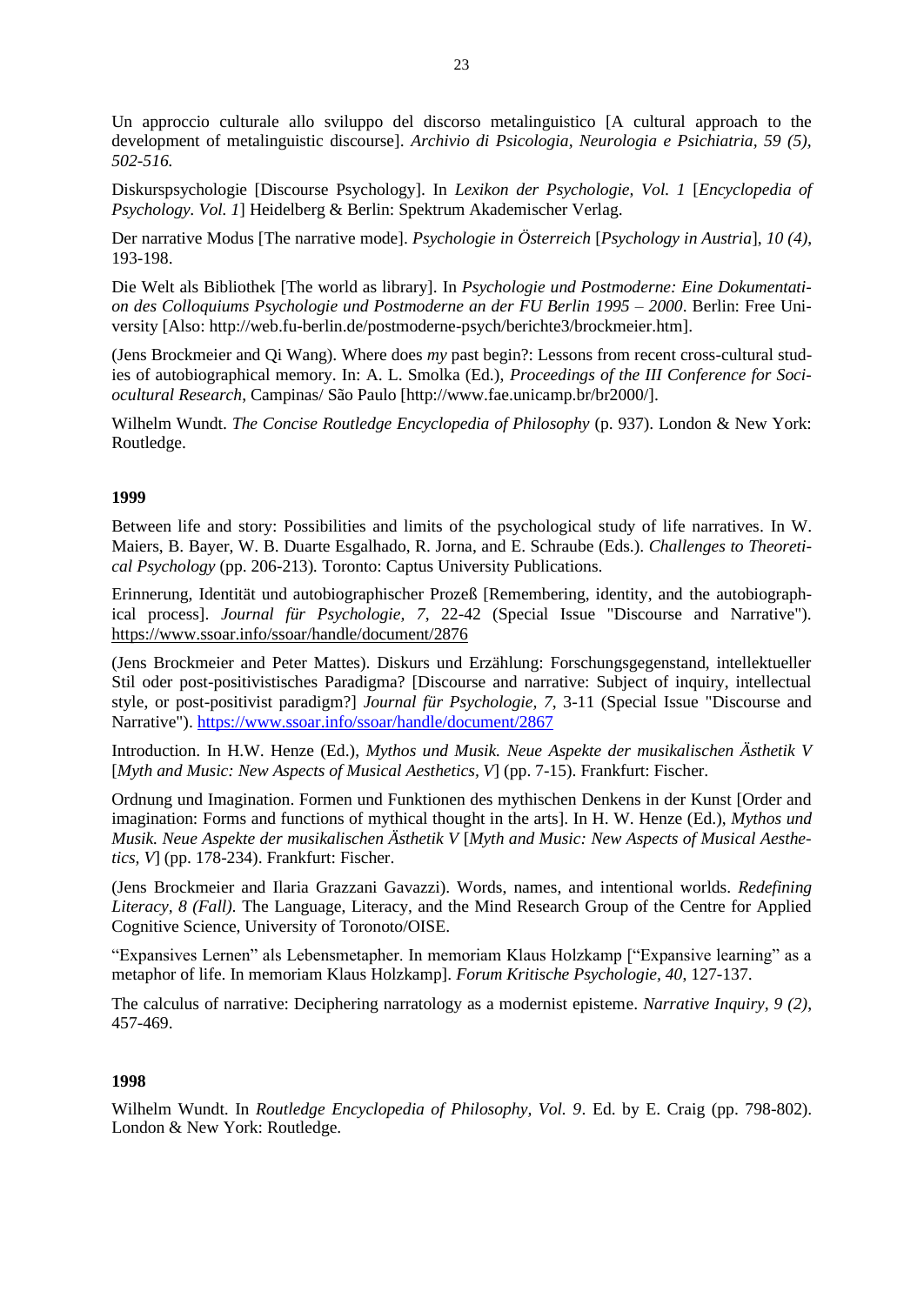Un approccio culturale allo sviluppo del discorso metalinguistico [A cultural approach to the development of metalinguistic discourse]. *Archivio di Psicologia, Neurologia e Psichiatria, 59 (5), 502-516.*

Diskurspsychologie [Discourse Psychology]. In *Lexikon der Psychologie, Vol. 1* [*Encyclopedia of Psychology. Vol. 1*] Heidelberg & Berlin: Spektrum Akademischer Verlag.

Der narrative Modus [The narrative mode]. *Psychologie in Österreich* [*Psychology in Austria*], *10 (4)*, 193-198.

Die Welt als Bibliothek [The world as library]. In *Psychologie und Postmoderne: Eine Dokumentation des Colloquiums Psychologie und Postmoderne an der FU Berlin 1995 – 2000*. Berlin: Free University [Also: http://web.fu-berlin.de/postmoderne-psych/berichte3/brockmeier.htm].

(Jens Brockmeier and Qi Wang). Where does *my* past begin?: Lessons from recent cross-cultural studies of autobiographical memory. In: A. L. Smolka (Ed.), *Proceedings of the III Conference for Sociocultural Research*, Campinas/ São Paulo [http://www.fae.unicamp.br/br2000/].

Wilhelm Wundt. *The Concise Routledge Encyclopedia of Philosophy* (p. 937). London & New York: Routledge.

**1999**

Between life and story: Possibilities and limits of the psychological study of life narratives. In W. Maiers, B. Bayer, W. B. Duarte Esgalhado, R. Jorna, and E. Schraube (Eds.). *Challenges to Theoretical Psychology* (pp. 206-213). Toronto: Captus University Publications.

Erinnerung, Identität und autobiographischer Prozeß [Remembering, identity, and the autobiographical process]. *Journal für Psychologie, 7*, 22-42 (Special Issue "Discourse and Narrative"). https://www.ssoar.info/ssoar/handle/document/2876

(Jens Brockmeier and Peter Mattes). Diskurs und Erzählung: Forschungsgegenstand, intellektueller Stil oder post-positivistisches Paradigma? [Discourse and narrative: Subject of inquiry, intellectual style, or post-positivist paradigm?] *Journal für Psychologie, 7*, 3-11 (Special Issue "Discourse and Narrative"). https://www.ssoar.info/ssoar/handle/document/2867

Introduction. In H.W. Henze (Ed.), *Mythos und Musik. Neue Aspekte der musikalischen Ästhetik V* [*Myth and Music: New Aspects of Musical Aesthetics, V*] (pp. 7-15). Frankfurt: Fischer.

Ordnung und Imagination. Formen und Funktionen des mythischen Denkens in der Kunst [Order and imagination: Forms and functions of mythical thought in the arts]. In H. W. Henze (Ed.), *Mythos und Musik. Neue Aspekte der musikalischen Ästhetik V* [*Myth and Music: New Aspects of Musical Aesthetics, V*] (pp. 178-234). Frankfurt: Fischer.

(Jens Brockmeier and Ilaria Grazzani Gavazzi). Words, names, and intentional worlds. *Redefining Literacy, 8 (Fall)*. The Language, Literacy, and the Mind Research Group of the Centre for Applied Cognitive Science, University of Toronoto/OISE.

"Expansives Lernen" als Lebensmetapher. In memoriam Klaus Holzkamp ["Expansive learning" as a metaphor of life. In memoriam Klaus Holzkamp]. *Forum Kritische Psychologie, 40*, 127-137.

The calculus of narrative: Deciphering narratology as a modernist episteme. *Narrative Inquiry, 9 (2)*, 457-469.

**1998**

Wilhelm Wundt. In *Routledge Encyclopedia of Philosophy, Vol. 9*. Ed. by E. Craig (pp. 798-802). London & New York: Routledge.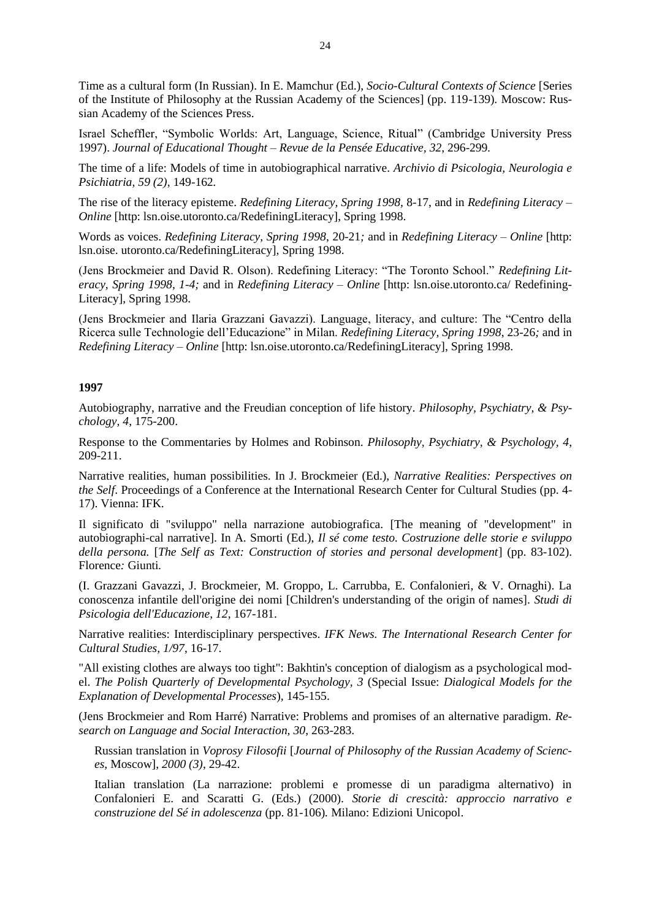Time as a cultural form (In Russian). In E. Mamchur (Ed.), *Socio-Cultural Contexts of Science* [Series of the Institute of Philosophy at the Russian Academy of the Sciences] (pp. 119-139). Moscow: Russian Academy of the Sciences Press.

Israel Scheffler, "Symbolic Worlds: Art, Language, Science, Ritual" (Cambridge University Press 1997). *Journal of Educational Thought – Revue de la Pensée Educative, 32*, 296-299.

The time of a life: Models of time in autobiographical narrative. *Archivio di Psicologia, Neurologia e Psichiatria, 59 (2)*, 149-162.

The rise of the literacy episteme. *Redefining Literacy, Spring 1998*, 8-17, and in *Redefining Literacy – Online* [http: lsn.oise.utoronto.ca/RedefiningLiteracy], Spring 1998.

Words as voices. *Redefining Literacy, Spring 1998*, 20-21*;* and in *Redefining Literacy – Online* [http: lsn.oise. utoronto.ca/RedefiningLiteracy], Spring 1998.

(Jens Brockmeier and David R. Olson). Redefining Literacy: "The Toronto School." *Redefining Literacy, Spring 1998*, *1-4;* and in *Redefining Literacy – Online* [http: lsn.oise.utoronto.ca/ Redefining-Literacy], Spring 1998.

(Jens Brockmeier and Ilaria Grazzani Gavazzi). Language, literacy, and culture: The "Centro della Ricerca sulle Technologie dell'Educazione" in Milan. *Redefining Literacy, Spring 1998*, 23-26*;* and in *Redefining Literacy – Online* [http: lsn.oise.utoronto.ca/RedefiningLiteracy], Spring 1998.

**1997**

Autobiography, narrative and the Freudian conception of life history. *Philosophy, Psychiatry, & Psychology, 4*, 175-200.

Response to the Commentaries by Holmes and Robinson. *Philosophy, Psychiatry, & Psychology, 4*, 209-211.

Narrative realities, human possibilities. In J. Brockmeier (Ed.), *Narrative Realities: Perspectives on the Self*. Proceedings of a Conference at the International Research Center for Cultural Studies (pp. 4-17). Vienna: IFK.

Il significato di "sviluppo" nella narrazione autobiografica. [The meaning of "development" in autobiographi-cal narrative]. In A. Smorti (Ed.), *Il sé come testo. Costruzione delle storie e sviluppo della persona.* [*The Self as Text: Construction of stories and personal development*] (pp. 83-102). Florence*:* Giunti*.*

(I. Grazzani Gavazzi, J. Brockmeier, M. Groppo, L. Carrubba, E. Confalonieri, & V. Ornaghi). La conoscenza infantile dell'origine dei nomi [Children's understanding of the origin of names]. *Studi di Psicologia dell'Educazione, 12*, 167-181.

Narrative realities: Interdisciplinary perspectives. *IFK News. The International Research Center for Cultural Studies, 1/97*, 16-17.

"All existing clothes are always too tight": Bakhtin's conception of dialogism as a psychological model. *The Polish Quarterly of Developmental Psychology, 3* (Special Issue: *Dialogical Models for the Explanation of Developmental Processes*), 145-155.

(Jens Brockmeier and Rom Harré) Narrative: Problems and promises of an alternative paradigm. *Research on Language and Social Interaction, 30*, 263-283.

Russian translation in *Voprosy Filosofii* [*Journal of Philosophy of the Russian Academy of Sciences,* Moscow]*, 2000 (3)*, 29-42.

Italian translation (La narrazione: problemi e promesse di un paradigma alternativo) in Confalonieri E. and Scaratti G. (Eds.) (2000). *Storie di crescità: approccio narrativo e construzione del Sé in adolescenza* (pp. 81-106)*.* Milano: Edizioni Unicopol.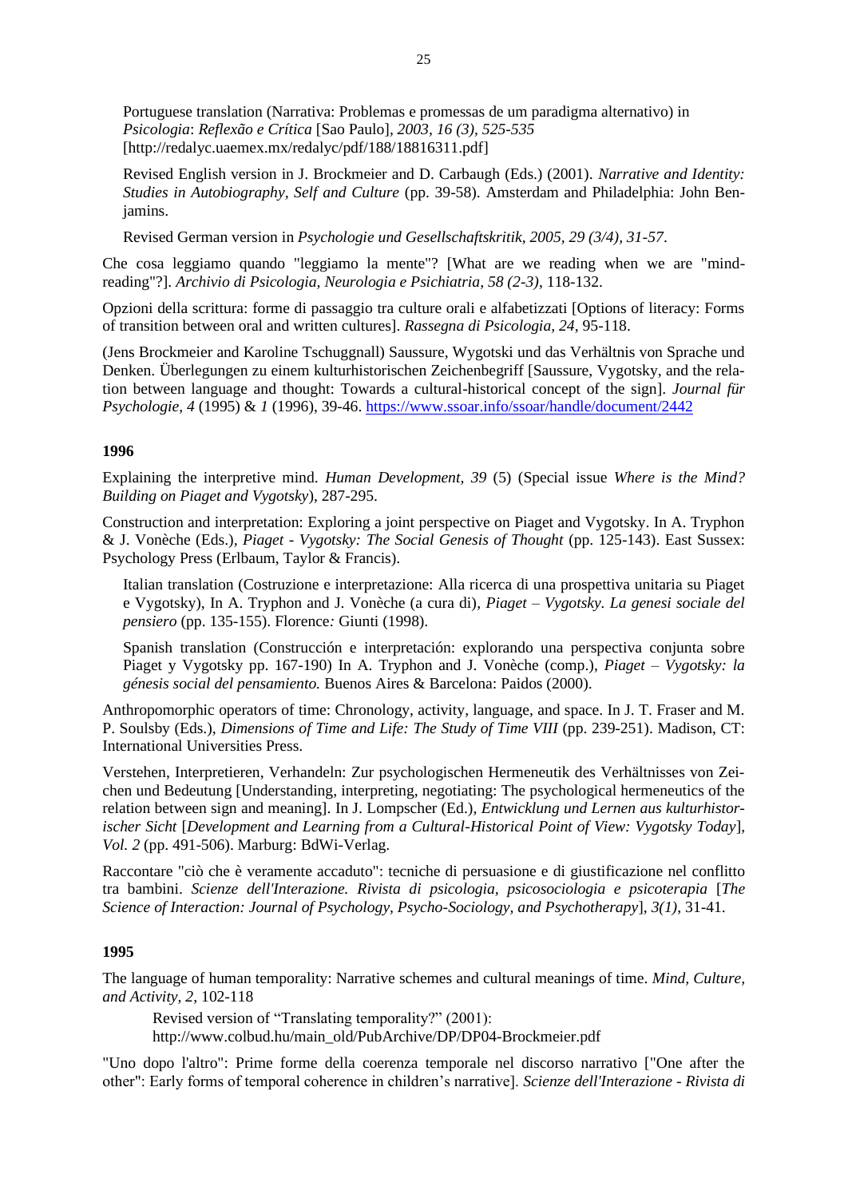Portuguese translation (Narrativa: Problemas e promessas de um paradigma alternativo) in *Psicologia*: *Reflexão e Crítica* [Sao Paulo], *2003, 16 (3), 525-535* [http://redalyc.uaemex.mx/redalyc/pdf/188/18816311.pdf]

Revised English version in J. Brockmeier and D. Carbaugh (Eds.) (2001). *Narrative and Identity: Studies in Autobiography, Self and Culture* (pp. 39-58). Amsterdam and Philadelphia: John Benjamins.

Revised German version in *Psychologie und Gesellschaftskritik, 2005, 29 (3/4), 31-57*.

Che cosa leggiamo quando "leggiamo la mente"? [What are we reading when we are "mind-reading"?]. *Archivio di Psicologia, Neurologia e Psichiatria, 58 (2-3)*, 118-132.

Opzioni della scrittura: forme di passaggio tra culture orali e alfabetizzati [Options of literacy: Forms of transition between oral and written cultures]. *Rassegna di Psicologia, 24*, 95-118.

(Jens Brockmeier and Karoline Tschuggnall) Saussure, Wygotski und das Verhältnis von Sprache und Denken. Überlegungen zu einem kulturhistorischen Zeichenbegriff [Saussure, Vygotsky, and the relation between language and thought: Towards a cultural-historical concept of the sign]. *Journal für Psychologie, 4* (1995) & *1* (1996), 39-46. https://www.ssoar.info/ssoar/handle/document/2442

**1996**

Explaining the interpretive mind. *Human Development, 39* (5) (Special issue *Where is the Mind? Building on Piaget and Vygotsky*), 287-295.

Construction and interpretation: Exploring a joint perspective on Piaget and Vygotsky. In A. Tryphon & J. Vonèche (Eds.), *Piaget - Vygotsky: The Social Genesis of Thought* (pp. 125-143). East Sussex: Psychology Press (Erlbaum, Taylor & Francis).

Italian translation (Costruzione e interpretazione: Alla ricerca di una prospettiva unitaria su Piaget e Vygotsky), In A. Tryphon and J. Vonèche (a cura di), *Piaget – Vygotsky. La genesi sociale del pensiero* (pp. 135-155). Florence*:* Giunti (1998).

Spanish translation (Construcción e interpretación: explorando una perspectiva conjunta sobre Piaget y Vygotsky pp. 167-190) In A. Tryphon and J. Vonèche (comp.), *Piaget – Vygotsky: la génesis social del pensamiento.* Buenos Aires & Barcelona: Paidos (2000).

Anthropomorphic operators of time: Chronology, activity, language, and space. In J. T. Fraser and M. P. Soulsby (Eds.), *Dimensions of Time and Life: The Study of Time VIII* (pp. 239-251). Madison, CT: International Universities Press.

Verstehen, Interpretieren, Verhandeln: Zur psychologischen Hermeneutik des Verhältnisses von Zeichen und Bedeutung [Understanding, interpreting, negotiating: The psychological hermeneutics of the relation between sign and meaning]. In J. Lompscher (Ed.), *Entwicklung und Lernen aus kulturhistorischer Sicht* [*Development and Learning from a Cultural-Historical Point of View: Vygotsky Today*], *Vol. 2* (pp. 491-506). Marburg: BdWi-Verlag.

Raccontare "ciò che è veramente accaduto": tecniche di persuasione e di giustificazione nel conflitto tra bambini. *Scienze dell'Interazione. Rivista di psicologia, psicosociologia e psicoterapia* [*The Science of Interaction: Journal of Psychology, Psycho-Sociology, and Psychotherapy*], *3(1)*, 31-41.

**1995**

The language of human temporality: Narrative schemes and cultural meanings of time. *Mind, Culture, and Activity, 2*, 102-118

Revised version of "Translating temporality?" (2001): http://www.colbud.hu/main_old/PubArchive/DP/DP04-Brockmeier.pdf

"Uno dopo l'altro": Prime forme della coerenza temporale nel discorso narrativo ["One after the other": Early forms of temporal coherence in children's narrative]. *Scienze dell'Interazione - Rivista di*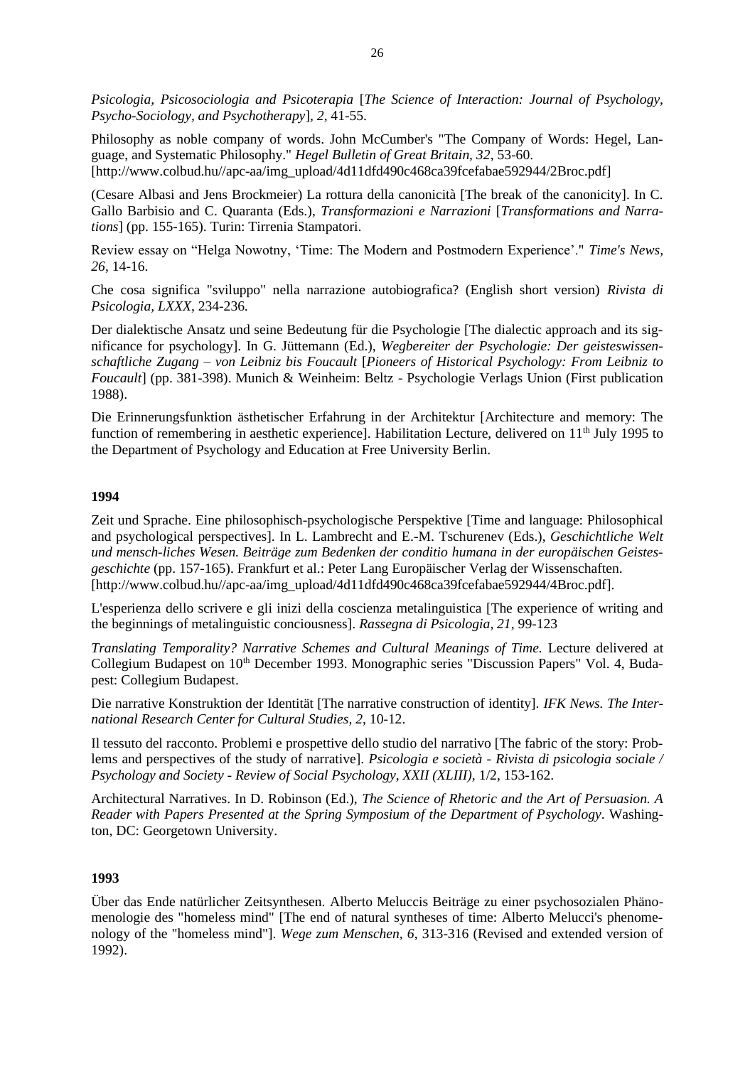*Psicologia, Psicosociologia and Psicoterapia* [*The Science of Interaction: Journal of Psychology, Psycho-Sociology, and Psychotherapy*], *2*, 41-55.

Philosophy as noble company of words. John McCumber's "The Company of Words: Hegel, Language, and Systematic Philosophy." *Hegel Bulletin of Great Britain*, *32*, 53-60. [http://www.colbud.hu//apc-aa/img_upload/4d11dfd490c468ca39fcefabae592944/2Broc.pdf]

(Cesare Albasi and Jens Brockmeier) La rottura della canonicità [The break of the canonicity]. In C. Gallo Barbisio and C. Quaranta (Eds.), *Transformazioni e Narrazioni* [*Transformations and Narrations*] (pp. 155-165). Turin: Tirrenia Stampatori.

Review essay on "Helga Nowotny, 'Time: The Modern and Postmodern Experience'." *Time's News, 26*, 14-16.

Che cosa significa "sviluppo" nella narrazione autobiografica? (English short version) *Rivista di Psicologia, LXXX*, 234-236.

Der dialektische Ansatz und seine Bedeutung für die Psychologie [The dialectic approach and its significance for psychology]. In G. Jüttemann (Ed.), *Wegbereiter der Psychologie: Der geisteswissenschaftliche Zugang – von Leibniz bis Foucault* [*Pioneers of Historical Psychology: From Leibniz to Foucault*] (pp. 381-398). Munich & Weinheim: Beltz - Psychologie Verlags Union (First publication 1988).

Die Erinnerungsfunktion ästhetischer Erfahrung in der Architektur [Architecture and memory: The function of remembering in aesthetic experience]. Habilitation Lecture, delivered on 11th July 1995 to the Department of Psychology and Education at Free University Berlin.

**1994**

Zeit und Sprache. Eine philosophisch-psychologische Perspektive [Time and language: Philosophical and psychological perspectives]. In L. Lambrecht and E.-M. Tschurenev (Eds.), *Geschichtliche Welt und mensch-liches Wesen. Beiträge zum Bedenken der conditio humana in der europäischen Geistesgeschichte* (pp. 157-165). Frankfurt et al.: Peter Lang Europäischer Verlag der Wissenschaften. [http://www.colbud.hu//apc-aa/img_upload/4d11dfd490c468ca39fcefabae592944/4Broc.pdf].

L'esperienza dello scrivere e gli inizi della coscienza metalinguistica [The experience of writing and the beginnings of metalinguistic conciousness]. *Rassegna di Psicologia, 21*, 99-123

*Translating Temporality? Narrative Schemes and Cultural Meanings of Time.* Lecture delivered at Collegium Budapest on 10th December 1993. Monographic series "Discussion Papers" Vol. 4, Budapest: Collegium Budapest.

Die narrative Konstruktion der Identität [The narrative construction of identity]. *IFK News. The International Research Center for Cultural Studies, 2*, 10-12.

Il tessuto del racconto. Problemi e prospettive dello studio del narrativo [The fabric of the story: Problems and perspectives of the study of narrative]. *Psicologia e società - Rivista di psicologia sociale / Psychology and Society - Review of Social Psychology, XXII (XLIII),* 1/2, 153-162.

Architectural Narratives. In D. Robinson (Ed.), *The Science of Rhetoric and the Art of Persuasion. A Reader with Papers Presented at the Spring Symposium of the Department of Psychology*. Washington, DC: Georgetown University.

**1993**

Über das Ende natürlicher Zeitsynthesen. Alberto Meluccis Beiträge zu einer psychosozialen Phänomenologie des "homeless mind" [The end of natural syntheses of time: Alberto Melucci's phenomenology of the "homeless mind"]. *Wege zum Menschen, 6*, 313-316 (Revised and extended version of 1992).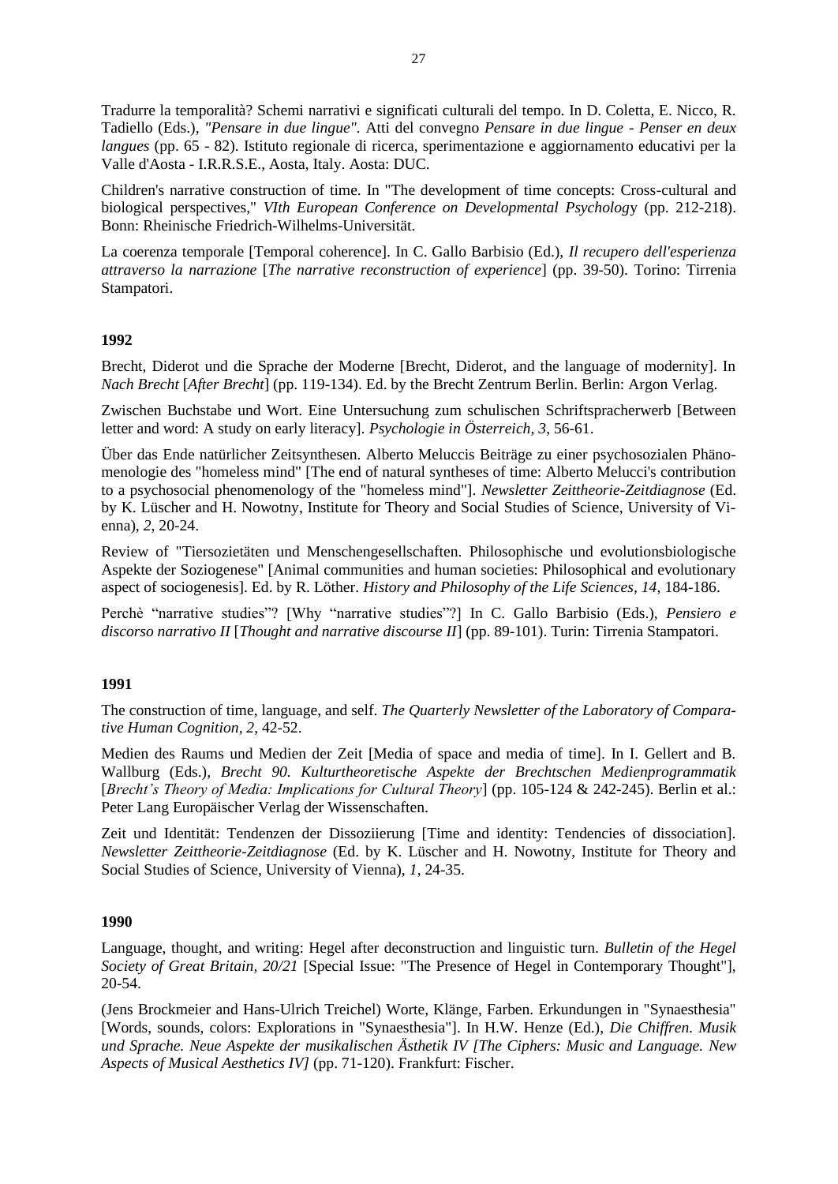Tradurre la temporalità? Schemi narrativi e significati culturali del tempo. In D. Coletta, E. Nicco, R. Tadiello (Eds.), *"Pensare in due lingue"*. Atti del convegno *Pensare in due lingue - Penser en deux langues* (pp. 65 - 82). Istituto regionale di ricerca, sperimentazione e aggiornamento educativi per la Valle d'Aosta - I.R.R.S.E., Aosta, Italy. Aosta: DUC.

Children's narrative construction of time. In "The development of time concepts: Cross-cultural and biological perspectives," *VIth European Conference on Developmental Psycholog*y (pp. 212-218). Bonn: Rheinische Friedrich-Wilhelms-Universität.

La coerenza temporale [Temporal coherence]. In C. Gallo Barbisio (Ed.), *Il recupero dell'esperienza attraverso la narrazione* [*The narrative reconstruction of experience*] (pp. 39-50). Torino: Tirrenia Stampatori.

**1992**

Brecht, Diderot und die Sprache der Moderne [Brecht, Diderot, and the language of modernity]. In *Nach Brecht* [*After Brecht*] (pp. 119-134). Ed. by the Brecht Zentrum Berlin. Berlin: Argon Verlag.

Zwischen Buchstabe und Wort. Eine Untersuchung zum schulischen Schriftspracherwerb [Between letter and word: A study on early literacy]. *Psychologie in Österreich, 3*, 56-61.

Über das Ende natürlicher Zeitsynthesen. Alberto Meluccis Beiträge zu einer psychosozialen Phänomenologie des "homeless mind" [The end of natural syntheses of time: Alberto Melucci's contribution to a psychosocial phenomenology of the "homeless mind"]. *Newsletter Zeittheorie-Zeitdiagnose* (Ed. by K. Lüscher and H. Nowotny, Institute for Theory and Social Studies of Science, University of Vienna), *2*, 20-24.

Review of "Tiersozietäten und Menschengesellschaften. Philosophische und evolutionsbiologische Aspekte der Soziogenese" [Animal communities and human societies: Philosophical and evolutionary aspect of sociogenesis]. Ed. by R. Löther. *History and Philosophy of the Life Sciences, 14*, 184-186.

Perchè "narrative studies"? [Why "narrative studies"?] In C. Gallo Barbisio (Eds.), *Pensiero e discorso narrativo II* [*Thought and narrative discourse II*] (pp. 89-101). Turin: Tirrenia Stampatori.

**1991**

The construction of time, language, and self. *The Quarterly Newsletter of the Laboratory of Comparative Human Cognition, 2*, 42-52.

Medien des Raums und Medien der Zeit [Media of space and media of time]. In I. Gellert and B. Wallburg (Eds.), *Brecht 90. Kulturtheoretische Aspekte der Brechtschen Medienprogrammatik* [*Brecht's Theory of Media: Implications for Cultural Theory*] (pp. 105-124 & 242-245). Berlin et al.: Peter Lang Europäischer Verlag der Wissenschaften.

Zeit und Identität: Tendenzen der Dissoziierung [Time and identity: Tendencies of dissociation]. *Newsletter Zeittheorie-Zeitdiagnose* (Ed. by K. Lüscher and H. Nowotny, Institute for Theory and Social Studies of Science, University of Vienna), *1*, 24-35.

**1990**

Language, thought, and writing: Hegel after deconstruction and linguistic turn. *Bulletin of the Hegel Society of Great Britain, 20/21* [Special Issue: "The Presence of Hegel in Contemporary Thought"], 20-54.

(Jens Brockmeier and Hans-Ulrich Treichel) Worte, Klänge, Farben. Erkundungen in "Synaesthesia" [Words, sounds, colors: Explorations in "Synaesthesia"]. In H.W. Henze (Ed.), *Die Chiffren. Musik und Sprache. Neue Aspekte der musikalischen Ästhetik IV [The Ciphers: Music and Language. New Aspects of Musical Aesthetics IV]* (pp. 71-120). Frankfurt: Fischer.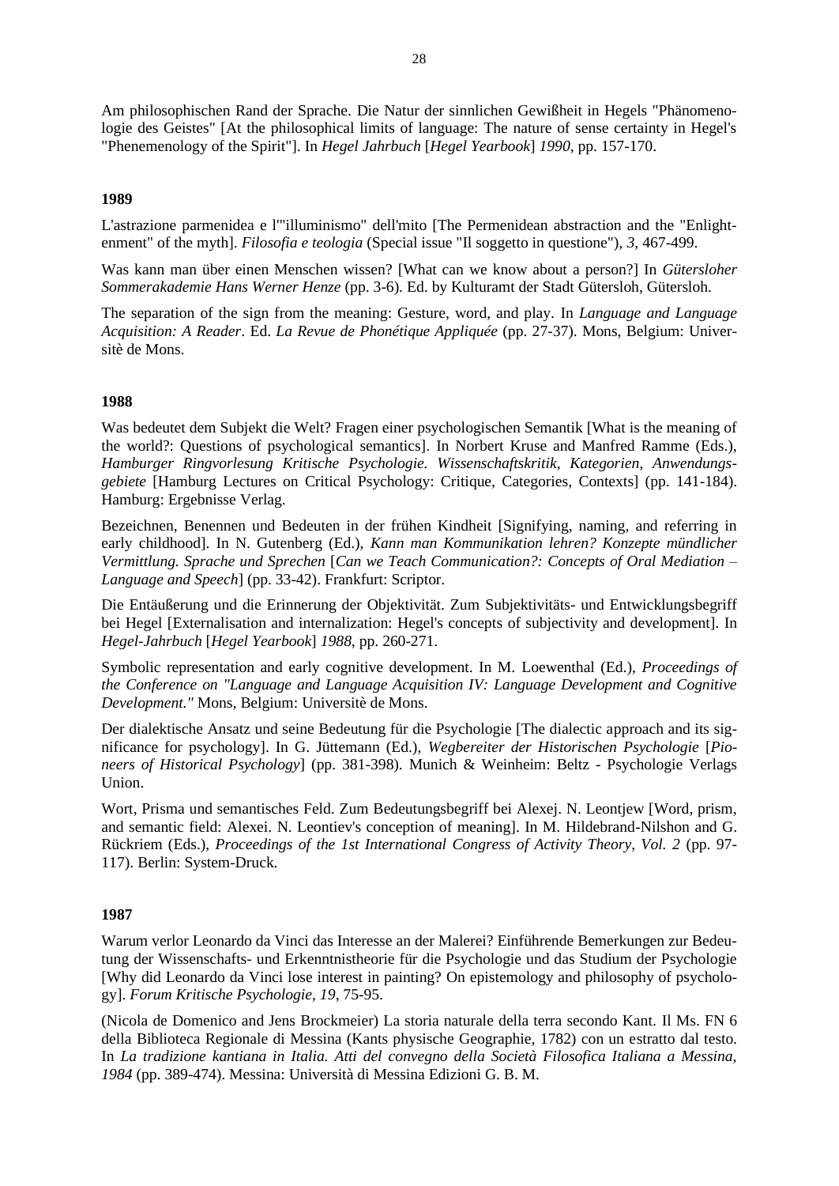Am philosophischen Rand der Sprache. Die Natur der sinnlichen Gewißheit in Hegels "Phänomenologie des Geistes" [At the philosophical limits of language: The nature of sense certainty in Hegel's "Phenemenology of the Spirit"]. In *Hegel Jahrbuch* [*Hegel Yearbook*] *1990*, pp. 157-170.

**1989**

L'astrazione parmenidea e l'"illuminismo" dell'mito [The Permenidean abstraction and the "Enlightenment" of the myth]. *Filosofia e teologia* (Special issue "Il soggetto in questione"), *3*, 467-499.

Was kann man über einen Menschen wissen? [What can we know about a person?] In *Gütersloher Sommerakademie Hans Werner Henze* (pp. 3-6). Ed. by Kulturamt der Stadt Gütersloh, Gütersloh.

The separation of the sign from the meaning: Gesture, word, and play. In *Language and Language Acquisition: A Reader*. Ed. *La Revue de Phonétique Appliquée* (pp. 27-37). Mons, Belgium: Universitè de Mons.

**1988**

Was bedeutet dem Subjekt die Welt? Fragen einer psychologischen Semantik [What is the meaning of the world?: Questions of psychological semantics]. In Norbert Kruse and Manfred Ramme (Eds.), *Hamburger Ringvorlesung Kritische Psychologie. Wissenschaftskritik, Kategorien, Anwendungsgebiete* [Hamburg Lectures on Critical Psychology: Critique, Categories, Contexts] (pp. 141-184). Hamburg: Ergebnisse Verlag.

Bezeichnen, Benennen und Bedeuten in der frühen Kindheit [Signifying, naming, and referring in early childhood]. In N. Gutenberg (Ed.), *Kann man Kommunikation lehren? Konzepte mündlicher Vermittlung. Sprache und Sprechen* [*Can we Teach Communication?: Concepts of Oral Mediation – Language and Speech*] (pp. 33-42). Frankfurt: Scriptor.

Die Entäußerung und die Erinnerung der Objektivität. Zum Subjektivitäts- und Entwicklungsbegriff bei Hegel [Externalisation and internalization: Hegel's concepts of subjectivity and development]. In *Hegel-Jahrbuch* [*Hegel Yearbook*] *1988*, pp. 260-271.

Symbolic representation and early cognitive development. In M. Loewenthal (Ed.), *Proceedings of the Conference on "Language and Language Acquisition IV: Language Development and Cognitive Development."* Mons, Belgium: Universitè de Mons.

Der dialektische Ansatz und seine Bedeutung für die Psychologie [The dialectic approach and its significance for psychology]. In G. Jüttemann (Ed.), *Wegbereiter der Historischen Psychologie* [*Pioneers of Historical Psychology*] (pp. 381-398). Munich & Weinheim: Beltz - Psychologie Verlags Union.

Wort, Prisma und semantisches Feld. Zum Bedeutungsbegriff bei Alexej. N. Leontjew [Word, prism, and semantic field: Alexei. N. Leontiev's conception of meaning]. In M. Hildebrand-Nilshon and G. Rückriem (Eds.), *Proceedings of the 1st International Congress of Activity Theory, Vol. 2* (pp. 97-117). Berlin: System-Druck.

**1987**

Warum verlor Leonardo da Vinci das Interesse an der Malerei? Einführende Bemerkungen zur Bedeutung der Wissenschafts- und Erkenntnistheorie für die Psychologie und das Studium der Psychologie [Why did Leonardo da Vinci lose interest in painting? On epistemology and philosophy of psychology]. *Forum Kritische Psychologie, 19*, 75-95.

(Nicola de Domenico and Jens Brockmeier) La storia naturale della terra secondo Kant. Il Ms. FN 6 della Biblioteca Regionale di Messina (Kants physische Geographie, 1782) con un estratto dal testo. In *La tradizione kantiana in Italia. Atti del convegno della Società Filosofica Italiana a Messina, 1984* (pp. 389-474). Messina: Università di Messina Edizioni G. B. M.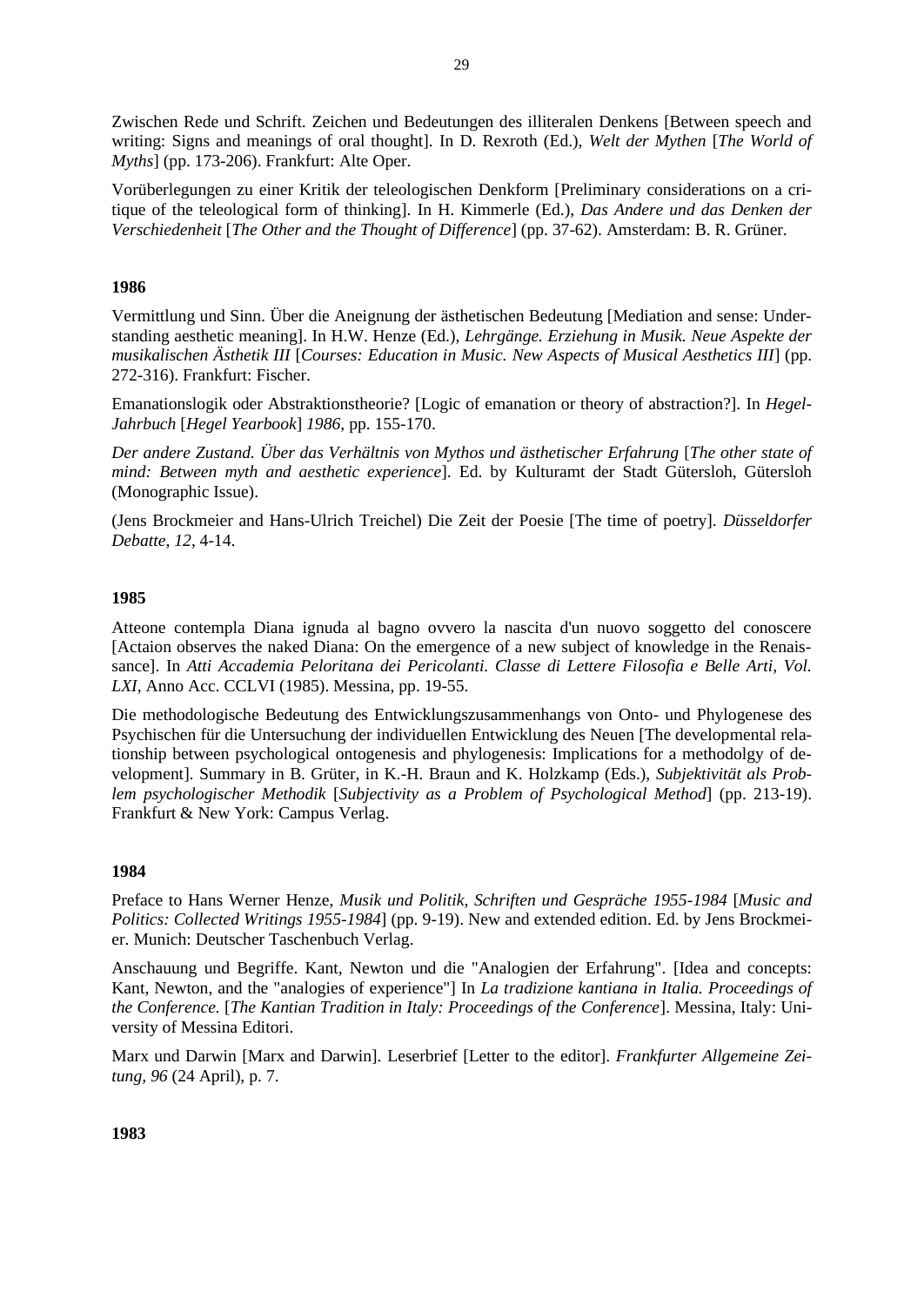Zwischen Rede und Schrift. Zeichen und Bedeutungen des illiteralen Denkens [Between speech and writing: Signs and meanings of oral thought]. In D. Rexroth (Ed.), *Welt der Mythen* [*The World of Myths*] (pp. 173-206). Frankfurt: Alte Oper.

Vorüberlegungen zu einer Kritik der teleologischen Denkform [Preliminary considerations on a critique of the teleological form of thinking]. In H. Kimmerle (Ed.), *Das Andere und das Denken der Verschiedenheit* [*The Other and the Thought of Difference*] (pp. 37-62). Amsterdam: B. R. Grüner.

**1986**

Vermittlung und Sinn. Über die Aneignung der ästhetischen Bedeutung [Mediation and sense: Understanding aesthetic meaning]. In H.W. Henze (Ed.), *Lehrgänge. Erziehung in Musik. Neue Aspekte der musikalischen Ästhetik III* [*Courses: Education in Music. New Aspects of Musical Aesthetics III*] (pp. 272-316). Frankfurt: Fischer.

Emanationslogik oder Abstraktionstheorie? [Logic of emanation or theory of abstraction?]. In *Hegel-Jahrbuch* [*Hegel Yearbook*] *1986*, pp. 155-170.

*Der andere Zustand. Über das Verhältnis von Mythos und ästhetischer Erfahrung* [*The other state of mind: Between myth and aesthetic experience*]. Ed. by Kulturamt der Stadt Gütersloh, Gütersloh (Monographic Issue).

(Jens Brockmeier and Hans-Ulrich Treichel) Die Zeit der Poesie [The time of poetry]. *Düsseldorfer Debatte, 12*, 4-14.

**1985**

Atteone contempla Diana ignuda al bagno ovvero la nascita d'un nuovo soggetto del conoscere [Actaion observes the naked Diana: On the emergence of a new subject of knowledge in the Renaissance]. In *Atti Accademia Peloritana dei Pericolanti. Classe di Lettere Filosofia e Belle Arti, Vol. LXI*, Anno Acc. CCLVI (1985). Messina, pp. 19-55.

Die methodologische Bedeutung des Entwicklungszusammenhangs von Onto- und Phylogenese des Psychischen für die Untersuchung der individuellen Entwicklung des Neuen [The developmental relationship between psychological ontogenesis and phylogenesis: Implications for a methodolgy of development]. Summary in B. Grüter, in K.-H. Braun and K. Holzkamp (Eds.), *Subjektivität als Problem psychologischer Methodik* [*Subjectivity as a Problem of Psychological Method*] (pp. 213-19). Frankfurt & New York: Campus Verlag.

**1984**

Preface to Hans Werner Henze, *Musik und Politik, Schriften und Gespräche 1955-1984* [*Music and Politics: Collected Writings 1955-1984*] (pp. 9-19). New and extended edition. Ed. by Jens Brockmeier. Munich: Deutscher Taschenbuch Verlag.

Anschauung und Begriffe. Kant, Newton und die "Analogien der Erfahrung". [Idea and concepts: Kant, Newton, and the "analogies of experience"] In *La tradizione kantiana in Italia. Proceedings of the Conference.* [*The Kantian Tradition in Italy: Proceedings of the Conference*]. Messina, Italy: University of Messina Editori.

Marx und Darwin [Marx and Darwin]. Leserbrief [Letter to the editor]. *Frankfurter Allgemeine Zeitung, 96* (24 April), p. 7.

**1983**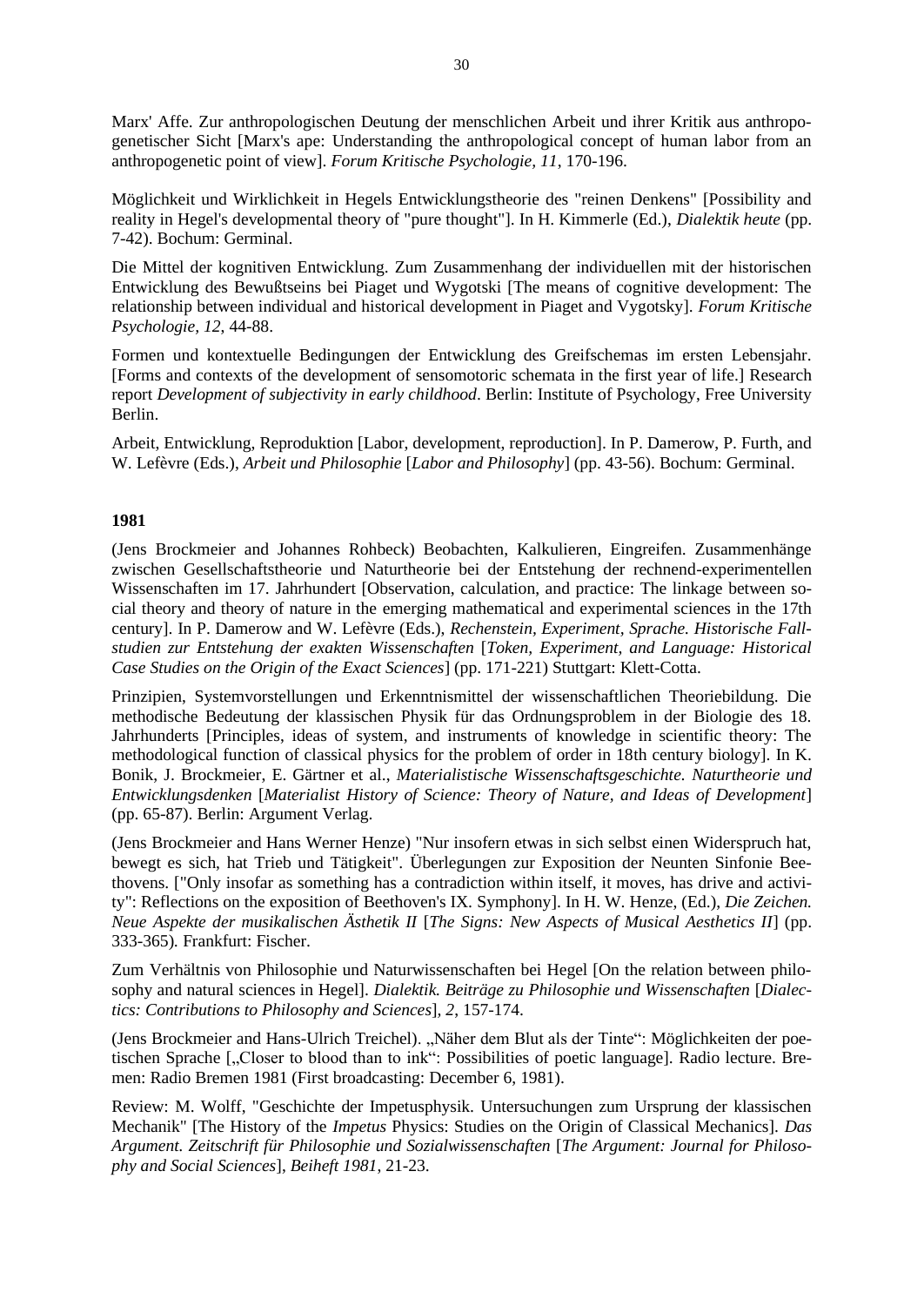Marx' Affe. Zur anthropologischen Deutung der menschlichen Arbeit und ihrer Kritik aus anthropogenetischer Sicht [Marx's ape: Understanding the anthropological concept of human labor from an anthropogenetic point of view]. *Forum Kritische Psychologie, 11*, 170-196.

Möglichkeit und Wirklichkeit in Hegels Entwicklungstheorie des "reinen Denkens" [Possibility and reality in Hegel's developmental theory of "pure thought"]. In H. Kimmerle (Ed.), *Dialektik heute* (pp. 7-42). Bochum: Germinal.

Die Mittel der kognitiven Entwicklung. Zum Zusammenhang der individuellen mit der historischen Entwicklung des Bewußtseins bei Piaget und Wygotski [The means of cognitive development: The relationship between individual and historical development in Piaget and Vygotsky]. *Forum Kritische Psychologie, 12*, 44-88.

Formen und kontextuelle Bedingungen der Entwicklung des Greifschemas im ersten Lebensjahr. [Forms and contexts of the development of sensomotoric schemata in the first year of life.] Research report *Development of subjectivity in early childhood*. Berlin: Institute of Psychology, Free University Berlin.

Arbeit, Entwicklung, Reproduktion [Labor, development, reproduction]. In P. Damerow, P. Furth, and W. Lefèvre (Eds.), *Arbeit und Philosophie* [*Labor and Philosophy*] (pp. 43-56). Bochum: Germinal.

**1981**

(Jens Brockmeier and Johannes Rohbeck) Beobachten, Kalkulieren, Eingreifen. Zusammenhänge zwischen Gesellschaftstheorie und Naturtheorie bei der Entstehung der rechnend-experimentellen Wissenschaften im 17. Jahrhundert [Observation, calculation, and practice: The linkage between social theory and theory of nature in the emerging mathematical and experimental sciences in the 17th century]. In P. Damerow and W. Lefèvre (Eds.), *Rechenstein, Experiment, Sprache. Historische Fallstudien zur Entstehung der exakten Wissenschaften* [*Token, Experiment, and Language: Historical Case Studies on the Origin of the Exact Sciences*] (pp. 171-221) Stuttgart: Klett-Cotta.

Prinzipien, Systemvorstellungen und Erkenntnismittel der wissenschaftlichen Theoriebildung. Die methodische Bedeutung der klassischen Physik für das Ordnungsproblem in der Biologie des 18. Jahrhunderts [Principles, ideas of system, and instruments of knowledge in scientific theory: The methodological function of classical physics for the problem of order in 18th century biology]. In K. Bonik, J. Brockmeier, E. Gärtner et al., *Materialistische Wissenschaftsgeschichte. Naturtheorie und Entwicklungsdenken* [*Materialist History of Science: Theory of Nature, and Ideas of Development*] (pp. 65-87). Berlin: Argument Verlag.

(Jens Brockmeier and Hans Werner Henze) "Nur insofern etwas in sich selbst einen Widerspruch hat, bewegt es sich, hat Trieb und Tätigkeit". Überlegungen zur Exposition der Neunten Sinfonie Beethovens. ["Only insofar as something has a contradiction within itself, it moves, has drive and activity": Reflections on the exposition of Beethoven's IX. Symphony]. In H. W. Henze, (Ed.), *Die Zeichen. Neue Aspekte der musikalischen Ästhetik II* [*The Signs: New Aspects of Musical Aesthetics II*] (pp. 333-365). Frankfurt: Fischer.

Zum Verhältnis von Philosophie und Naturwissenschaften bei Hegel [On the relation between philosophy and natural sciences in Hegel]. *Dialektik. Beiträge zu Philosophie und Wissenschaften* [*Dialectics: Contributions to Philosophy and Sciences*], *2*, 157-174.

(Jens Brockmeier and Hans-Ulrich Treichel). „Näher dem Blut als der Tinte“: Möglichkeiten der poetischen Sprache [„Closer to blood than to ink“: Possibilities of poetic language]. Radio lecture. Bremen: Radio Bremen 1981 (First broadcasting: December 6, 1981).

Review: M. Wolff, "Geschichte der Impetusphysik. Untersuchungen zum Ursprung der klassischen Mechanik" [The History of the *Impetus* Physics: Studies on the Origin of Classical Mechanics]. *Das Argument. Zeitschrift für Philosophie und Sozialwissenschaften* [*The Argument: Journal for Philosophy and Social Sciences*], *Beiheft 1981*, 21-23.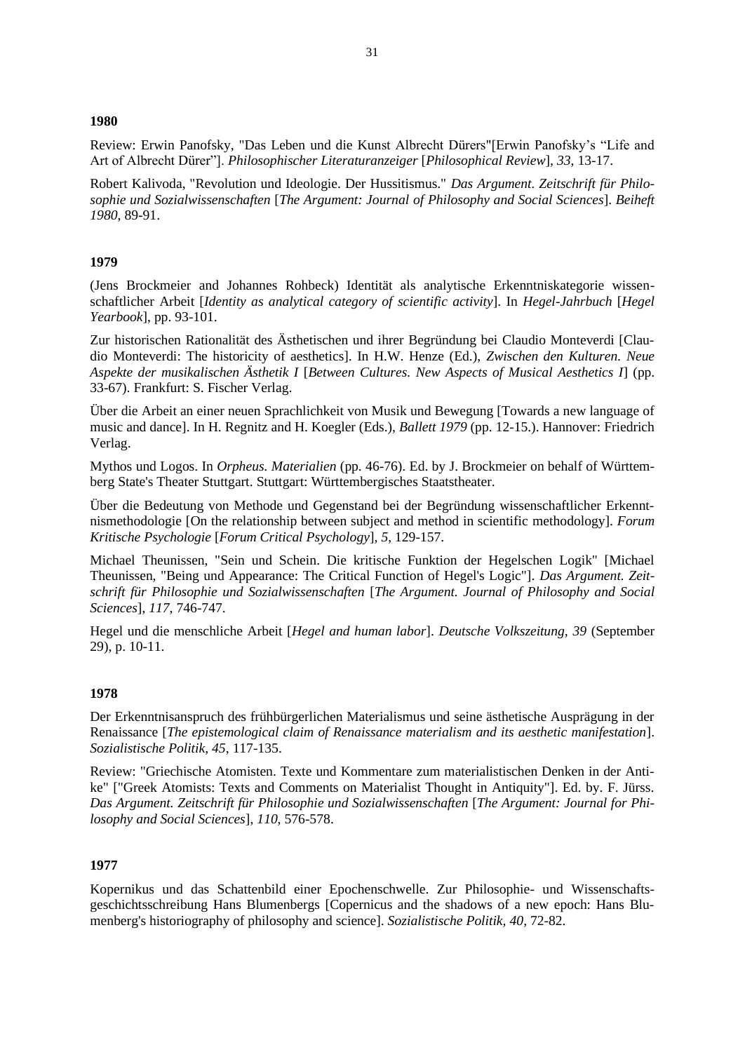**1980**

Review: Erwin Panofsky, "Das Leben und die Kunst Albrecht Dürers"[Erwin Panofsky's "Life and Art of Albrecht Dürer"]. *Philosophischer Literaturanzeiger* [*Philosophical Review*], *33*, 13-17.

Robert Kalivoda, "Revolution und Ideologie. Der Hussitismus." *Das Argument. Zeitschrift für Philosophie und Sozialwissenschaften* [*The Argument: Journal of Philosophy and Social Sciences*]. *Beiheft 1980*, 89-91.

**1979**

(Jens Brockmeier and Johannes Rohbeck) Identität als analytische Erkenntniskategorie wissenschaftlicher Arbeit [*Identity as analytical category of scientific activity*]. In *Hegel-Jahrbuch* [*Hegel Yearbook*], pp. 93-101.

Zur historischen Rationalität des Ästhetischen und ihrer Begründung bei Claudio Monteverdi [Claudio Monteverdi: The historicity of aesthetics]. In H.W. Henze (Ed.), *Zwischen den Kulturen. Neue Aspekte der musikalischen Ästhetik I* [*Between Cultures. New Aspects of Musical Aesthetics I*] (pp. 33-67). Frankfurt: S. Fischer Verlag.

Über die Arbeit an einer neuen Sprachlichkeit von Musik und Bewegung [Towards a new language of music and dance]. In H. Regnitz and H. Koegler (Eds.), *Ballett 1979* (pp. 12-15.). Hannover: Friedrich Verlag.

Mythos und Logos. In *Orpheus. Materialien* (pp. 46-76). Ed. by J. Brockmeier on behalf of Württemberg State's Theater Stuttgart. Stuttgart: Württembergisches Staatstheater.

Über die Bedeutung von Methode und Gegenstand bei der Begründung wissenschaftlicher Erkenntnismethodologie [On the relationship between subject and method in scientific methodology]. *Forum Kritische Psychologie* [*Forum Critical Psychology*], *5*, 129-157.

Michael Theunissen, "Sein und Schein. Die kritische Funktion der Hegelschen Logik" [Michael Theunissen, "Being und Appearance: The Critical Function of Hegel's Logic"]. *Das Argument. Zeitschrift für Philosophie und Sozialwissenschaften* [*The Argument. Journal of Philosophy and Social Sciences*], *117*, 746-747.

Hegel und die menschliche Arbeit [*Hegel and human labor*]. *Deutsche Volkszeitung, 39* (September 29), p. 10-11.

**1978**

Der Erkenntnisanspruch des frühbürgerlichen Materialismus und seine ästhetische Ausprägung in der Renaissance [*The epistemological claim of Renaissance materialism and its aesthetic manifestation*]. *Sozialistische Politik, 45*, 117-135.

Review: "Griechische Atomisten. Texte und Kommentare zum materialistischen Denken in der Antike" ["Greek Atomists: Texts and Comments on Materialist Thought in Antiquity"]. Ed. by. F. Jürss. *Das Argument. Zeitschrift für Philosophie und Sozialwissenschaften* [*The Argument: Journal for Philosophy and Social Sciences*], *110*, 576-578.

**1977**

Kopernikus und das Schattenbild einer Epochenschwelle. Zur Philosophie- und Wissenschaftsgeschichtsschreibung Hans Blumenbergs [Copernicus and the shadows of a new epoch: Hans Blumenberg's historiography of philosophy and science]. *Sozialistische Politik, 40*, 72-82.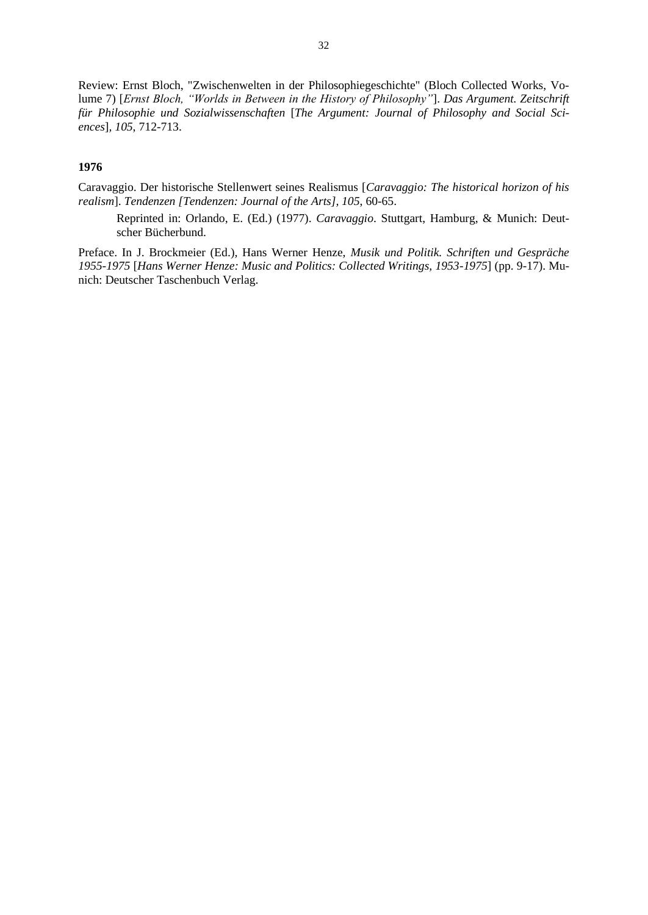Review: Ernst Bloch, "Zwischenwelten in der Philosophiegeschichte" (Bloch Collected Works, Volume 7) [*Ernst Bloch, "Worlds in Between in the History of Philosophy"*]. *Das Argument. Zeitschrift für Philosophie und Sozialwissenschaften* [*The Argument: Journal of Philosophy and Social Sciences*], *105*, 712-713.

**1976**

Caravaggio. Der historische Stellenwert seines Realismus [*Caravaggio: The historical horizon of his realism*]. *Tendenzen [Tendenzen: Journal of the Arts], 105*, 60-65.

> Reprinted in: Orlando, E. (Ed.) (1977). *Caravaggio*. Stuttgart, Hamburg, & Munich: Deutscher Bücherbund.

Preface. In J. Brockmeier (Ed.), Hans Werner Henze, *Musik und Politik. Schriften und Gespräche 1955-1975* [*Hans Werner Henze: Music and Politics: Collected Writings, 1953-1975*] (pp. 9-17). Munich: Deutscher Taschenbuch Verlag.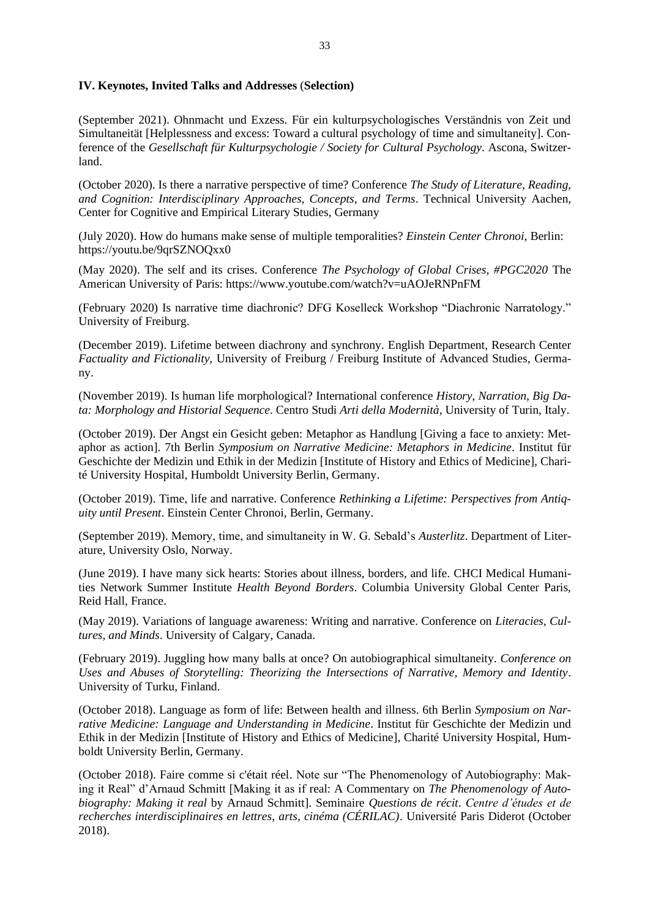**IV. Keynotes, Invited Talks and Addresses** (**Selection)**

(September 2021). Ohnmacht und Exzess. Für ein kulturpsychologisches Verständnis von Zeit und Simultaneität [Helplessness and excess: Toward a cultural psychology of time and simultaneity]. Conference of the *Gesellschaft für Kulturpsychologie / Society for Cultural Psychology*. Ascona, Switzerland.

(October 2020). Is there a narrative perspective of time? Conference *The Study of Literature, Reading, and Cognition: Interdisciplinary Approaches, Concepts, and Terms*. Technical University Aachen, Center for Cognitive and Empirical Literary Studies, Germany

(July 2020). How do humans make sense of multiple temporalities? *Einstein Center Chronoi*, Berlin: https://youtu.be/9qrSZNOQxx0

(May 2020). The self and its crises. Conference *The Psychology of Global Crises, #PGC2020* The American University of Paris: https://www.youtube.com/watch?v=uAOJeRNPnFM

(February 2020) Is narrative time diachronic? DFG Koselleck Workshop "Diachronic Narratology." University of Freiburg.

(December 2019). Lifetime between diachrony and synchrony. English Department, Research Center *Factuality and Fictionality*, University of Freiburg / Freiburg Institute of Advanced Studies, Germany.

(November 2019). Is human life morphological? International conference *History, Narration, Big Data: Morphology and Historial Sequence*. Centro Studi *Arti della Modernità*, University of Turin, Italy.

(October 2019). Der Angst ein Gesicht geben: Metaphor as Handlung [Giving a face to anxiety: Metaphor as action]. 7th Berlin *Symposium on Narrative Medicine: Metaphors in Medicine*. Institut für Geschichte der Medizin und Ethik in der Medizin [Institute of History and Ethics of Medicine], Charité University Hospital, Humboldt University Berlin, Germany.

(October 2019). Time, life and narrative. Conference *Rethinking a Lifetime: Perspectives from Antiquity until Present*. Einstein Center Chronoi, Berlin, Germany.

(September 2019). Memory, time, and simultaneity in W. G. Sebald's *Austerlitz*. Department of Literature, University Oslo, Norway.

(June 2019). I have many sick hearts: Stories about illness, borders, and life. CHCI Medical Humanities Network Summer Institute *Health Beyond Borders*. Columbia University Global Center Paris, Reid Hall, France.

(May 2019). Variations of language awareness: Writing and narrative. Conference on *Literacies, Cultures, and Minds*. University of Calgary, Canada.

(February 2019). Juggling how many balls at once? On autobiographical simultaneity. *Conference on Uses and Abuses of Storytelling: Theorizing the Intersections of Narrative, Memory and Identity*. University of Turku, Finland.

(October 2018). Language as form of life: Between health and illness. 6th Berlin *Symposium on Narrative Medicine: Language and Understanding in Medicine*. Institut für Geschichte der Medizin und Ethik in der Medizin [Institute of History and Ethics of Medicine], Charité University Hospital, Humboldt University Berlin, Germany.

(October 2018). Faire comme si c'était réel. Note sur "The Phenomenology of Autobiography: Making it Real" d'Arnaud Schmitt [Making it as if real: A Commentary on *The Phenomenology of Autobiography: Making it real* by Arnaud Schmitt]. Seminaire *Questions de récit*. *Centre d'études et de recherches interdisciplinaires en lettres, arts, cinéma (CÉRILAC)*. Université Paris Diderot (October 2018).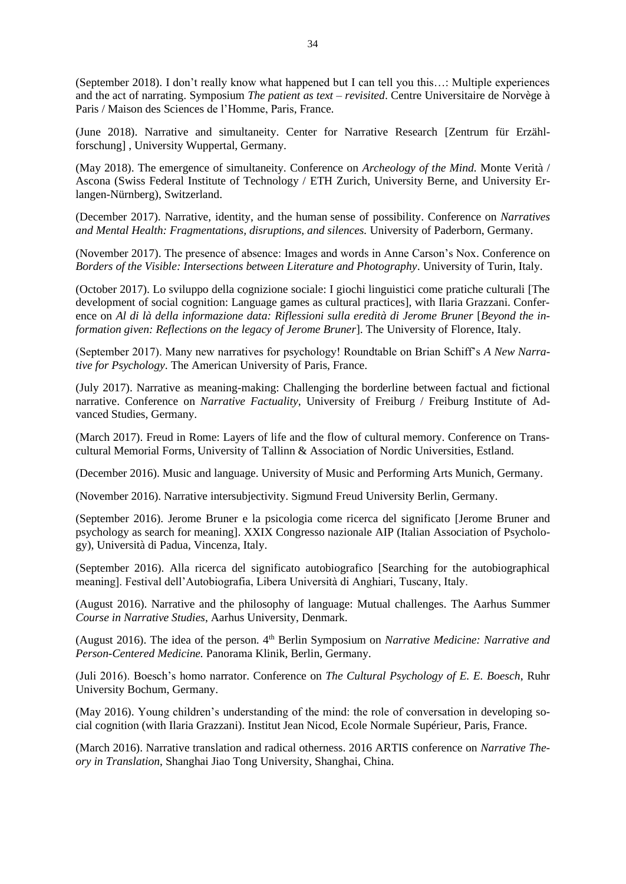(September 2018). I don't really know what happened but I can tell you this…: Multiple experiences and the act of narrating. Symposium *The patient as text – revisited*. Centre Universitaire de Norvège à Paris / Maison des Sciences de l'Homme, Paris, France.

(June 2018). Narrative and simultaneity. Center for Narrative Research [Zentrum für Erzählforschung] , University Wuppertal, Germany.

(May 2018). The emergence of simultaneity. Conference on *Archeology of the Mind.* Monte Verità / Ascona (Swiss Federal Institute of Technology / ETH Zurich, University Berne, and University Erlangen-Nürnberg), Switzerland.

(December 2017). Narrative, identity, and the human sense of possibility. Conference on *Narratives and Mental Health: Fragmentations, disruptions, and silences.* University of Paderborn, Germany.

(November 2017). The presence of absence: Images and words in Anne Carson's Nox. Conference on *Borders of the Visible: Intersections between Literature and Photography*. University of Turin, Italy.

(October 2017). Lo sviluppo della cognizione sociale: I giochi linguistici come pratiche culturali [The development of social cognition: Language games as cultural practices], with Ilaria Grazzani. Conference on *Al di là della informazione data: Riflessioni sulla eredità di Jerome Bruner* [*Beyond the information given: Reflections on the legacy of Jerome Bruner*]. The University of Florence, Italy.

(September 2017). Many new narratives for psychology! Roundtable on Brian Schiff's *A New Narrative for Psychology*. The American University of Paris, France.

(July 2017). Narrative as meaning-making: Challenging the borderline between factual and fictional narrative. Conference on *Narrative Factuality*, University of Freiburg / Freiburg Institute of Advanced Studies, Germany.

(March 2017). Freud in Rome: Layers of life and the flow of cultural memory. Conference on Transcultural Memorial Forms, University of Tallinn & Association of Nordic Universities, Estland.

(December 2016). Music and language. University of Music and Performing Arts Munich, Germany.

(November 2016). Narrative intersubjectivity. Sigmund Freud University Berlin, Germany.

(September 2016). Jerome Bruner e la psicologia come ricerca del significato [Jerome Bruner and psychology as search for meaning]. XXIX Congresso nazionale AIP (Italian Association of Psychology), Università di Padua, Vincenza, Italy.

(September 2016). Alla ricerca del significato autobiografico [Searching for the autobiographical meaning]. Festival dell'Autobiografia, Libera Università di Anghiari, Tuscany, Italy.

(August 2016). Narrative and the philosophy of language: Mutual challenges. The Aarhus Summer *Course in Narrative Studies*, Aarhus University, Denmark.

(August 2016). The idea of the person. 4th Berlin Symposium on *Narrative Medicine: Narrative and Person-Centered Medicine.* Panorama Klinik, Berlin, Germany.

(Juli 2016). Boesch's homo narrator. Conference on *The Cultural Psychology of E. E. Boesch*, Ruhr University Bochum, Germany.

(May 2016). Young children's understanding of the mind: the role of conversation in developing social cognition (with Ilaria Grazzani). Institut Jean Nicod, Ecole Normale Supérieur, Paris, France.

(March 2016). Narrative translation and radical otherness. 2016 ARTIS conference on *Narrative Theory in Translation*, Shanghai Jiao Tong University, Shanghai, China.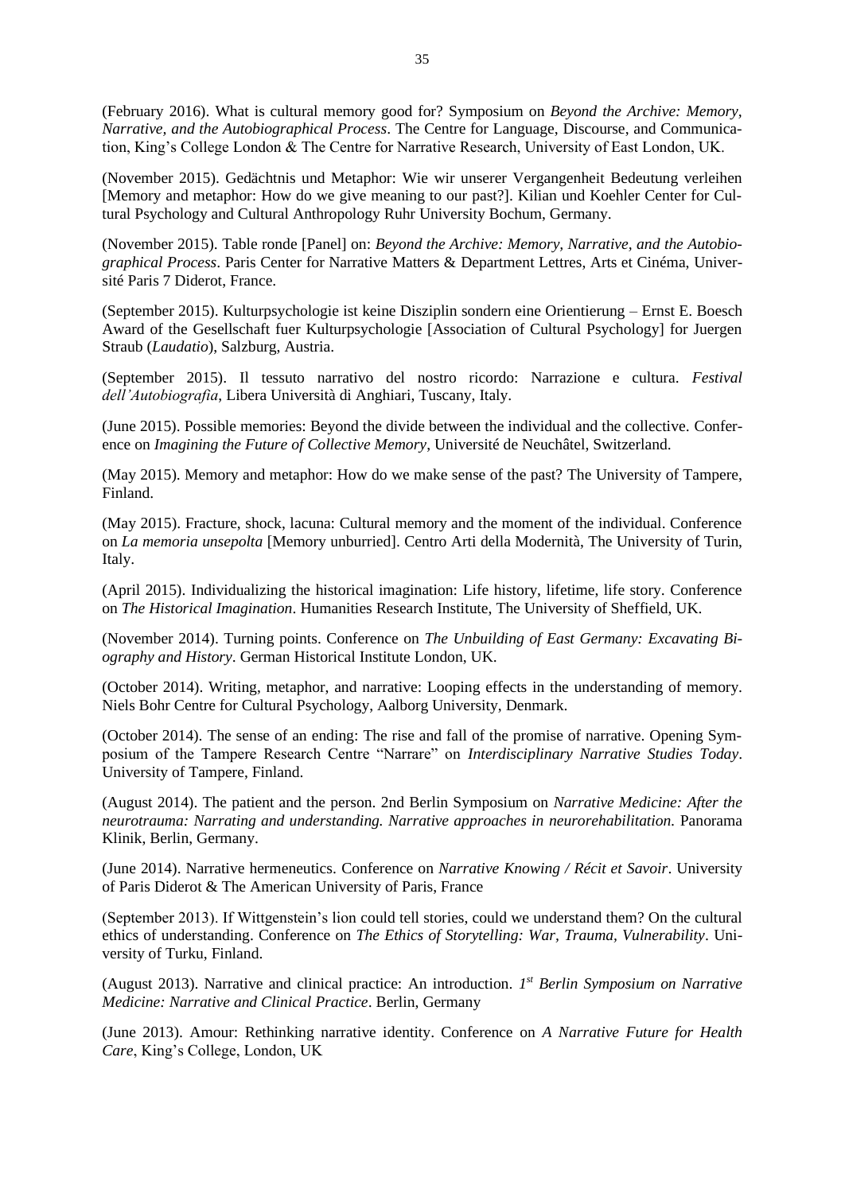(February 2016). What is cultural memory good for? Symposium on *Beyond the Archive: Memory, Narrative, and the Autobiographical Process*. The Centre for Language, Discourse, and Communication, King's College London & The Centre for Narrative Research, University of East London, UK.

(November 2015). Gedächtnis und Metaphor: Wie wir unserer Vergangenheit Bedeutung verleihen [Memory and metaphor: How do we give meaning to our past?]. Kilian und Koehler Center for Cultural Psychology and Cultural Anthropology Ruhr University Bochum, Germany.

(November 2015). Table ronde [Panel] on: *Beyond the Archive: Memory, Narrative, and the Autobiographical Process*. Paris Center for Narrative Matters & Department Lettres, Arts et Cinéma, Université Paris 7 Diderot, France.

(September 2015). Kulturpsychologie ist keine Disziplin sondern eine Orientierung – Ernst E. Boesch Award of the Gesellschaft fuer Kulturpsychologie [Association of Cultural Psychology] for Juergen Straub (*Laudatio*), Salzburg, Austria.

(September 2015). Il tessuto narrativo del nostro ricordo: Narrazione e cultura. *Festival dell'Autobiografia*, Libera Università di Anghiari, Tuscany, Italy.

(June 2015). Possible memories: Beyond the divide between the individual and the collective. Conference on *Imagining the Future of Collective Memory*, Université de Neuchâtel, Switzerland.

(May 2015). Memory and metaphor: How do we make sense of the past? The University of Tampere, Finland.

(May 2015). Fracture, shock, lacuna: Cultural memory and the moment of the individual. Conference on *La memoria unsepolta* [Memory unburried]. Centro Arti della Modernità, The University of Turin, Italy.

(April 2015). Individualizing the historical imagination: Life history, lifetime, life story. Conference on *The Historical Imagination*. Humanities Research Institute, The University of Sheffield, UK.

(November 2014). Turning points. Conference on *The Unbuilding of East Germany: Excavating Biography and History*. German Historical Institute London, UK.

(October 2014). Writing, metaphor, and narrative: Looping effects in the understanding of memory. Niels Bohr Centre for Cultural Psychology, Aalborg University, Denmark.

(October 2014). The sense of an ending: The rise and fall of the promise of narrative. Opening Symposium of the Tampere Research Centre "Narrare" on *Interdisciplinary Narrative Studies Today*. University of Tampere, Finland.

(August 2014). The patient and the person. 2nd Berlin Symposium on *Narrative Medicine: After the neurotrauma: Narrating and understanding. Narrative approaches in neurorehabilitation.* Panorama Klinik, Berlin, Germany.

(June 2014). Narrative hermeneutics. Conference on *Narrative Knowing / Récit et Savoir*. University of Paris Diderot & The American University of Paris, France

(September 2013). If Wittgenstein's lion could tell stories, could we understand them? On the cultural ethics of understanding. Conference on *The Ethics of Storytelling: War, Trauma, Vulnerability*. University of Turku, Finland.

(August 2013). Narrative and clinical practice: An introduction. *1st Berlin Symposium on Narrative Medicine: Narrative and Clinical Practice*. Berlin, Germany

(June 2013). Amour: Rethinking narrative identity. Conference on *A Narrative Future for Health Care*, King's College, London, UK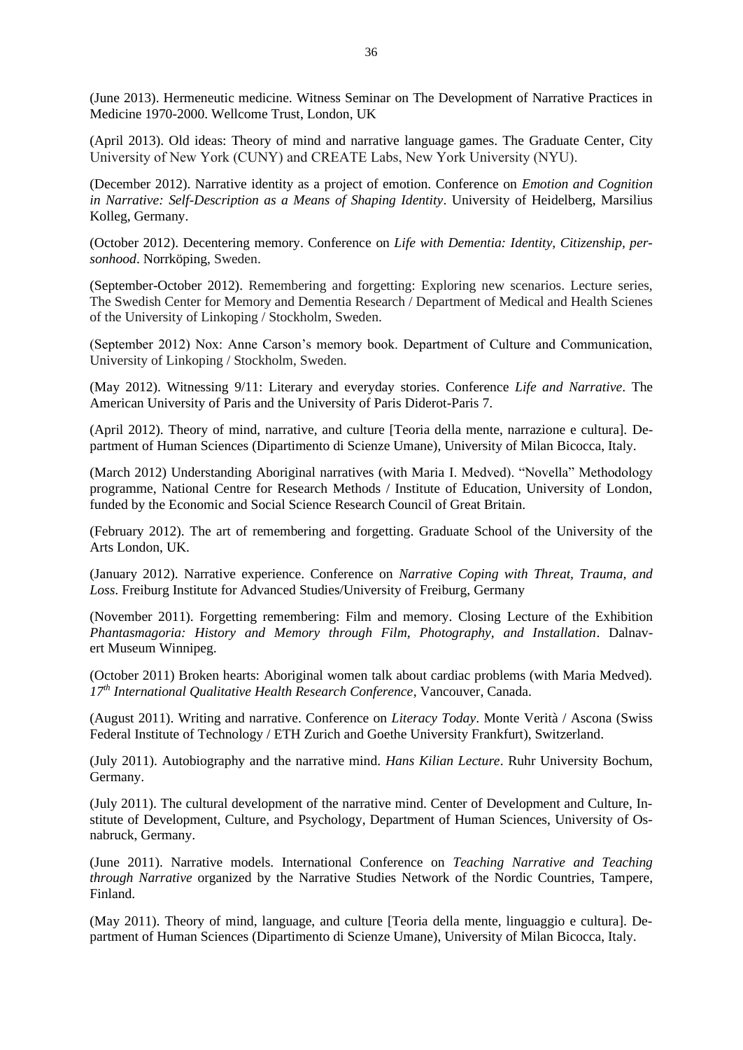(June 2013). Hermeneutic medicine. Witness Seminar on The Development of Narrative Practices in Medicine 1970-2000. Wellcome Trust, London, UK

(April 2013). Old ideas: Theory of mind and narrative language games. The Graduate Center, City University of New York (CUNY) and CREATE Labs, New York University (NYU).

(December 2012). Narrative identity as a project of emotion. Conference on *Emotion and Cognition in Narrative: Self-Description as a Means of Shaping Identity*. University of Heidelberg, Marsilius Kolleg, Germany.

(October 2012). Decentering memory. Conference on *Life with Dementia: Identity, Citizenship, personhood*. Norrköping, Sweden.

(September-October 2012). Remembering and forgetting: Exploring new scenarios. Lecture series, The Swedish Center for Memory and Dementia Research / Department of Medical and Health Scienes of the University of Linkoping / Stockholm, Sweden.

(September 2012) Nox: Anne Carson's memory book. Department of Culture and Communication, University of Linkoping / Stockholm, Sweden.

(May 2012). Witnessing 9/11: Literary and everyday stories. Conference *Life and Narrative*. The American University of Paris and the University of Paris Diderot-Paris 7.

(April 2012). Theory of mind, narrative, and culture [Teoria della mente, narrazione e cultura]. Department of Human Sciences (Dipartimento di Scienze Umane), University of Milan Bicocca, Italy.

(March 2012) Understanding Aboriginal narratives (with Maria I. Medved). "Novella" Methodology programme, National Centre for Research Methods / Institute of Education, University of London, funded by the Economic and Social Science Research Council of Great Britain.

(February 2012). The art of remembering and forgetting. Graduate School of the University of the Arts London, UK.

(January 2012). Narrative experience. Conference on *Narrative Coping with Threat, Trauma, and Loss*. Freiburg Institute for Advanced Studies/University of Freiburg, Germany

(November 2011). Forgetting remembering: Film and memory. Closing Lecture of the Exhibition *Phantasmagoria: History and Memory through Film, Photography, and Installation*. Dalnavert Museum Winnipeg.

(October 2011) Broken hearts: Aboriginal women talk about cardiac problems (with Maria Medved). *17th International Qualitative Health Research Conference*, Vancouver, Canada.

(August 2011). Writing and narrative. Conference on *Literacy Today*. Monte Verità / Ascona (Swiss Federal Institute of Technology / ETH Zurich and Goethe University Frankfurt), Switzerland.

(July 2011). Autobiography and the narrative mind. *Hans Kilian Lecture*. Ruhr University Bochum, Germany.

(July 2011). The cultural development of the narrative mind. Center of Development and Culture, Institute of Development, Culture, and Psychology, Department of Human Sciences, University of Osnabruck, Germany.

(June 2011). Narrative models. International Conference on *Teaching Narrative and Teaching through Narrative* organized by the Narrative Studies Network of the Nordic Countries, Tampere, Finland.

(May 2011). Theory of mind, language, and culture [Teoria della mente, linguaggio e cultura]. Department of Human Sciences (Dipartimento di Scienze Umane), University of Milan Bicocca, Italy.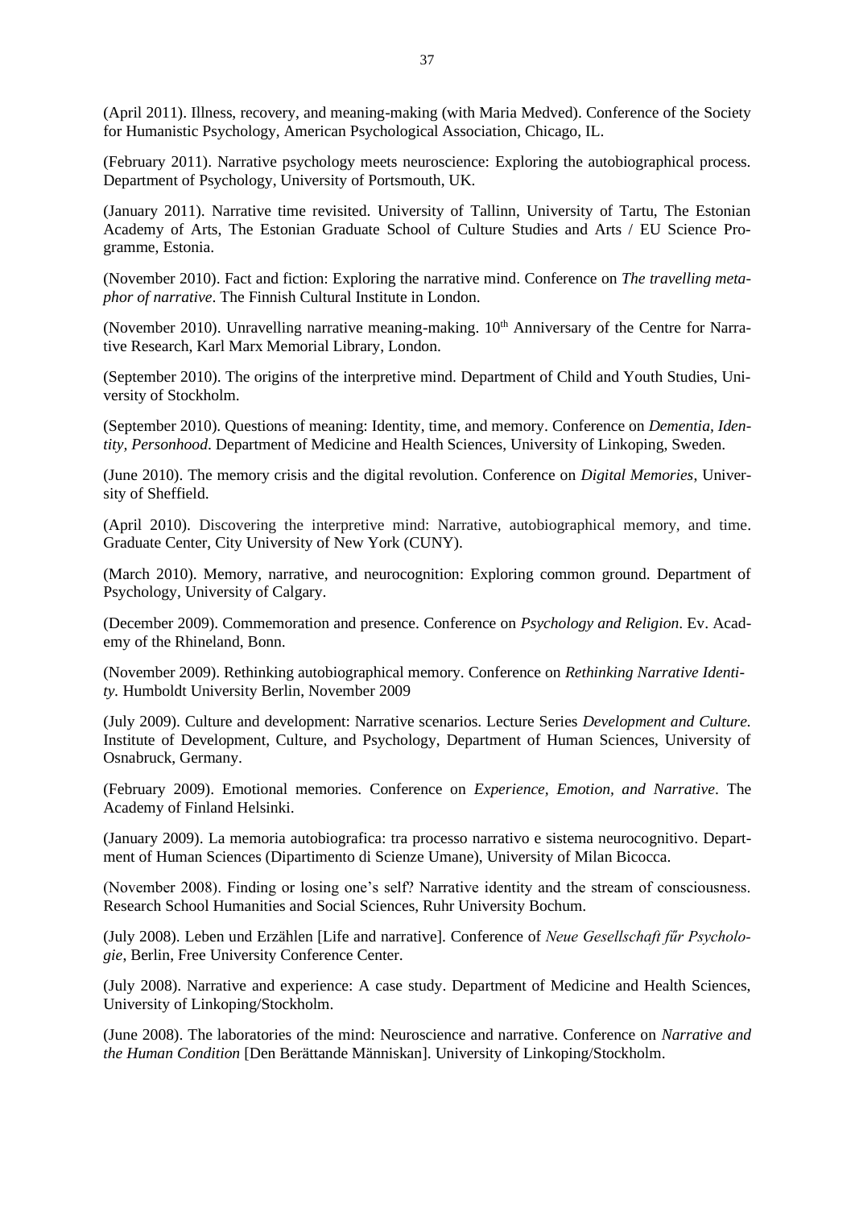(April 2011). Illness, recovery, and meaning-making (with Maria Medved). Conference of the Society for Humanistic Psychology, American Psychological Association, Chicago, IL.

(February 2011). Narrative psychology meets neuroscience: Exploring the autobiographical process. Department of Psychology, University of Portsmouth, UK.

(January 2011). Narrative time revisited. University of Tallinn, University of Tartu, The Estonian Academy of Arts, The Estonian Graduate School of Culture Studies and Arts / EU Science Programme, Estonia.

(November 2010). Fact and fiction: Exploring the narrative mind. Conference on *The travelling metaphor of narrative*. The Finnish Cultural Institute in London.

(November 2010). Unravelling narrative meaning-making. 10th Anniversary of the Centre for Narrative Research, Karl Marx Memorial Library, London.

(September 2010). The origins of the interpretive mind. Department of Child and Youth Studies, University of Stockholm.

(September 2010). Questions of meaning: Identity, time, and memory. Conference on *Dementia, Identity, Personhood*. Department of Medicine and Health Sciences, University of Linkoping, Sweden.

(June 2010). The memory crisis and the digital revolution. Conference on *Digital Memories*, University of Sheffield.

(April 2010). Discovering the interpretive mind: Narrative, autobiographical memory, and time. Graduate Center, City University of New York (CUNY).

(March 2010). Memory, narrative, and neurocognition: Exploring common ground. Department of Psychology, University of Calgary.

(December 2009). Commemoration and presence. Conference on *Psychology and Religion*. Ev. Academy of the Rhineland, Bonn.

(November 2009). Rethinking autobiographical memory. Conference on *Rethinking Narrative Identity*. Humboldt University Berlin, November 2009

(July 2009). Culture and development: Narrative scenarios. Lecture Series *Development and Culture.* Institute of Development, Culture, and Psychology, Department of Human Sciences, University of Osnabruck, Germany.

(February 2009). Emotional memories. Conference on *Experience, Emotion, and Narrative*. The Academy of Finland Helsinki.

(January 2009). La memoria autobiografica: tra processo narrativo e sistema neurocognitivo. Department of Human Sciences (Dipartimento di Scienze Umane), University of Milan Bicocca.

(November 2008). Finding or losing one's self? Narrative identity and the stream of consciousness. Research School Humanities and Social Sciences, Ruhr University Bochum.

(July 2008). Leben und Erzählen [Life and narrative]. Conference of *Neue Gesellschaft fűr Psychologie*, Berlin, Free University Conference Center.

(July 2008). Narrative and experience: A case study. Department of Medicine and Health Sciences, University of Linkoping/Stockholm.

(June 2008). The laboratories of the mind: Neuroscience and narrative. Conference on *Narrative and the Human Condition* [Den Berättande Människan]. University of Linkoping/Stockholm.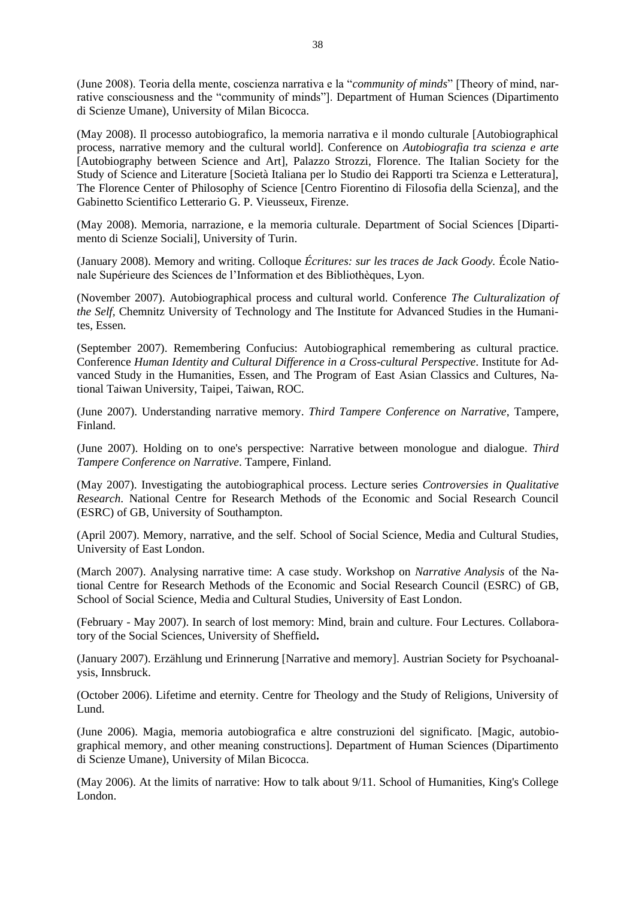(June 2008). Teoria della mente, coscienza narrativa e la "*community of minds*" [Theory of mind, narrative consciousness and the "community of minds"]. Department of Human Sciences (Dipartimento di Scienze Umane), University of Milan Bicocca.

(May 2008). Il processo autobiografico, la memoria narrativa e il mondo culturale [Autobiographical process, narrative memory and the cultural world]. Conference on *Autobiografia tra scienza e arte* [Autobiography between Science and Art], Palazzo Strozzi, Florence. The Italian Society for the Study of Science and Literature [Società Italiana per lo Studio dei Rapporti tra Scienza e Letteratura], The Florence Center of Philosophy of Science [Centro Fiorentino di Filosofia della Scienza], and the Gabinetto Scientifico Letterario G. P. Vieusseux, Firenze.

(May 2008). Memoria, narrazione, e la memoria culturale. Department of Social Sciences [Dipartimento di Scienze Sociali], University of Turin.

(January 2008). Memory and writing. Colloque *Écritures: sur les traces de Jack Goody.* École Nationale Supérieure des Sciences de l'Information et des Bibliothèques, Lyon.

(November 2007). Autobiographical process and cultural world. Conference *The Culturalization of the Self*, Chemnitz University of Technology and The Institute for Advanced Studies in the Humanites, Essen.

(September 2007). Remembering Confucius: Autobiographical remembering as cultural practice. Conference *Human Identity and Cultural Difference in a Cross-cultural Perspective*. Institute for Advanced Study in the Humanities, Essen, and The Program of East Asian Classics and Cultures, National Taiwan University, Taipei, Taiwan, ROC.

(June 2007). Understanding narrative memory. *Third Tampere Conference on Narrative*, Tampere, Finland.

(June 2007). Holding on to one's perspective: Narrative between monologue and dialogue. *Third Tampere Conference on Narrative*. Tampere, Finland.

(May 2007). Investigating the autobiographical process. Lecture series *Controversies in Qualitative Research*. National Centre for Research Methods of the Economic and Social Research Council (ESRC) of GB, University of Southampton.

(April 2007). Memory, narrative, and the self. School of Social Science, Media and Cultural Studies, University of East London.

(March 2007). Analysing narrative time: A case study. Workshop on *Narrative Analysis* of the National Centre for Research Methods of the Economic and Social Research Council (ESRC) of GB, School of Social Science, Media and Cultural Studies, University of East London.

(February - May 2007). In search of lost memory: Mind, brain and culture. Four Lectures. Collaboratory of the Social Sciences, University of Sheffield**.**

(January 2007). Erzählung und Erinnerung [Narrative and memory]. Austrian Society for Psychoanalysis, Innsbruck.

(October 2006). Lifetime and eternity. Centre for Theology and the Study of Religions, University of Lund.

(June 2006). Magia, memoria autobiografica e altre construzioni del significato. [Magic, autobiographical memory, and other meaning constructions]. Department of Human Sciences (Dipartimento di Scienze Umane), University of Milan Bicocca.

(May 2006). At the limits of narrative: How to talk about 9/11. School of Humanities, King's College London.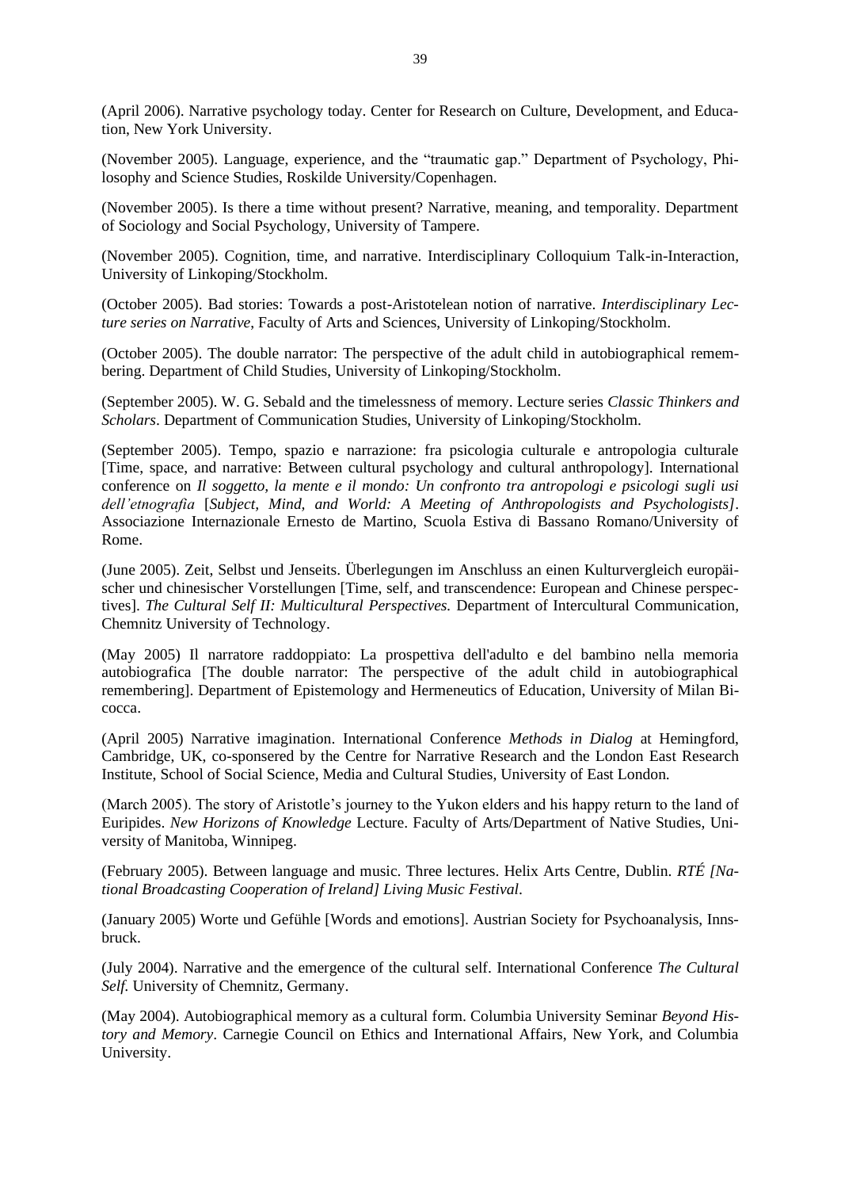(April 2006). Narrative psychology today. Center for Research on Culture, Development, and Education, New York University.

(November 2005). Language, experience, and the "traumatic gap." Department of Psychology, Philosophy and Science Studies, Roskilde University/Copenhagen.

(November 2005). Is there a time without present? Narrative, meaning, and temporality. Department of Sociology and Social Psychology, University of Tampere.

(November 2005). Cognition, time, and narrative. Interdisciplinary Colloquium Talk-in-Interaction, University of Linkoping/Stockholm.

(October 2005). Bad stories: Towards a post-Aristotelean notion of narrative. *Interdisciplinary Lecture series on Narrative*, Faculty of Arts and Sciences, University of Linkoping/Stockholm.

(October 2005). The double narrator: The perspective of the adult child in autobiographical remembering. Department of Child Studies, University of Linkoping/Stockholm.

(September 2005). W. G. Sebald and the timelessness of memory. Lecture series *Classic Thinkers and Scholars*. Department of Communication Studies, University of Linkoping/Stockholm.

(September 2005). Tempo, spazio e narrazione: fra psicologia culturale e antropologia culturale [Time, space, and narrative: Between cultural psychology and cultural anthropology]. International conference on *Il soggetto, la mente e il mondo: Un confronto tra antropologi e psicologi sugli usi dell'etnografia* [*Subject, Mind, and World: A Meeting of Anthropologists and Psychologists]*. Associazione Internazionale Ernesto de Martino, Scuola Estiva di Bassano Romano/University of Rome.

(June 2005). Zeit, Selbst und Jenseits. Überlegungen im Anschluss an einen Kulturvergleich europäischer und chinesischer Vorstellungen [Time, self, and transcendence: European and Chinese perspectives]. *The Cultural Self II: Multicultural Perspectives.* Department of Intercultural Communication, Chemnitz University of Technology.

(May 2005) Il narratore raddoppiato: La prospettiva dell'adulto e del bambino nella memoria autobiografica [The double narrator: The perspective of the adult child in autobiographical remembering]. Department of Epistemology and Hermeneutics of Education, University of Milan Bicocca.

(April 2005) Narrative imagination. International Conference *Methods in Dialog* at Hemingford, Cambridge, UK, co-sponsered by the Centre for Narrative Research and the London East Research Institute, School of Social Science, Media and Cultural Studies, University of East London.

(March 2005). The story of Aristotle's journey to the Yukon elders and his happy return to the land of Euripides. *New Horizons of Knowledge* Lecture. Faculty of Arts/Department of Native Studies, University of Manitoba, Winnipeg.

(February 2005). Between language and music. Three lectures. Helix Arts Centre, Dublin. *RTÉ [National Broadcasting Cooperation of Ireland] Living Music Festival*.

(January 2005) Worte und Gefühle [Words and emotions]. Austrian Society for Psychoanalysis, Innsbruck.

(July 2004). Narrative and the emergence of the cultural self. International Conference *The Cultural Self.* University of Chemnitz, Germany.

(May 2004). Autobiographical memory as a cultural form. Columbia University Seminar *Beyond History and Memory*. Carnegie Council on Ethics and International Affairs, New York, and Columbia University.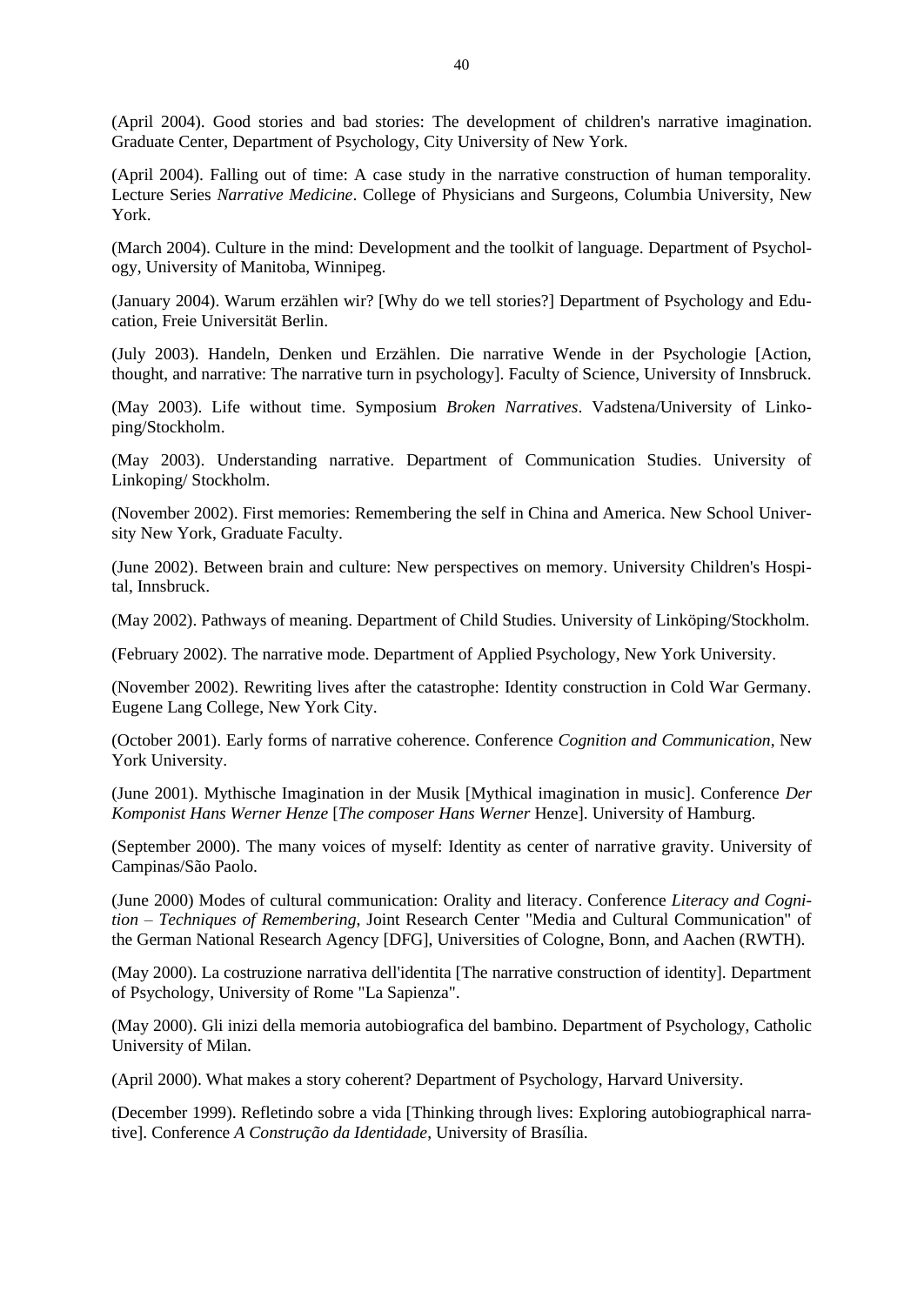(April 2004). Good stories and bad stories: The development of children's narrative imagination. Graduate Center, Department of Psychology, City University of New York.

(April 2004). Falling out of time: A case study in the narrative construction of human temporality. Lecture Series *Narrative Medicine*. College of Physicians and Surgeons, Columbia University, New York.

(March 2004). Culture in the mind: Development and the toolkit of language. Department of Psychology, University of Manitoba, Winnipeg.

(January 2004). Warum erzählen wir? [Why do we tell stories?] Department of Psychology and Education, Freie Universität Berlin.

(July 2003). Handeln, Denken und Erzählen. Die narrative Wende in der Psychologie [Action, thought, and narrative: The narrative turn in psychology]. Faculty of Science, University of Innsbruck.

(May 2003). Life without time. Symposium *Broken Narratives*. Vadstena/University of Linkoping/Stockholm.

(May 2003). Understanding narrative. Department of Communication Studies. University of Linkoping/ Stockholm.

(November 2002). First memories: Remembering the self in China and America. New School University New York, Graduate Faculty.

(June 2002). Between brain and culture: New perspectives on memory. University Children's Hospital, Innsbruck.

(May 2002). Pathways of meaning. Department of Child Studies. University of Linköping/Stockholm.

(February 2002). The narrative mode. Department of Applied Psychology, New York University.

(November 2002). Rewriting lives after the catastrophe: Identity construction in Cold War Germany. Eugene Lang College, New York City.

(October 2001). Early forms of narrative coherence. Conference *Cognition and Communication*, New York University.

(June 2001). Mythische Imagination in der Musik [Mythical imagination in music]. Conference *Der Komponist Hans Werner Henze* [*The composer Hans Werner* Henze]. University of Hamburg.

(September 2000). The many voices of myself: Identity as center of narrative gravity. University of Campinas/São Paolo.

(June 2000) Modes of cultural communication: Orality and literacy. Conference *Literacy and Cognition – Techniques of Remembering*, Joint Research Center "Media and Cultural Communication" of the German National Research Agency [DFG], Universities of Cologne, Bonn, and Aachen (RWTH).

(May 2000). La costruzione narrativa dell'identita [The narrative construction of identity]. Department of Psychology, University of Rome "La Sapienza".

(May 2000). Gli inizi della memoria autobiografica del bambino. Department of Psychology, Catholic University of Milan.

(April 2000). What makes a story coherent? Department of Psychology, Harvard University.

(December 1999). Refletindo sobre a vida [Thinking through lives: Exploring autobiographical narrative]. Conference *A Construção da Identidade*, University of Brasília.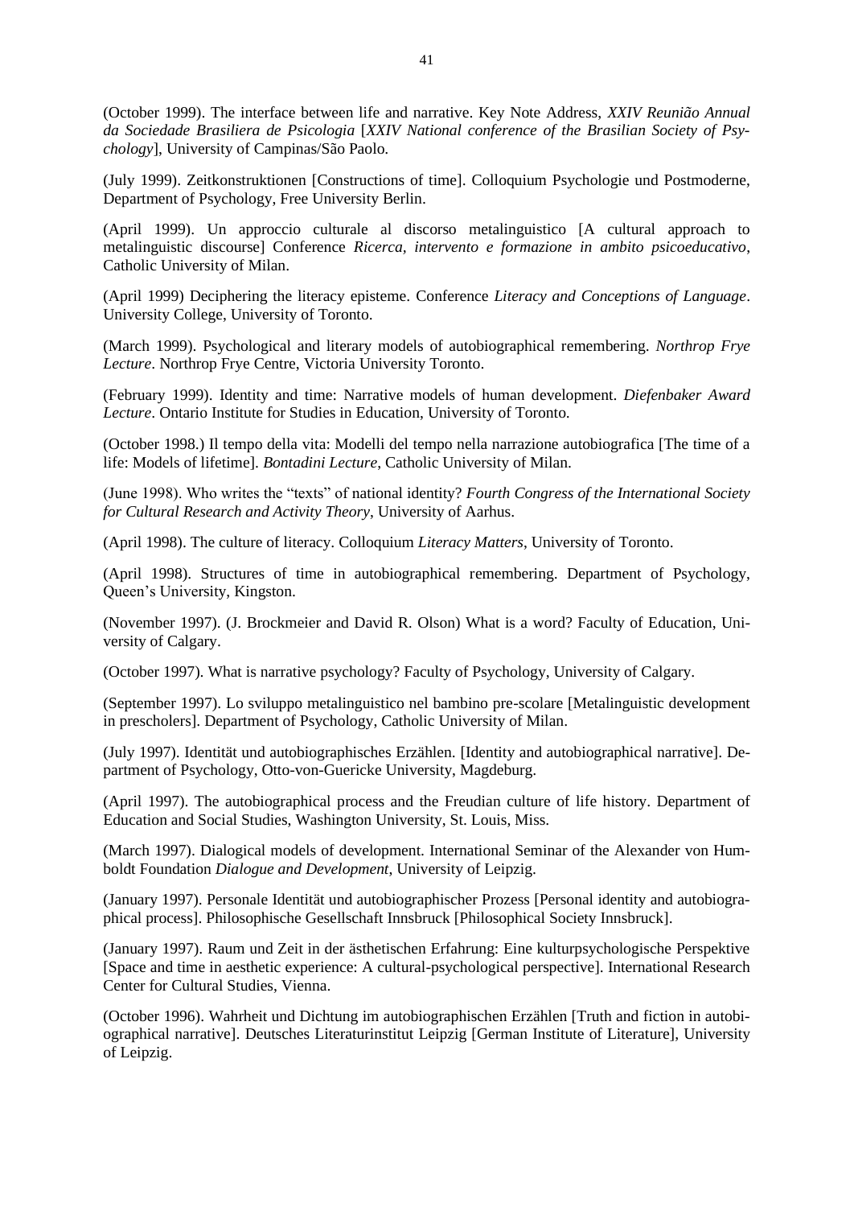(October 1999). The interface between life and narrative. Key Note Address, *XXIV Reunião Annual da Sociedade Brasiliera de Psicologia* [*XXIV National conference of the Brasilian Society of Psychology*], University of Campinas/São Paolo.

(July 1999). Zeitkonstruktionen [Constructions of time]. Colloquium Psychologie und Postmoderne, Department of Psychology, Free University Berlin.

(April 1999). Un approccio culturale al discorso metalinguistico [A cultural approach to metalinguistic discourse] Conference *Ricerca, intervento e formazione in ambito psicoeducativo*, Catholic University of Milan.

(April 1999) Deciphering the literacy episteme. Conference *Literacy and Conceptions of Language*. University College, University of Toronto.

(March 1999). Psychological and literary models of autobiographical remembering. *Northrop Frye Lecture*. Northrop Frye Centre, Victoria University Toronto.

(February 1999). Identity and time: Narrative models of human development. *Diefenbaker Award Lecture*. Ontario Institute for Studies in Education, University of Toronto.

(October 1998.) Il tempo della vita: Modelli del tempo nella narrazione autobiografica [The time of a life: Models of lifetime]. *Bontadini Lecture*, Catholic University of Milan.

(June 1998). Who writes the "texts" of national identity? *Fourth Congress of the International Society for Cultural Research and Activity Theory*, University of Aarhus.

(April 1998). The culture of literacy. Colloquium *Literacy Matters*, University of Toronto.

(April 1998). Structures of time in autobiographical remembering. Department of Psychology, Queen's University, Kingston.

(November 1997). (J. Brockmeier and David R. Olson) What is a word? Faculty of Education, University of Calgary.

(October 1997). What is narrative psychology? Faculty of Psychology, University of Calgary.

(September 1997). Lo sviluppo metalinguistico nel bambino pre-scolare [Metalinguistic development in prescholers]. Department of Psychology, Catholic University of Milan.

(July 1997). Identität und autobiographisches Erzählen. [Identity and autobiographical narrative]. Department of Psychology, Otto-von-Guericke University, Magdeburg.

(April 1997). The autobiographical process and the Freudian culture of life history. Department of Education and Social Studies, Washington University, St. Louis, Miss.

(March 1997). Dialogical models of development. International Seminar of the Alexander von Humboldt Foundation *Dialogue and Development*, University of Leipzig.

(January 1997). Personale Identität und autobiographischer Prozess [Personal identity and autobiographical process]. Philosophische Gesellschaft Innsbruck [Philosophical Society Innsbruck].

(January 1997). Raum und Zeit in der ästhetischen Erfahrung: Eine kulturpsychologische Perspektive [Space and time in aesthetic experience: A cultural-psychological perspective]. International Research Center for Cultural Studies, Vienna.

(October 1996). Wahrheit und Dichtung im autobiographischen Erzählen [Truth and fiction in autobiographical narrative]. Deutsches Literaturinstitut Leipzig [German Institute of Literature], University of Leipzig.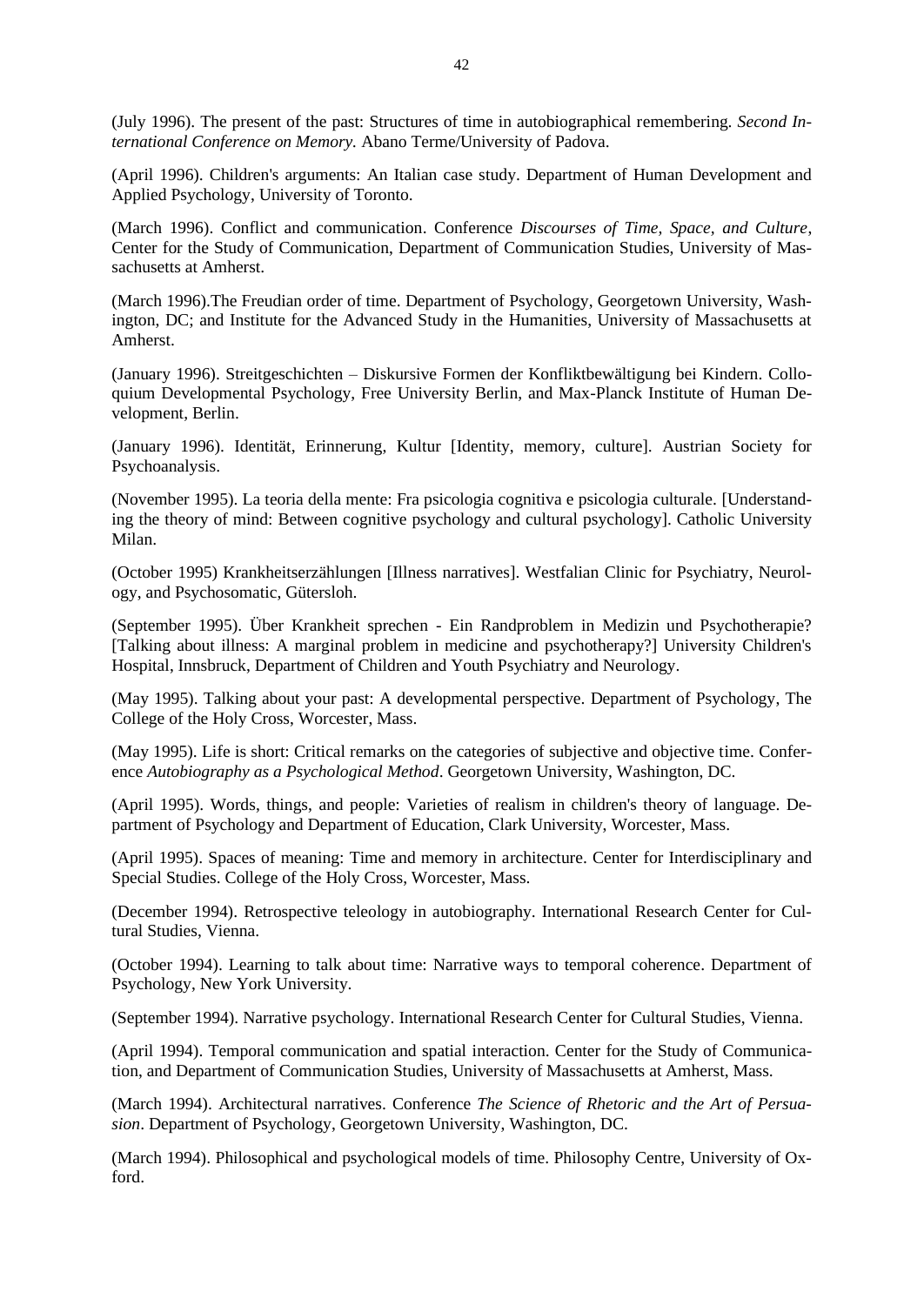(July 1996). The present of the past: Structures of time in autobiographical remembering. *Second International Conference on Memory.* Abano Terme/University of Padova.

(April 1996). Children's arguments: An Italian case study. Department of Human Development and Applied Psychology, University of Toronto.

(March 1996). Conflict and communication. Conference *Discourses of Time, Space, and Culture*, Center for the Study of Communication, Department of Communication Studies, University of Massachusetts at Amherst.

(March 1996).The Freudian order of time. Department of Psychology, Georgetown University, Washington, DC; and Institute for the Advanced Study in the Humanities, University of Massachusetts at Amherst.

(January 1996). Streitgeschichten – Diskursive Formen der Konfliktbewältigung bei Kindern. Colloquium Developmental Psychology, Free University Berlin, and Max-Planck Institute of Human Development, Berlin.

(January 1996). Identität, Erinnerung, Kultur [Identity, memory, culture]. Austrian Society for Psychoanalysis.

(November 1995). La teoria della mente: Fra psicologia cognitiva e psicologia culturale. [Understanding the theory of mind: Between cognitive psychology and cultural psychology]. Catholic University Milan.

(October 1995) Krankheitserzählungen [Illness narratives]. Westfalian Clinic for Psychiatry, Neurology, and Psychosomatic, Gütersloh.

(September 1995). Über Krankheit sprechen - Ein Randproblem in Medizin und Psychotherapie? [Talking about illness: A marginal problem in medicine and psychotherapy?] University Children's Hospital, Innsbruck, Department of Children and Youth Psychiatry and Neurology.

(May 1995). Talking about your past: A developmental perspective. Department of Psychology, The College of the Holy Cross, Worcester, Mass.

(May 1995). Life is short: Critical remarks on the categories of subjective and objective time. Conference *Autobiography as a Psychological Method*. Georgetown University, Washington, DC.

(April 1995). Words, things, and people: Varieties of realism in children's theory of language. Department of Psychology and Department of Education, Clark University, Worcester, Mass.

(April 1995). Spaces of meaning: Time and memory in architecture. Center for Interdisciplinary and Special Studies. College of the Holy Cross, Worcester, Mass.

(December 1994). Retrospective teleology in autobiography. International Research Center for Cultural Studies, Vienna.

(October 1994). Learning to talk about time: Narrative ways to temporal coherence. Department of Psychology, New York University.

(September 1994). Narrative psychology. International Research Center for Cultural Studies, Vienna.

(April 1994). Temporal communication and spatial interaction. Center for the Study of Communication, and Department of Communication Studies, University of Massachusetts at Amherst, Mass.

(March 1994). Architectural narratives. Conference *The Science of Rhetoric and the Art of Persuasion*. Department of Psychology, Georgetown University, Washington, DC.

(March 1994). Philosophical and psychological models of time. Philosophy Centre, University of Oxford.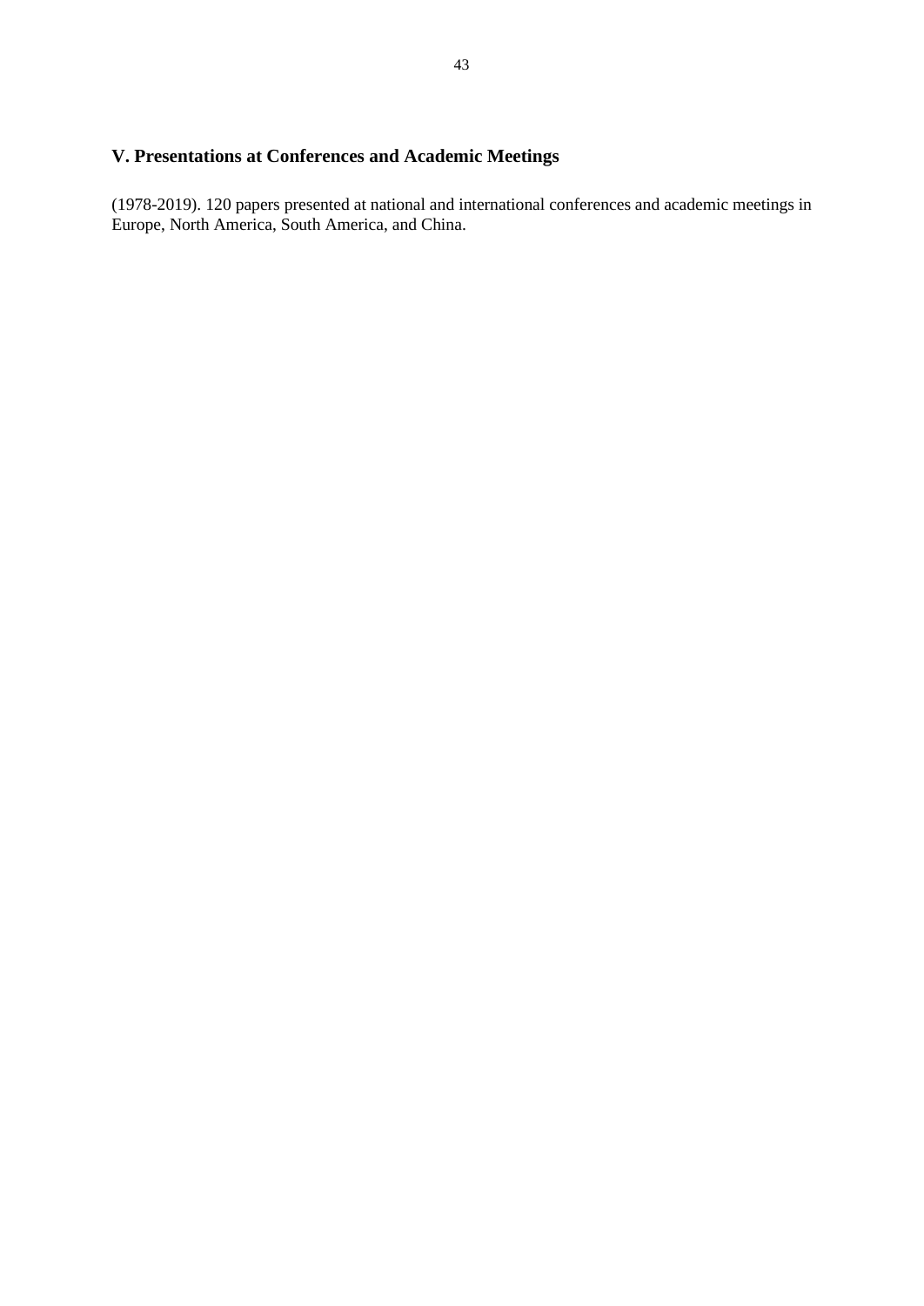## V. Presentations at Conferences and Academic Meetings

(1978-2019). 120 papers presented at national and international conferences and academic meetings in Europe, North America, South America, and China.